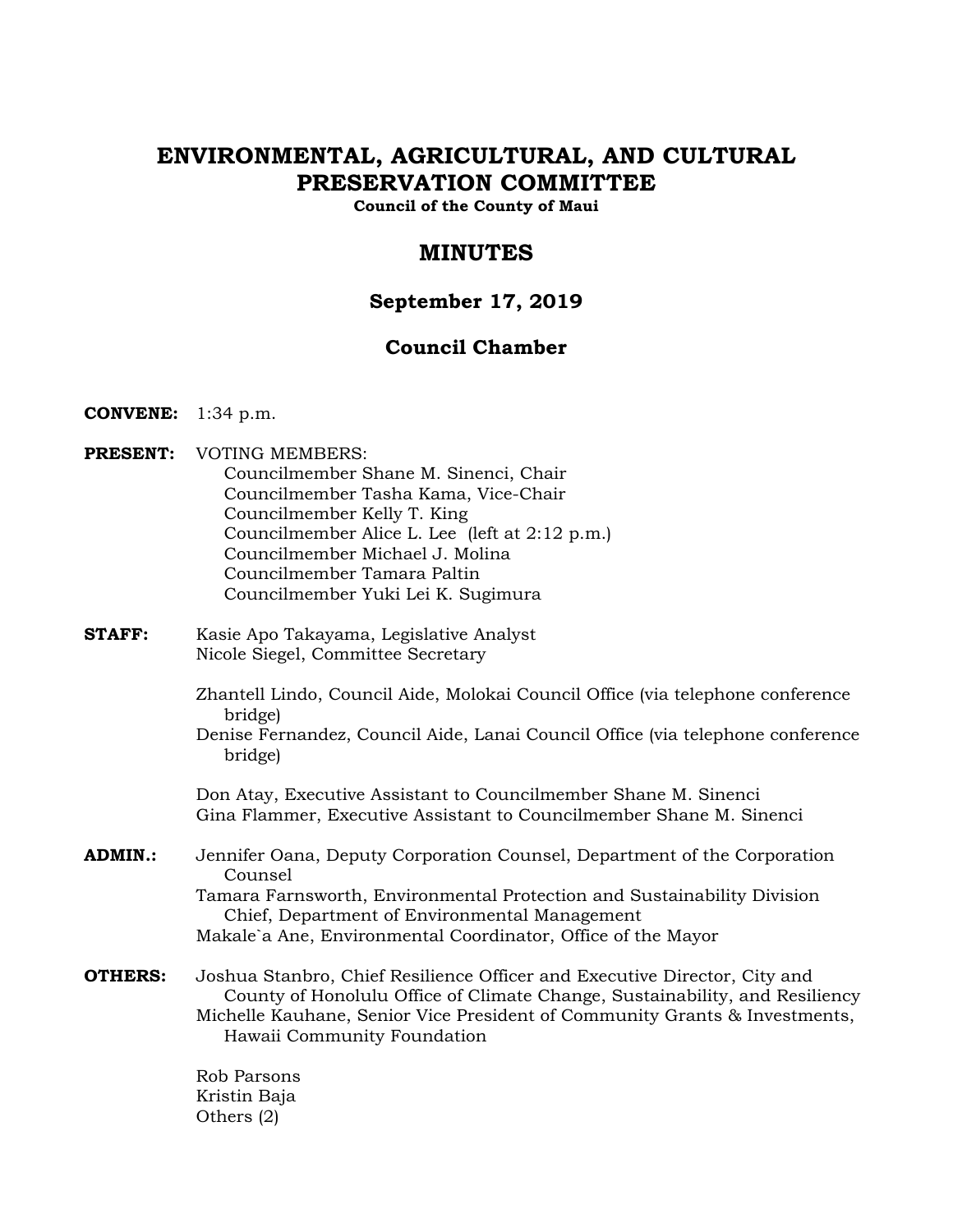# ENVIRONMENTAL, AGRICULTURAL, AND CULTURAL PRESERVATION COMMITTEE

**Council of the County of Maui**

## MINUTES

### September 17, 2019

### Council Chamber

**CONVENE:** 1:34 p.m.

**PRESENT:** VOTING MEMBERS:
Councilmember Shane M. Sinenci, Chair
Councilmember Tasha Kama, Vice-Chair
Councilmember Kelly T. King
Councilmember Alice L. Lee (left at 2:12 p.m.)
Councilmember Michael J. Molina
Councilmember Tamara Paltin
Councilmember Yuki Lei K. Sugimura

**STAFF:** Kasie Apo Takayama, Legislative Analyst
Nicole Siegel, Committee Secretary

Zhantell Lindo, Council Aide, Molokai Council Office (via telephone conference bridge)
Denise Fernandez, Council Aide, Lanai Council Office (via telephone conference bridge)

Don Atay, Executive Assistant to Councilmember Shane M. Sinenci
Gina Flammer, Executive Assistant to Councilmember Shane M. Sinenci

**ADMIN.:** Jennifer Oana, Deputy Corporation Counsel, Department of the Corporation Counsel
Tamara Farnsworth, Environmental Protection and Sustainability Division Chief, Department of Environmental Management
Makale`a Ane, Environmental Coordinator, Office of the Mayor

**OTHERS:** Joshua Stanbro, Chief Resilience Officer and Executive Director, City and County of Honolulu Office of Climate Change, Sustainability, and Resiliency
Michelle Kauhane, Senior Vice President of Community Grants & Investments, Hawaii Community Foundation

Rob Parsons
Kristin Baja
Others (2)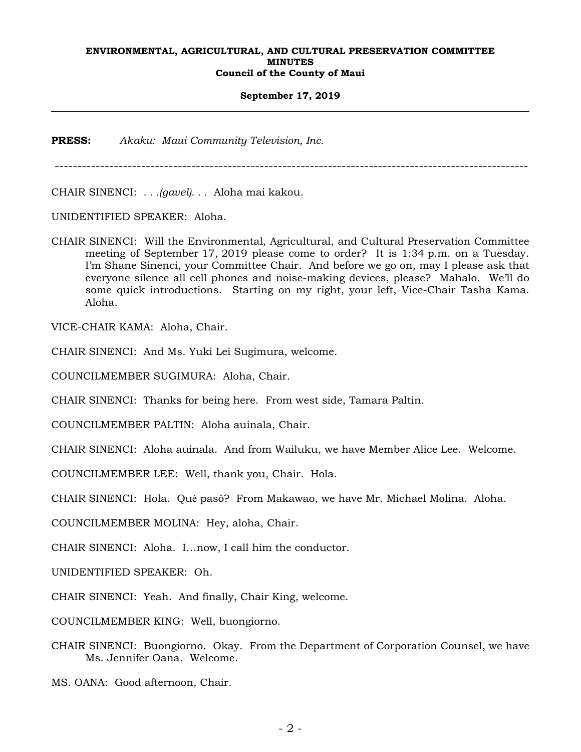**PRESS:** *Akaku: Maui Community Television, Inc.*

---

CHAIR SINENCI: *. . .(gavel). . .* Aloha mai kakou.

UNIDENTIFIED SPEAKER: Aloha.

CHAIR SINENCI: Will the Environmental, Agricultural, and Cultural Preservation Committee meeting of September 17, 2019 please come to order? It is 1:34 p.m. on a Tuesday. I'm Shane Sinenci, your Committee Chair. And before we go on, may I please ask that everyone silence all cell phones and noise-making devices, please? Mahalo. We'll do some quick introductions. Starting on my right, your left, Vice-Chair Tasha Kama. Aloha.

VICE-CHAIR KAMA: Aloha, Chair.

CHAIR SINENCI: And Ms. Yuki Lei Sugimura, welcome.

COUNCILMEMBER SUGIMURA: Aloha, Chair.

CHAIR SINENCI: Thanks for being here. From west side, Tamara Paltin.

COUNCILMEMBER PALTIN: Aloha auinala, Chair.

CHAIR SINENCI: Aloha auinala. And from Wailuku, we have Member Alice Lee. Welcome.

COUNCILMEMBER LEE: Well, thank you, Chair. Hola.

CHAIR SINENCI: Hola. Qué pasó? From Makawao, we have Mr. Michael Molina. Aloha.

COUNCILMEMBER MOLINA: Hey, aloha, Chair.

CHAIR SINENCI: Aloha. I...now, I call him the conductor.

UNIDENTIFIED SPEAKER: Oh.

CHAIR SINENCI: Yeah. And finally, Chair King, welcome.

COUNCILMEMBER KING: Well, buongiorno.

CHAIR SINENCI: Buongiorno. Okay. From the Department of Corporation Counsel, we have Ms. Jennifer Oana. Welcome.

MS. OANA: Good afternoon, Chair.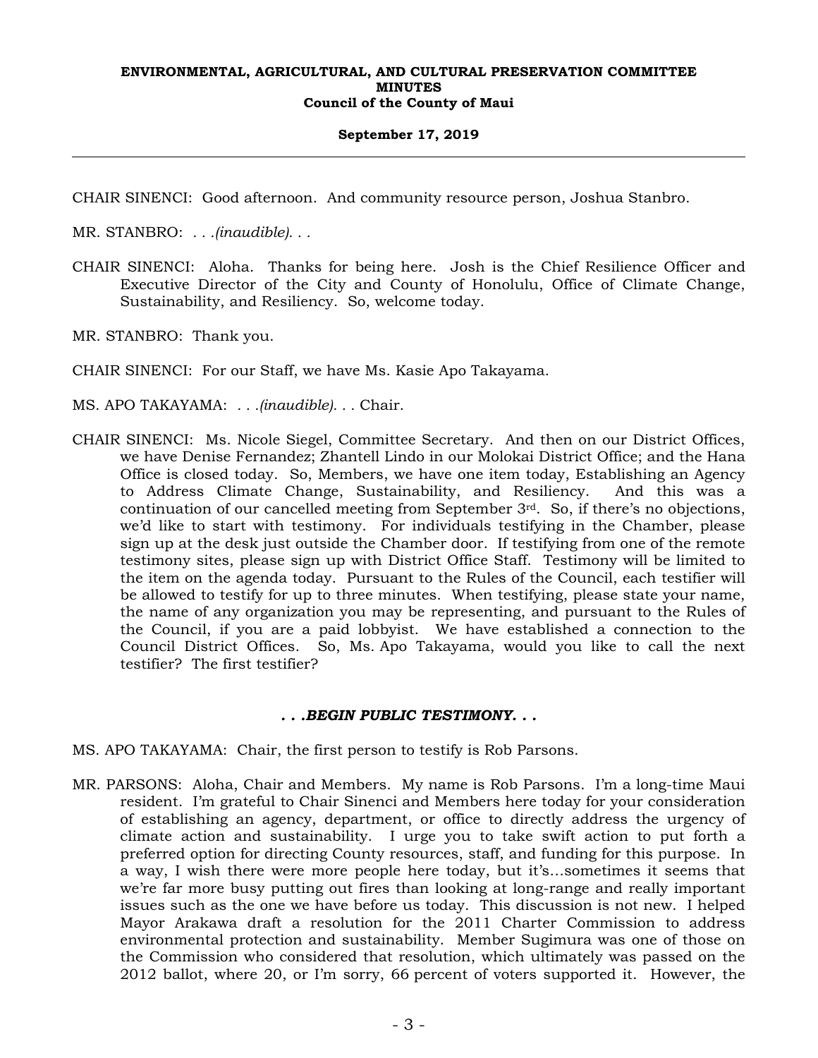CHAIR SINENCI: Good afternoon. And community resource person, Joshua Stanbro.

MR. STANBRO: *. . .(inaudible). . .*

CHAIR SINENCI: Aloha. Thanks for being here. Josh is the Chief Resilience Officer and Executive Director of the City and County of Honolulu, Office of Climate Change, Sustainability, and Resiliency. So, welcome today.

MR. STANBRO: Thank you.

CHAIR SINENCI: For our Staff, we have Ms. Kasie Apo Takayama.

MS. APO TAKAYAMA: *. . .(inaudible). . .* Chair.

CHAIR SINENCI: Ms. Nicole Siegel, Committee Secretary. And then on our District Offices, we have Denise Fernandez; Zhantell Lindo in our Molokai District Office; and the Hana Office is closed today. So, Members, we have one item today, Establishing an Agency to Address Climate Change, Sustainability, and Resiliency. And this was a continuation of our cancelled meeting from September 3rd. So, if there's no objections, we'd like to start with testimony. For individuals testifying in the Chamber, please sign up at the desk just outside the Chamber door. If testifying from one of the remote testimony sites, please sign up with District Office Staff. Testimony will be limited to the item on the agenda today. Pursuant to the Rules of the Council, each testifier will be allowed to testify for up to three minutes. When testifying, please state your name, the name of any organization you may be representing, and pursuant to the Rules of the Council, if you are a paid lobbyist. We have established a connection to the Council District Offices. So, Ms. Apo Takayama, would you like to call the next testifier? The first testifier?

***. . .BEGIN PUBLIC TESTIMONY. . .***

MS. APO TAKAYAMA: Chair, the first person to testify is Rob Parsons.

MR. PARSONS: Aloha, Chair and Members. My name is Rob Parsons. I'm a long-time Maui resident. I'm grateful to Chair Sinenci and Members here today for your consideration of establishing an agency, department, or office to directly address the urgency of climate action and sustainability. I urge you to take swift action to put forth a preferred option for directing County resources, staff, and funding for this purpose. In a way, I wish there were more people here today, but it's...sometimes it seems that we're far more busy putting out fires than looking at long-range and really important issues such as the one we have before us today. This discussion is not new. I helped Mayor Arakawa draft a resolution for the 2011 Charter Commission to address environmental protection and sustainability. Member Sugimura was one of those on the Commission who considered that resolution, which ultimately was passed on the 2012 ballot, where 20, or I'm sorry, 66 percent of voters supported it. However, the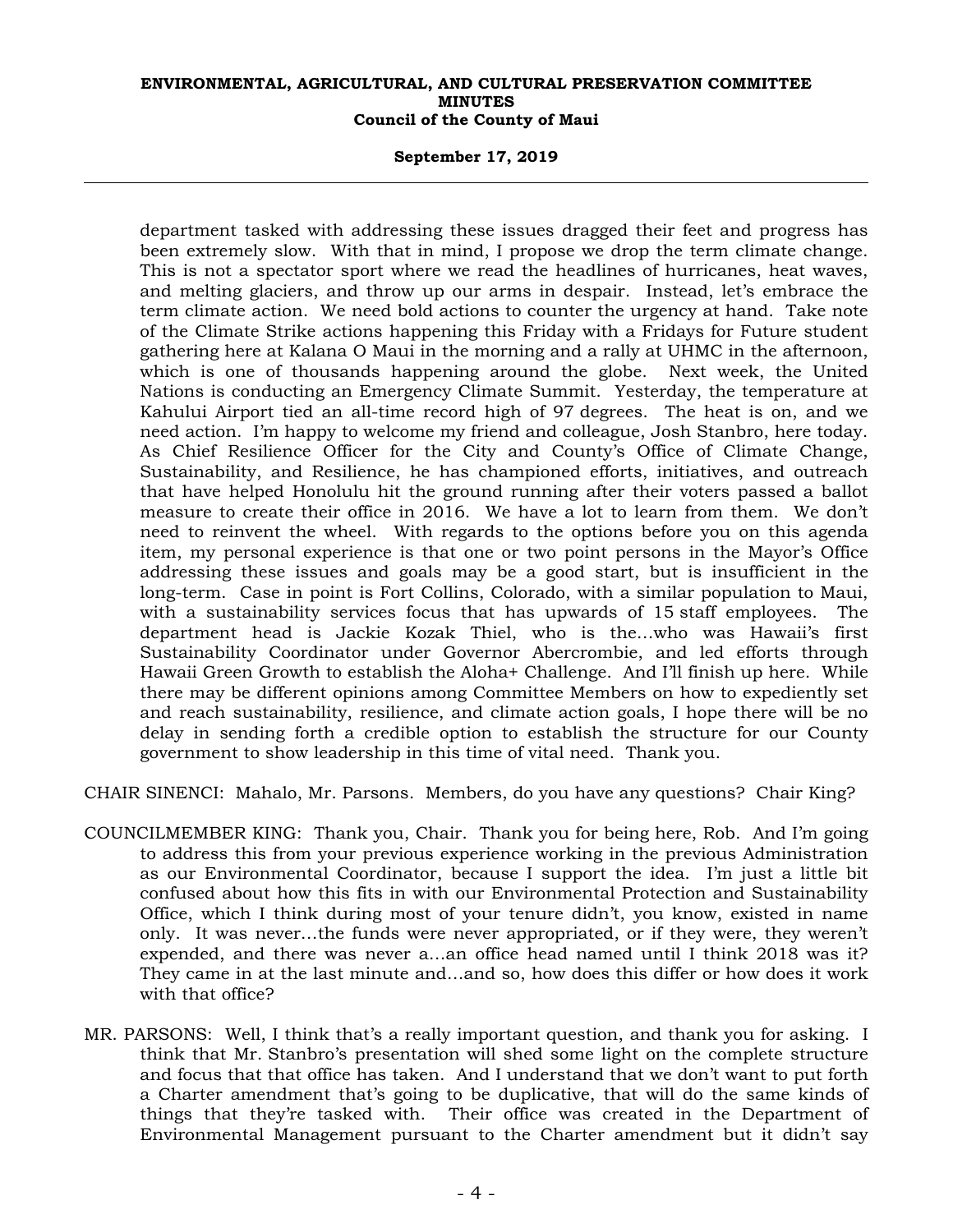department tasked with addressing these issues dragged their feet and progress has been extremely slow. With that in mind, I propose we drop the term climate change. This is not a spectator sport where we read the headlines of hurricanes, heat waves, and melting glaciers, and throw up our arms in despair. Instead, let's embrace the term climate action. We need bold actions to counter the urgency at hand. Take note of the Climate Strike actions happening this Friday with a Fridays for Future student gathering here at Kalana O Maui in the morning and a rally at UHMC in the afternoon, which is one of thousands happening around the globe. Next week, the United Nations is conducting an Emergency Climate Summit. Yesterday, the temperature at Kahului Airport tied an all-time record high of 97 degrees. The heat is on, and we need action. I'm happy to welcome my friend and colleague, Josh Stanbro, here today. As Chief Resilience Officer for the City and County's Office of Climate Change, Sustainability, and Resilience, he has championed efforts, initiatives, and outreach that have helped Honolulu hit the ground running after their voters passed a ballot measure to create their office in 2016. We have a lot to learn from them. We don't need to reinvent the wheel. With regards to the options before you on this agenda item, my personal experience is that one or two point persons in the Mayor's Office addressing these issues and goals may be a good start, but is insufficient in the long-term. Case in point is Fort Collins, Colorado, with a similar population to Maui, with a sustainability services focus that has upwards of 15 staff employees. The department head is Jackie Kozak Thiel, who is the...who was Hawaii's first Sustainability Coordinator under Governor Abercrombie, and led efforts through Hawaii Green Growth to establish the Aloha+ Challenge. And I'll finish up here. While there may be different opinions among Committee Members on how to expediently set and reach sustainability, resilience, and climate action goals, I hope there will be no delay in sending forth a credible option to establish the structure for our County government to show leadership in this time of vital need. Thank you.

CHAIR SINENCI: Mahalo, Mr. Parsons. Members, do you have any questions? Chair King?

COUNCILMEMBER KING: Thank you, Chair. Thank you for being here, Rob. And I'm going to address this from your previous experience working in the previous Administration as our Environmental Coordinator, because I support the idea. I'm just a little bit confused about how this fits in with our Environmental Protection and Sustainability Office, which I think during most of your tenure didn't, you know, existed in name only. It was never...the funds were never appropriated, or if they were, they weren't expended, and there was never a...an office head named until I think 2018 was it? They came in at the last minute and...and so, how does this differ or how does it work with that office?

MR. PARSONS: Well, I think that's a really important question, and thank you for asking. I think that Mr. Stanbro's presentation will shed some light on the complete structure and focus that that office has taken. And I understand that we don't want to put forth a Charter amendment that's going to be duplicative, that will do the same kinds of things that they're tasked with. Their office was created in the Department of Environmental Management pursuant to the Charter amendment but it didn't say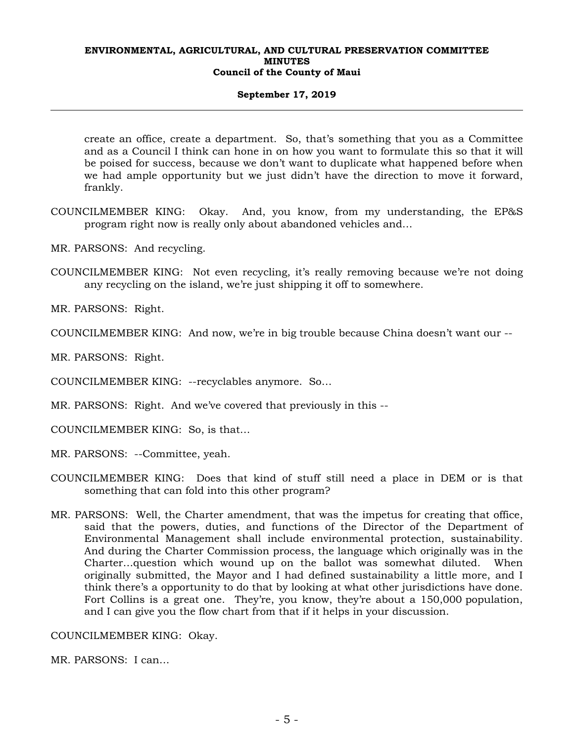create an office, create a department. So, that's something that you as a Committee and as a Council I think can hone in on how you want to formulate this so that it will be poised for success, because we don't want to duplicate what happened before when we had ample opportunity but we just didn't have the direction to move it forward, frankly.

COUNCILMEMBER KING: Okay. And, you know, from my understanding, the EP&S program right now is really only about abandoned vehicles and...

MR. PARSONS: And recycling.

COUNCILMEMBER KING: Not even recycling, it's really removing because we're not doing any recycling on the island, we're just shipping it off to somewhere.

MR. PARSONS: Right.

COUNCILMEMBER KING: And now, we're in big trouble because China doesn't want our --

MR. PARSONS: Right.

COUNCILMEMBER KING: --recyclables anymore. So...

MR. PARSONS: Right. And we've covered that previously in this --

COUNCILMEMBER KING: So, is that...

MR. PARSONS: --Committee, yeah.

COUNCILMEMBER KING: Does that kind of stuff still need a place in DEM or is that something that can fold into this other program?

MR. PARSONS: Well, the Charter amendment, that was the impetus for creating that office, said that the powers, duties, and functions of the Director of the Department of Environmental Management shall include environmental protection, sustainability. And during the Charter Commission process, the language which originally was in the Charter...question which wound up on the ballot was somewhat diluted. When originally submitted, the Mayor and I had defined sustainability a little more, and I think there's a opportunity to do that by looking at what other jurisdictions have done. Fort Collins is a great one. They're, you know, they're about a 150,000 population, and I can give you the flow chart from that if it helps in your discussion.

COUNCILMEMBER KING: Okay.

MR. PARSONS: I can...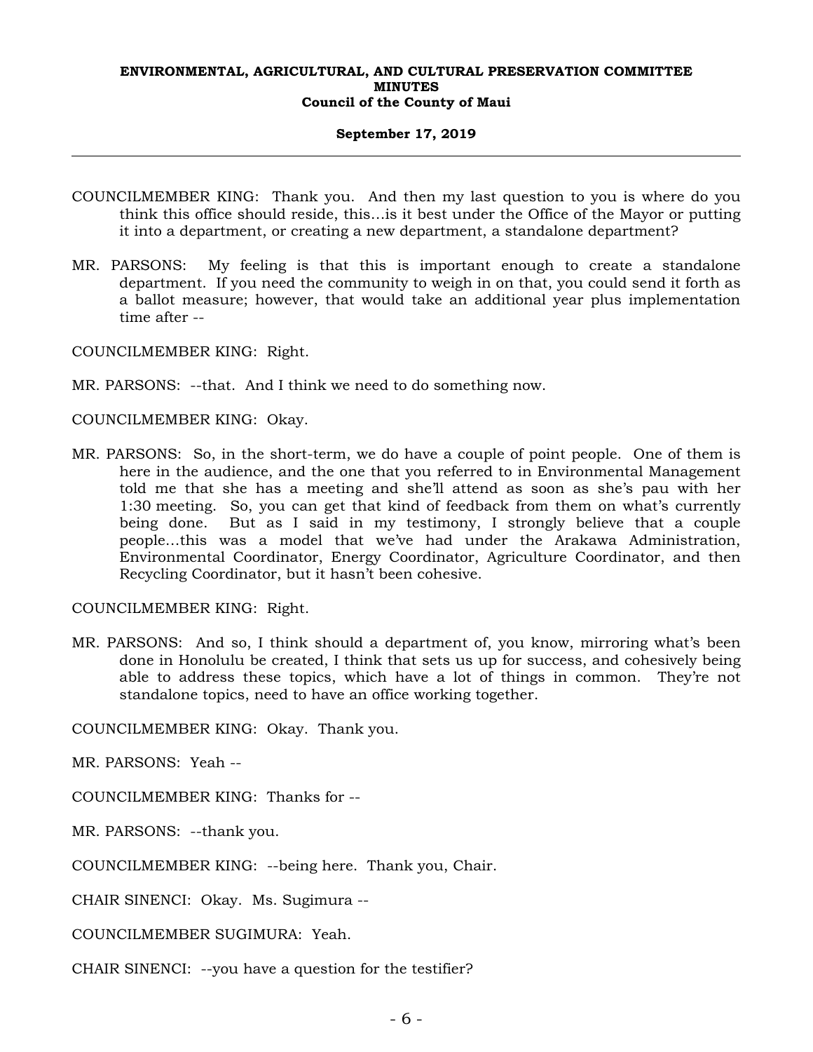COUNCILMEMBER KING: Thank you. And then my last question to you is where do you think this office should reside, this…is it best under the Office of the Mayor or putting it into a department, or creating a new department, a standalone department?

MR. PARSONS: My feeling is that this is important enough to create a standalone department. If you need the community to weigh in on that, you could send it forth as a ballot measure; however, that would take an additional year plus implementation time after --

COUNCILMEMBER KING: Right.

MR. PARSONS: --that. And I think we need to do something now.

COUNCILMEMBER KING: Okay.

MR. PARSONS: So, in the short-term, we do have a couple of point people. One of them is here in the audience, and the one that you referred to in Environmental Management told me that she has a meeting and she'll attend as soon as she's pau with her 1:30 meeting. So, you can get that kind of feedback from them on what's currently being done. But as I said in my testimony, I strongly believe that a couple people…this was a model that we've had under the Arakawa Administration, Environmental Coordinator, Energy Coordinator, Agriculture Coordinator, and then Recycling Coordinator, but it hasn't been cohesive.

COUNCILMEMBER KING: Right.

MR. PARSONS: And so, I think should a department of, you know, mirroring what's been done in Honolulu be created, I think that sets us up for success, and cohesively being able to address these topics, which have a lot of things in common. They're not standalone topics, need to have an office working together.

COUNCILMEMBER KING: Okay. Thank you.

MR. PARSONS: Yeah --

COUNCILMEMBER KING: Thanks for --

MR. PARSONS: --thank you.

COUNCILMEMBER KING: --being here. Thank you, Chair.

CHAIR SINENCI: Okay. Ms. Sugimura --

COUNCILMEMBER SUGIMURA: Yeah.

CHAIR SINENCI: --you have a question for the testifier?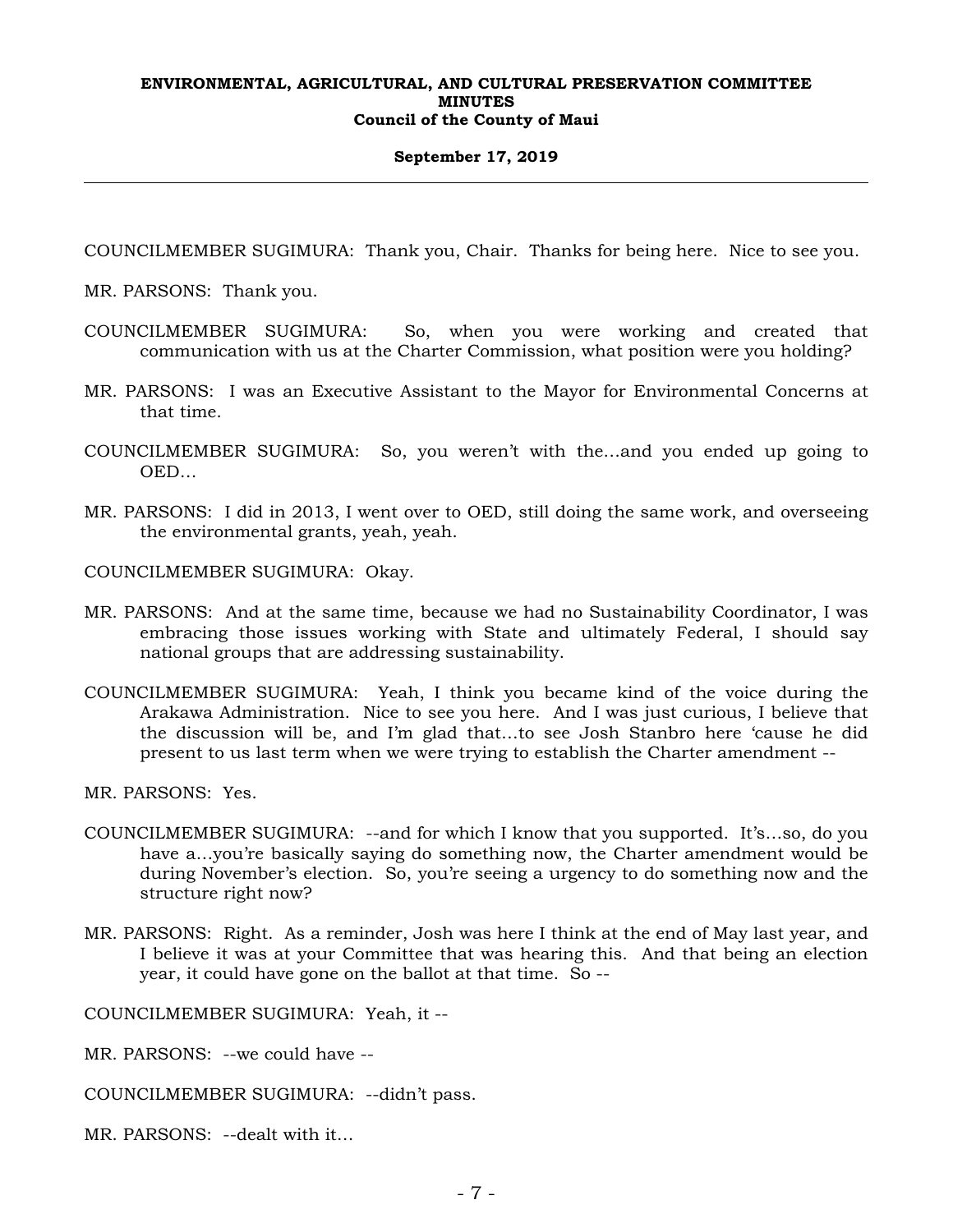COUNCILMEMBER SUGIMURA: Thank you, Chair. Thanks for being here. Nice to see you.

MR. PARSONS: Thank you.

COUNCILMEMBER SUGIMURA: So, when you were working and created that communication with us at the Charter Commission, what position were you holding?

MR. PARSONS: I was an Executive Assistant to the Mayor for Environmental Concerns at that time.

COUNCILMEMBER SUGIMURA: So, you weren't with the…and you ended up going to OED…

MR. PARSONS: I did in 2013, I went over to OED, still doing the same work, and overseeing the environmental grants, yeah, yeah.

COUNCILMEMBER SUGIMURA: Okay.

MR. PARSONS: And at the same time, because we had no Sustainability Coordinator, I was embracing those issues working with State and ultimately Federal, I should say national groups that are addressing sustainability.

COUNCILMEMBER SUGIMURA: Yeah, I think you became kind of the voice during the Arakawa Administration. Nice to see you here. And I was just curious, I believe that the discussion will be, and I'm glad that…to see Josh Stanbro here 'cause he did present to us last term when we were trying to establish the Charter amendment --

MR. PARSONS: Yes.

COUNCILMEMBER SUGIMURA: --and for which I know that you supported. It's…so, do you have a…you're basically saying do something now, the Charter amendment would be during November's election. So, you're seeing a urgency to do something now and the structure right now?

MR. PARSONS: Right. As a reminder, Josh was here I think at the end of May last year, and I believe it was at your Committee that was hearing this. And that being an election year, it could have gone on the ballot at that time. So --

COUNCILMEMBER SUGIMURA: Yeah, it --

MR. PARSONS: --we could have --

COUNCILMEMBER SUGIMURA: --didn't pass.

MR. PARSONS: --dealt with it…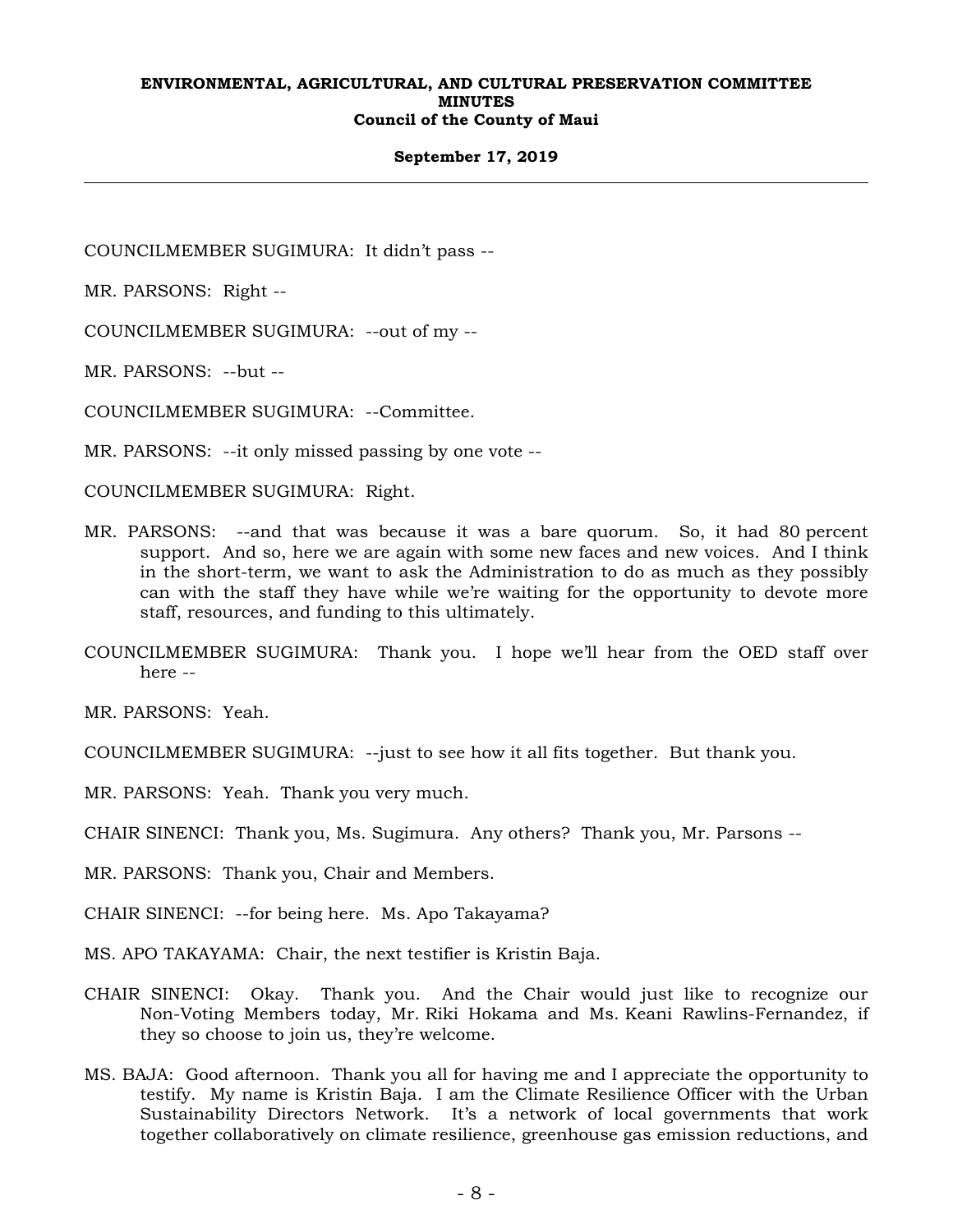COUNCILMEMBER SUGIMURA: It didn't pass --

MR. PARSONS: Right --

COUNCILMEMBER SUGIMURA: --out of my --

MR. PARSONS: --but --

COUNCILMEMBER SUGIMURA: --Committee.

MR. PARSONS: --it only missed passing by one vote --

COUNCILMEMBER SUGIMURA: Right.

MR. PARSONS: --and that was because it was a bare quorum. So, it had 80 percent support. And so, here we are again with some new faces and new voices. And I think in the short-term, we want to ask the Administration to do as much as they possibly can with the staff they have while we're waiting for the opportunity to devote more staff, resources, and funding to this ultimately.

COUNCILMEMBER SUGIMURA: Thank you. I hope we'll hear from the OED staff over here --

MR. PARSONS: Yeah.

COUNCILMEMBER SUGIMURA: --just to see how it all fits together. But thank you.

MR. PARSONS: Yeah. Thank you very much.

CHAIR SINENCI: Thank you, Ms. Sugimura. Any others? Thank you, Mr. Parsons --

MR. PARSONS: Thank you, Chair and Members.

CHAIR SINENCI: --for being here. Ms. Apo Takayama?

MS. APO TAKAYAMA: Chair, the next testifier is Kristin Baja.

CHAIR SINENCI: Okay. Thank you. And the Chair would just like to recognize our Non-Voting Members today, Mr. Riki Hokama and Ms. Keani Rawlins-Fernandez, if they so choose to join us, they're welcome.

MS. BAJA: Good afternoon. Thank you all for having me and I appreciate the opportunity to testify. My name is Kristin Baja. I am the Climate Resilience Officer with the Urban Sustainability Directors Network. It's a network of local governments that work together collaboratively on climate resilience, greenhouse gas emission reductions, and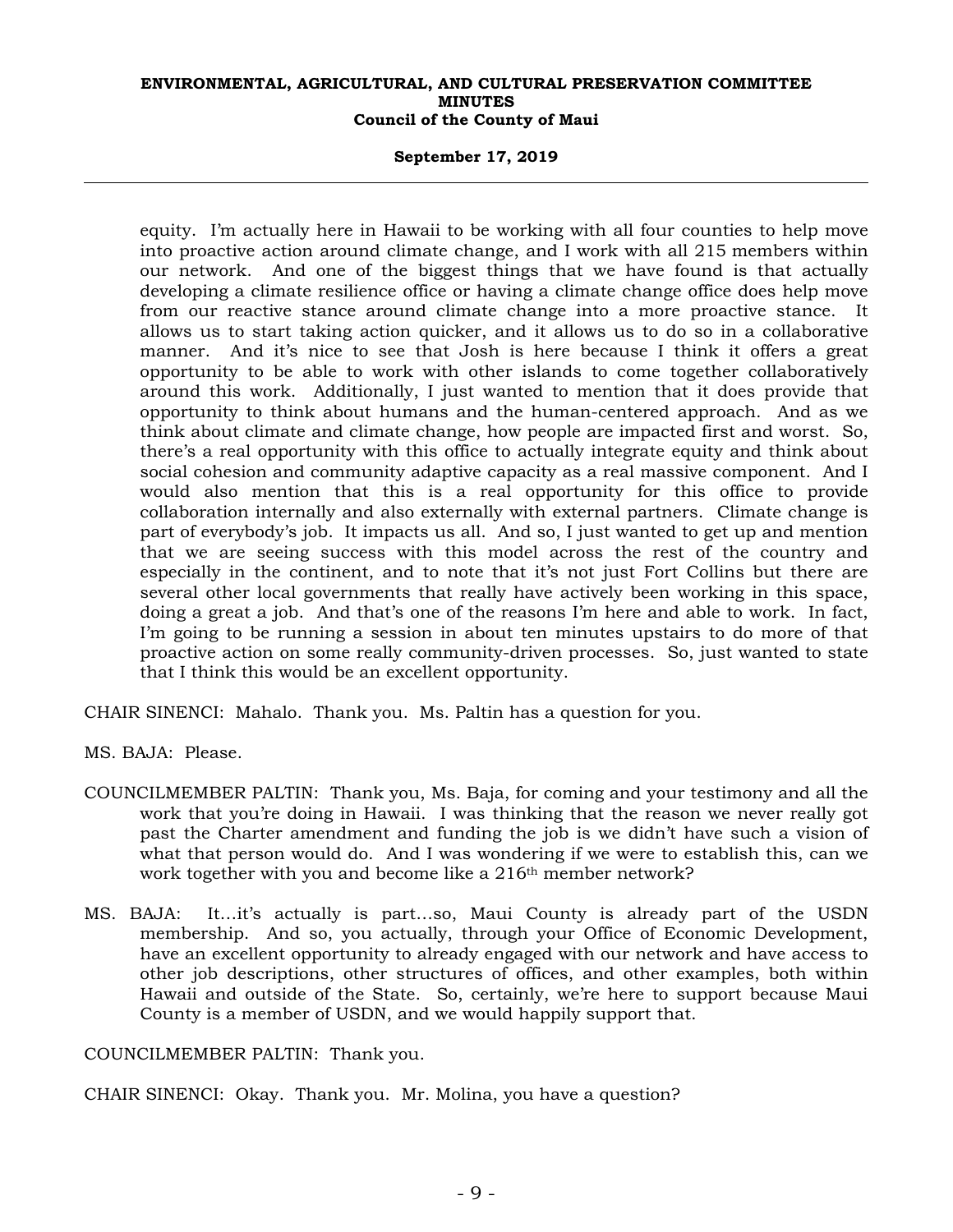equity. I'm actually here in Hawaii to be working with all four counties to help move into proactive action around climate change, and I work with all 215 members within our network. And one of the biggest things that we have found is that actually developing a climate resilience office or having a climate change office does help move from our reactive stance around climate change into a more proactive stance. It allows us to start taking action quicker, and it allows us to do so in a collaborative manner. And it's nice to see that Josh is here because I think it offers a great opportunity to be able to work with other islands to come together collaboratively around this work. Additionally, I just wanted to mention that it does provide that opportunity to think about humans and the human-centered approach. And as we think about climate and climate change, how people are impacted first and worst. So, there's a real opportunity with this office to actually integrate equity and think about social cohesion and community adaptive capacity as a real massive component. And I would also mention that this is a real opportunity for this office to provide collaboration internally and also externally with external partners. Climate change is part of everybody's job. It impacts us all. And so, I just wanted to get up and mention that we are seeing success with this model across the rest of the country and especially in the continent, and to note that it's not just Fort Collins but there are several other local governments that really have actively been working in this space, doing a great a job. And that's one of the reasons I'm here and able to work. In fact, I'm going to be running a session in about ten minutes upstairs to do more of that proactive action on some really community-driven processes. So, just wanted to state that I think this would be an excellent opportunity.

CHAIR SINENCI: Mahalo. Thank you. Ms. Paltin has a question for you.

MS. BAJA: Please.

COUNCILMEMBER PALTIN: Thank you, Ms. Baja, for coming and your testimony and all the work that you're doing in Hawaii. I was thinking that the reason we never really got past the Charter amendment and funding the job is we didn't have such a vision of what that person would do. And I was wondering if we were to establish this, can we work together with you and become like a 216th member network?

MS. BAJA: It...it's actually is part...so, Maui County is already part of the USDN membership. And so, you actually, through your Office of Economic Development, have an excellent opportunity to already engaged with our network and have access to other job descriptions, other structures of offices, and other examples, both within Hawaii and outside of the State. So, certainly, we're here to support because Maui County is a member of USDN, and we would happily support that.

COUNCILMEMBER PALTIN: Thank you.

CHAIR SINENCI: Okay. Thank you. Mr. Molina, you have a question?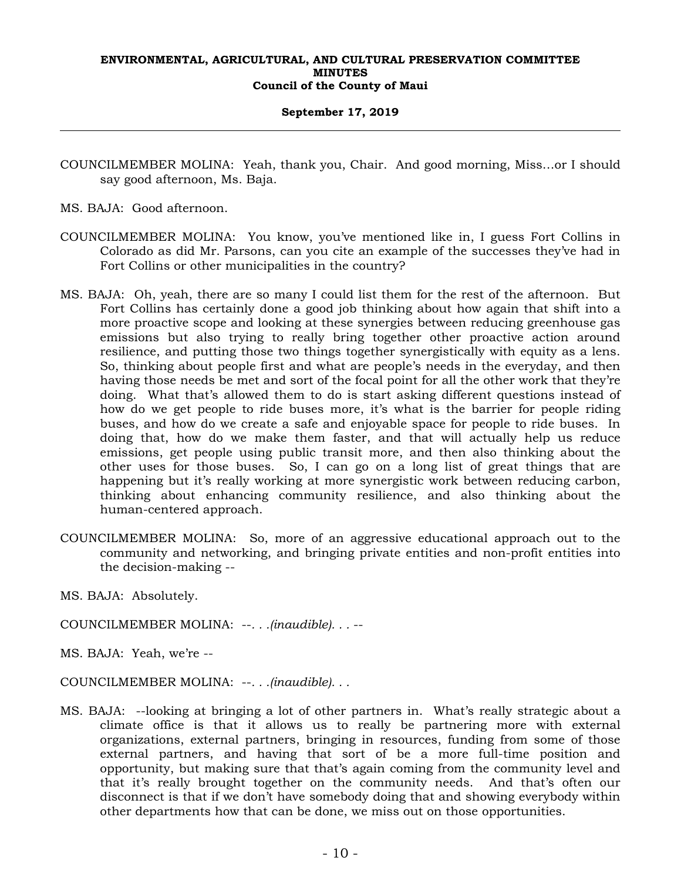COUNCILMEMBER MOLINA: Yeah, thank you, Chair. And good morning, Miss…or I should say good afternoon, Ms. Baja.

MS. BAJA: Good afternoon.

COUNCILMEMBER MOLINA: You know, you've mentioned like in, I guess Fort Collins in Colorado as did Mr. Parsons, can you cite an example of the successes they've had in Fort Collins or other municipalities in the country?

MS. BAJA: Oh, yeah, there are so many I could list them for the rest of the afternoon. But Fort Collins has certainly done a good job thinking about how again that shift into a more proactive scope and looking at these synergies between reducing greenhouse gas emissions but also trying to really bring together other proactive action around resilience, and putting those two things together synergistically with equity as a lens. So, thinking about people first and what are people's needs in the everyday, and then having those needs be met and sort of the focal point for all the other work that they're doing. What that's allowed them to do is start asking different questions instead of how do we get people to ride buses more, it's what is the barrier for people riding buses, and how do we create a safe and enjoyable space for people to ride buses. In doing that, how do we make them faster, and that will actually help us reduce emissions, get people using public transit more, and then also thinking about the other uses for those buses. So, I can go on a long list of great things that are happening but it's really working at more synergistic work between reducing carbon, thinking about enhancing community resilience, and also thinking about the human-centered approach.

COUNCILMEMBER MOLINA: So, more of an aggressive educational approach out to the community and networking, and bringing private entities and non-profit entities into the decision-making --

MS. BAJA: Absolutely.

COUNCILMEMBER MOLINA: --. . .*(inaudible)*. . . --

MS. BAJA: Yeah, we're --

COUNCILMEMBER MOLINA: --. . .*(inaudible)*. . .

MS. BAJA: --looking at bringing a lot of other partners in. What's really strategic about a climate office is that it allows us to really be partnering more with external organizations, external partners, bringing in resources, funding from some of those external partners, and having that sort of be a more full-time position and opportunity, but making sure that that's again coming from the community level and that it's really brought together on the community needs. And that's often our disconnect is that if we don't have somebody doing that and showing everybody within other departments how that can be done, we miss out on those opportunities.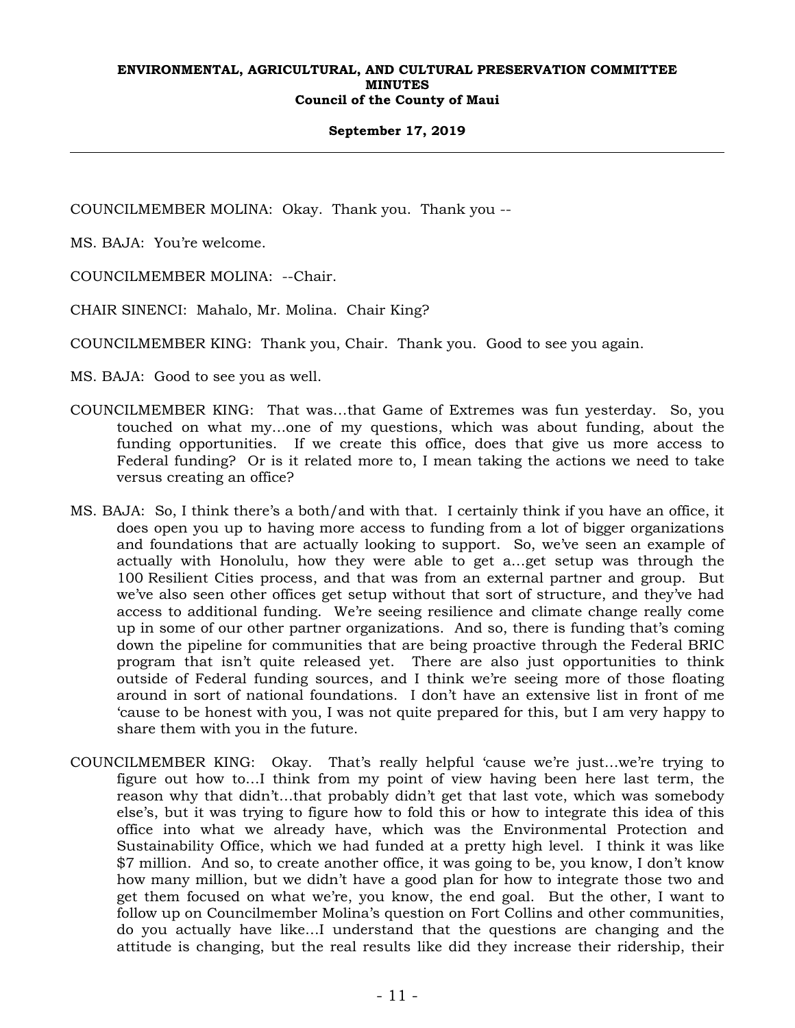COUNCILMEMBER MOLINA: Okay. Thank you. Thank you --

MS. BAJA: You're welcome.

COUNCILMEMBER MOLINA: --Chair.

CHAIR SINENCI: Mahalo, Mr. Molina. Chair King?

COUNCILMEMBER KING: Thank you, Chair. Thank you. Good to see you again.

MS. BAJA: Good to see you as well.

COUNCILMEMBER KING: That was...that Game of Extremes was fun yesterday. So, you touched on what my...one of my questions, which was about funding, about the funding opportunities. If we create this office, does that give us more access to Federal funding? Or is it related more to, I mean taking the actions we need to take versus creating an office?

MS. BAJA: So, I think there's a both/and with that. I certainly think if you have an office, it does open you up to having more access to funding from a lot of bigger organizations and foundations that are actually looking to support. So, we've seen an example of actually with Honolulu, how they were able to get a...get setup was through the 100 Resilient Cities process, and that was from an external partner and group. But we've also seen other offices get setup without that sort of structure, and they've had access to additional funding. We're seeing resilience and climate change really come up in some of our other partner organizations. And so, there is funding that's coming down the pipeline for communities that are being proactive through the Federal BRIC program that isn't quite released yet. There are also just opportunities to think outside of Federal funding sources, and I think we're seeing more of those floating around in sort of national foundations. I don't have an extensive list in front of me 'cause to be honest with you, I was not quite prepared for this, but I am very happy to share them with you in the future.

COUNCILMEMBER KING: Okay. That's really helpful 'cause we're just...we're trying to figure out how to...I think from my point of view having been here last term, the reason why that didn't...that probably didn't get that last vote, which was somebody else's, but it was trying to figure how to fold this or how to integrate this idea of this office into what we already have, which was the Environmental Protection and Sustainability Office, which we had funded at a pretty high level. I think it was like $7 million. And so, to create another office, it was going to be, you know, I don't know how many million, but we didn't have a good plan for how to integrate those two and get them focused on what we're, you know, the end goal. But the other, I want to follow up on Councilmember Molina's question on Fort Collins and other communities, do you actually have like...I understand that the questions are changing and the attitude is changing, but the real results like did they increase their ridership, their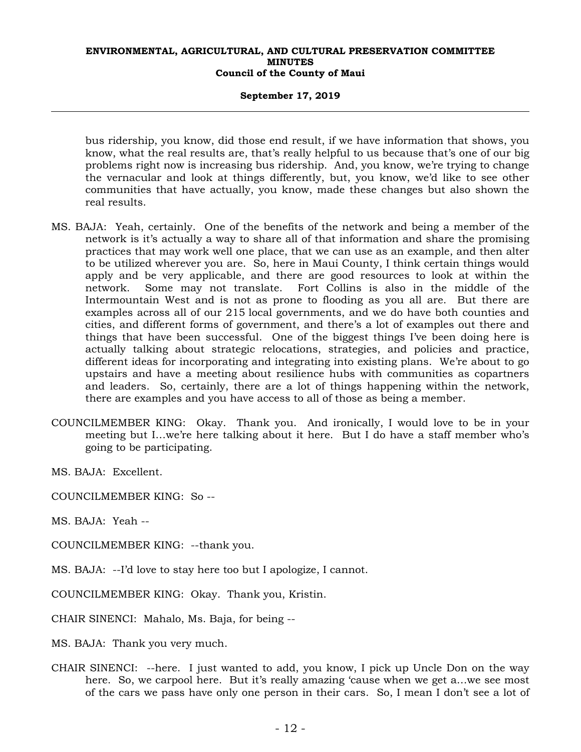bus ridership, you know, did those end result, if we have information that shows, you know, what the real results are, that's really helpful to us because that's one of our big problems right now is increasing bus ridership. And, you know, we're trying to change the vernacular and look at things differently, but, you know, we'd like to see other communities that have actually, you know, made these changes but also shown the real results.

MS. BAJA: Yeah, certainly. One of the benefits of the network and being a member of the network is it's actually a way to share all of that information and share the promising practices that may work well one place, that we can use as an example, and then alter to be utilized wherever you are. So, here in Maui County, I think certain things would apply and be very applicable, and there are good resources to look at within the network. Some may not translate. Fort Collins is also in the middle of the Intermountain West and is not as prone to flooding as you all are. But there are examples across all of our 215 local governments, and we do have both counties and cities, and different forms of government, and there's a lot of examples out there and things that have been successful. One of the biggest things I've been doing here is actually talking about strategic relocations, strategies, and policies and practice, different ideas for incorporating and integrating into existing plans. We're about to go upstairs and have a meeting about resilience hubs with communities as copartners and leaders. So, certainly, there are a lot of things happening within the network, there are examples and you have access to all of those as being a member.

COUNCILMEMBER KING: Okay. Thank you. And ironically, I would love to be in your meeting but I...we're here talking about it here. But I do have a staff member who's going to be participating.

MS. BAJA: Excellent.

COUNCILMEMBER KING: So --

MS. BAJA: Yeah --

COUNCILMEMBER KING: --thank you.

MS. BAJA: --I'd love to stay here too but I apologize, I cannot.

COUNCILMEMBER KING: Okay. Thank you, Kristin.

CHAIR SINENCI: Mahalo, Ms. Baja, for being --

MS. BAJA: Thank you very much.

CHAIR SINENCI: --here. I just wanted to add, you know, I pick up Uncle Don on the way here. So, we carpool here. But it's really amazing 'cause when we get a...we see most of the cars we pass have only one person in their cars. So, I mean I don't see a lot of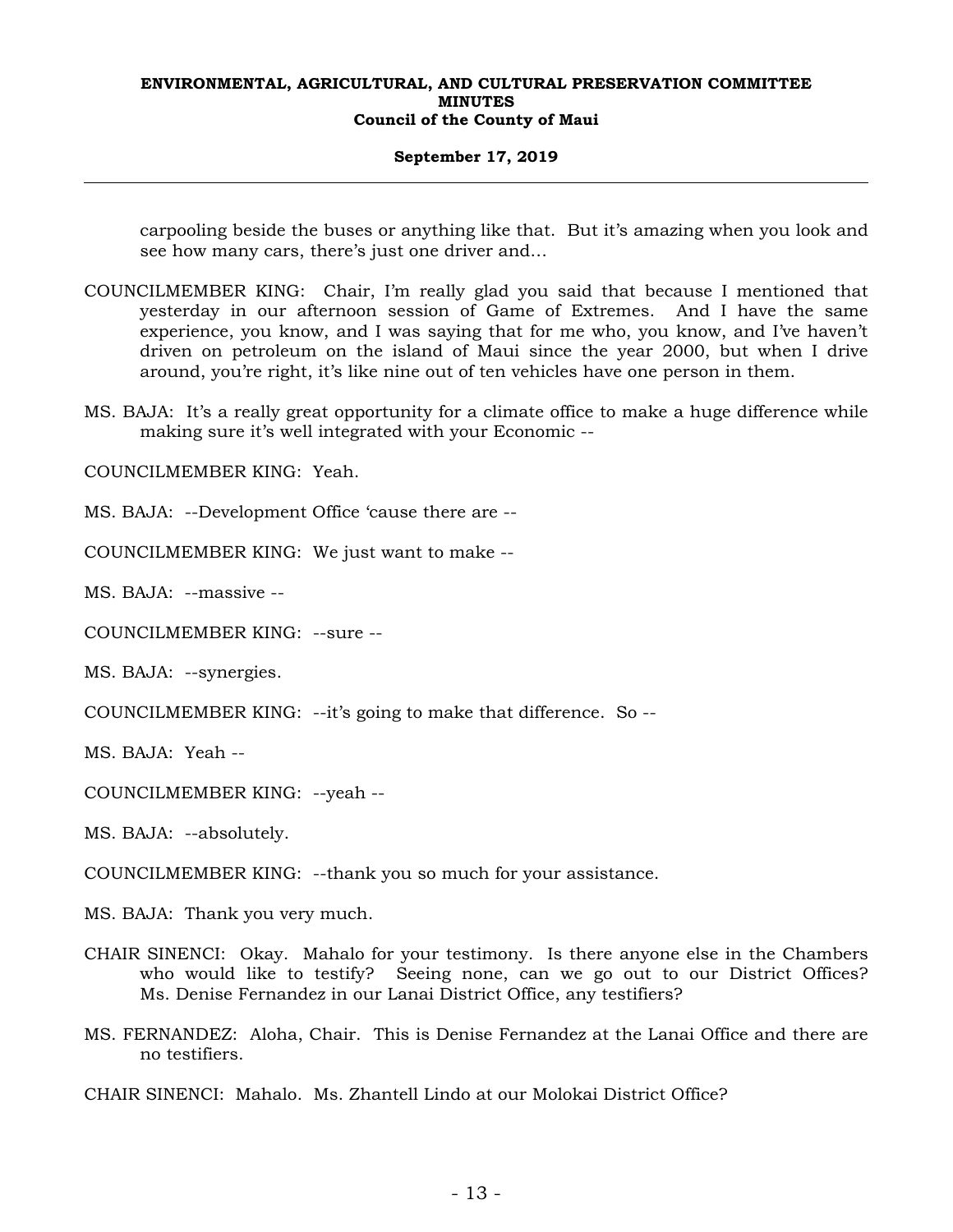carpooling beside the buses or anything like that. But it's amazing when you look and see how many cars, there's just one driver and…

COUNCILMEMBER KING: Chair, I'm really glad you said that because I mentioned that yesterday in our afternoon session of Game of Extremes. And I have the same experience, you know, and I was saying that for me who, you know, and I've haven't driven on petroleum on the island of Maui since the year 2000, but when I drive around, you're right, it's like nine out of ten vehicles have one person in them.

MS. BAJA: It's a really great opportunity for a climate office to make a huge difference while making sure it's well integrated with your Economic --

COUNCILMEMBER KING: Yeah.

MS. BAJA: --Development Office 'cause there are --

COUNCILMEMBER KING: We just want to make --

MS. BAJA: --massive --

COUNCILMEMBER KING: --sure --

MS. BAJA: --synergies.

COUNCILMEMBER KING: --it's going to make that difference. So --

MS. BAJA: Yeah --

COUNCILMEMBER KING: --yeah --

MS. BAJA: --absolutely.

COUNCILMEMBER KING: --thank you so much for your assistance.

MS. BAJA: Thank you very much.

CHAIR SINENCI: Okay. Mahalo for your testimony. Is there anyone else in the Chambers who would like to testify? Seeing none, can we go out to our District Offices? Ms. Denise Fernandez in our Lanai District Office, any testifiers?

MS. FERNANDEZ: Aloha, Chair. This is Denise Fernandez at the Lanai Office and there are no testifiers.

CHAIR SINENCI: Mahalo. Ms. Zhantell Lindo at our Molokai District Office?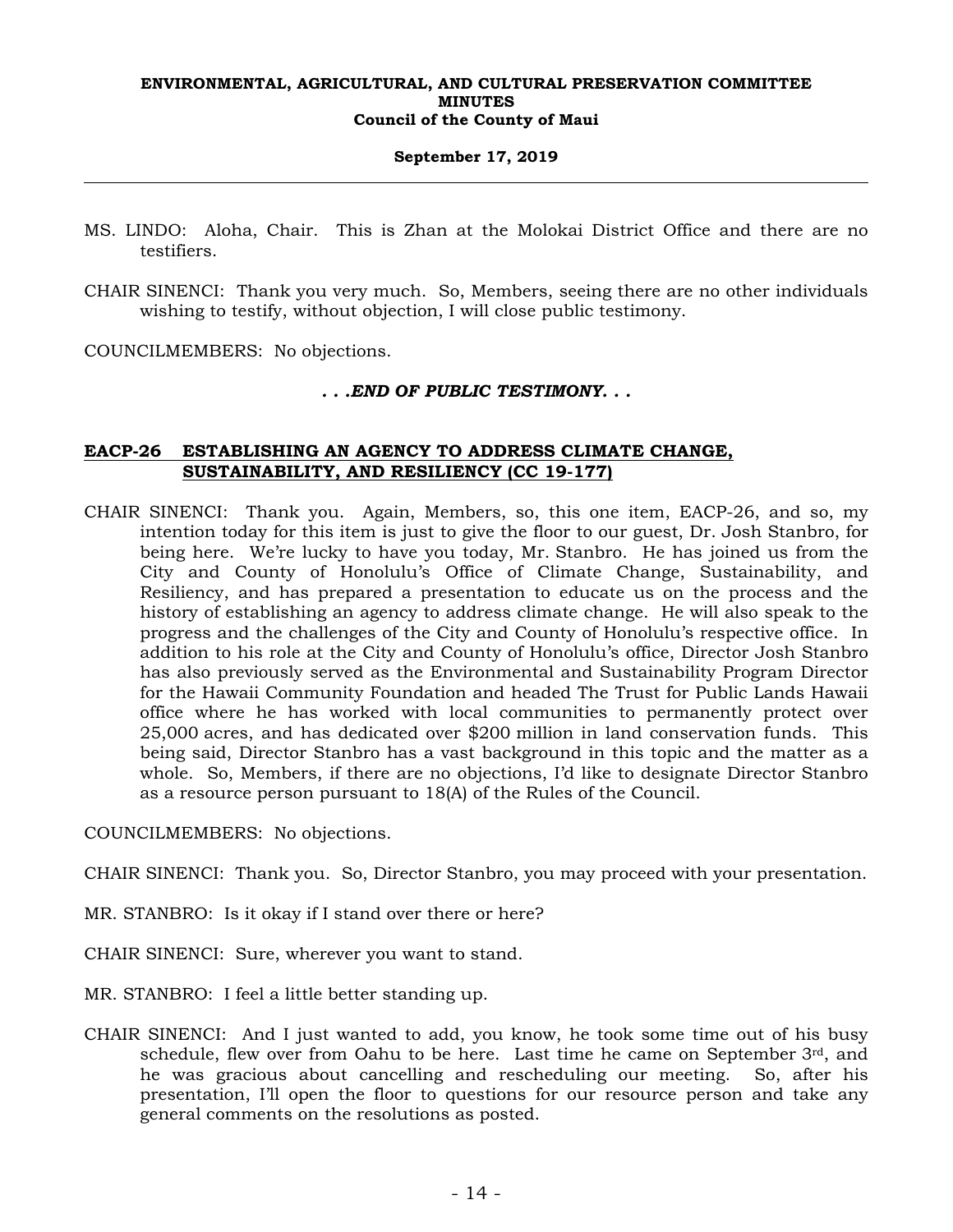MS. LINDO: Aloha, Chair. This is Zhan at the Molokai District Office and there are no testifiers.

CHAIR SINENCI: Thank you very much. So, Members, seeing there are no other individuals wishing to testify, without objection, I will close public testimony.

COUNCILMEMBERS: No objections.

*. . .END OF PUBLIC TESTIMONY. . .*

## EACP-26 ESTABLISHING AN AGENCY TO ADDRESS CLIMATE CHANGE, SUSTAINABILITY, AND RESILIENCY (CC 19-177)

CHAIR SINENCI: Thank you. Again, Members, so, this one item, EACP-26, and so, my intention today for this item is just to give the floor to our guest, Dr. Josh Stanbro, for being here. We're lucky to have you today, Mr. Stanbro. He has joined us from the City and County of Honolulu's Office of Climate Change, Sustainability, and Resiliency, and has prepared a presentation to educate us on the process and the history of establishing an agency to address climate change. He will also speak to the progress and the challenges of the City and County of Honolulu's respective office. In addition to his role at the City and County of Honolulu's office, Director Josh Stanbro has also previously served as the Environmental and Sustainability Program Director for the Hawaii Community Foundation and headed The Trust for Public Lands Hawaii office where he has worked with local communities to permanently protect over 25,000 acres, and has dedicated over $200 million in land conservation funds. This being said, Director Stanbro has a vast background in this topic and the matter as a whole. So, Members, if there are no objections, I'd like to designate Director Stanbro as a resource person pursuant to 18(A) of the Rules of the Council.

COUNCILMEMBERS: No objections.

CHAIR SINENCI: Thank you. So, Director Stanbro, you may proceed with your presentation.

MR. STANBRO: Is it okay if I stand over there or here?

CHAIR SINENCI: Sure, wherever you want to stand.

MR. STANBRO: I feel a little better standing up.

CHAIR SINENCI: And I just wanted to add, you know, he took some time out of his busy schedule, flew over from Oahu to be here. Last time he came on September 3rd, and he was gracious about cancelling and rescheduling our meeting. So, after his presentation, I'll open the floor to questions for our resource person and take any general comments on the resolutions as posted.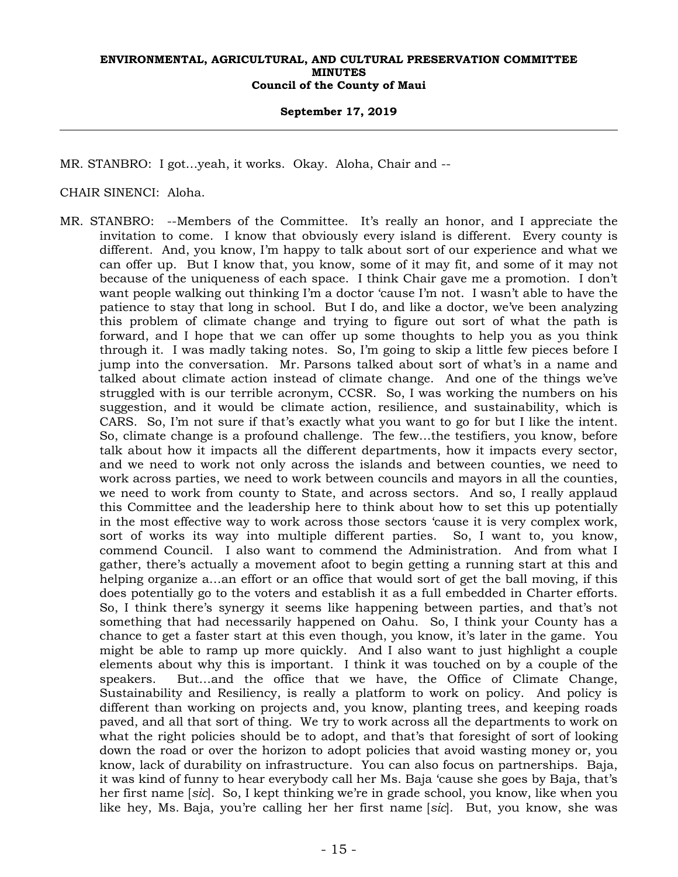MR. STANBRO: I got…yeah, it works. Okay. Aloha, Chair and --

CHAIR SINENCI: Aloha.

MR. STANBRO: --Members of the Committee. It's really an honor, and I appreciate the invitation to come. I know that obviously every island is different. Every county is different. And, you know, I'm happy to talk about sort of our experience and what we can offer up. But I know that, you know, some of it may fit, and some of it may not because of the uniqueness of each space. I think Chair gave me a promotion. I don't want people walking out thinking I'm a doctor 'cause I'm not. I wasn't able to have the patience to stay that long in school. But I do, and like a doctor, we've been analyzing this problem of climate change and trying to figure out sort of what the path is forward, and I hope that we can offer up some thoughts to help you as you think through it. I was madly taking notes. So, I'm going to skip a little few pieces before I jump into the conversation. Mr. Parsons talked about sort of what's in a name and talked about climate action instead of climate change. And one of the things we've struggled with is our terrible acronym, CCSR. So, I was working the numbers on his suggestion, and it would be climate action, resilience, and sustainability, which is CARS. So, I'm not sure if that's exactly what you want to go for but I like the intent. So, climate change is a profound challenge. The few…the testifiers, you know, before talk about how it impacts all the different departments, how it impacts every sector, and we need to work not only across the islands and between counties, we need to work across parties, we need to work between councils and mayors in all the counties, we need to work from county to State, and across sectors. And so, I really applaud this Committee and the leadership here to think about how to set this up potentially in the most effective way to work across those sectors 'cause it is very complex work, sort of works its way into multiple different parties. So, I want to, you know, commend Council. I also want to commend the Administration. And from what I gather, there's actually a movement afoot to begin getting a running start at this and helping organize a…an effort or an office that would sort of get the ball moving, if this does potentially go to the voters and establish it as a full embedded in Charter efforts. So, I think there's synergy it seems like happening between parties, and that's not something that had necessarily happened on Oahu. So, I think your County has a chance to get a faster start at this even though, you know, it's later in the game. You might be able to ramp up more quickly. And I also want to just highlight a couple elements about why this is important. I think it was touched on by a couple of the speakers. But…and the office that we have, the Office of Climate Change, Sustainability and Resiliency, is really a platform to work on policy. And policy is different than working on projects and, you know, planting trees, and keeping roads paved, and all that sort of thing. We try to work across all the departments to work on what the right policies should be to adopt, and that's that foresight of sort of looking down the road or over the horizon to adopt policies that avoid wasting money or, you know, lack of durability on infrastructure. You can also focus on partnerships. Baja, it was kind of funny to hear everybody call her Ms. Baja 'cause she goes by Baja, that's her first name [*sic*]. So, I kept thinking we're in grade school, you know, like when you like hey, Ms. Baja, you're calling her her first name [*sic*]. But, you know, she was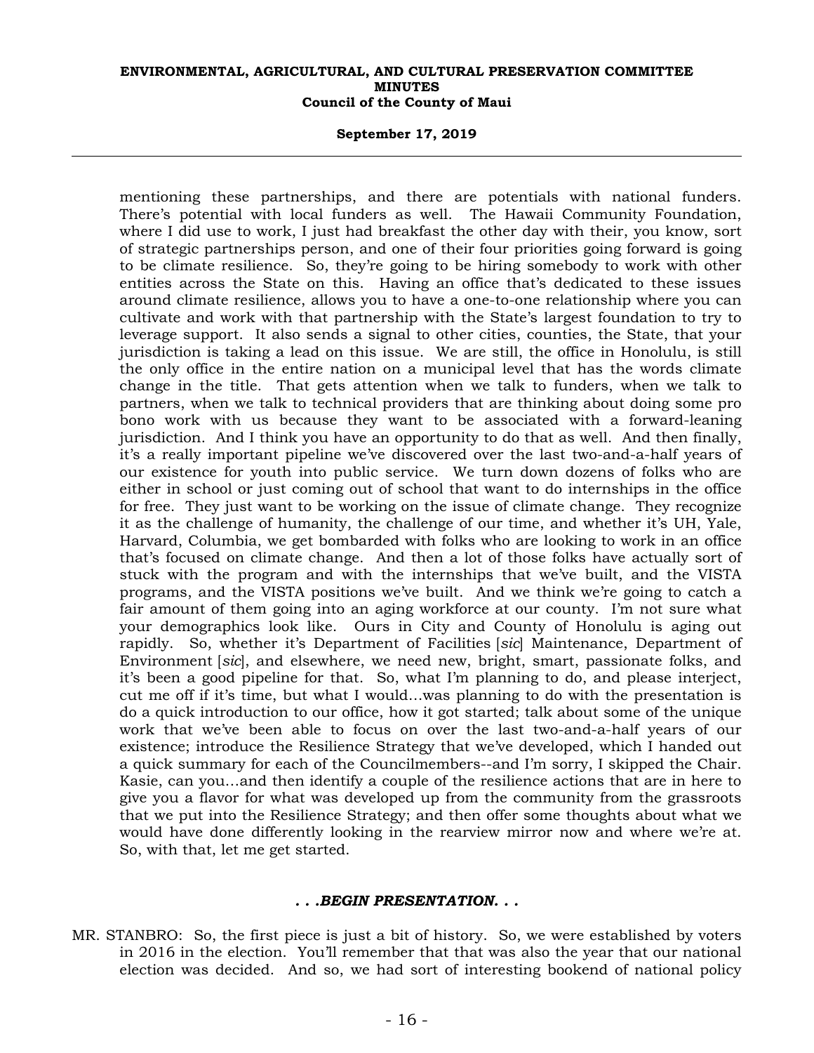mentioning these partnerships, and there are potentials with national funders. There's potential with local funders as well. The Hawaii Community Foundation, where I did use to work, I just had breakfast the other day with their, you know, sort of strategic partnerships person, and one of their four priorities going forward is going to be climate resilience. So, they're going to be hiring somebody to work with other entities across the State on this. Having an office that's dedicated to these issues around climate resilience, allows you to have a one-to-one relationship where you can cultivate and work with that partnership with the State's largest foundation to try to leverage support. It also sends a signal to other cities, counties, the State, that your jurisdiction is taking a lead on this issue. We are still, the office in Honolulu, is still the only office in the entire nation on a municipal level that has the words climate change in the title. That gets attention when we talk to funders, when we talk to partners, when we talk to technical providers that are thinking about doing some pro bono work with us because they want to be associated with a forward-leaning jurisdiction. And I think you have an opportunity to do that as well. And then finally, it's a really important pipeline we've discovered over the last two-and-a-half years of our existence for youth into public service. We turn down dozens of folks who are either in school or just coming out of school that want to do internships in the office for free. They just want to be working on the issue of climate change. They recognize it as the challenge of humanity, the challenge of our time, and whether it's UH, Yale, Harvard, Columbia, we get bombarded with folks who are looking to work in an office that's focused on climate change. And then a lot of those folks have actually sort of stuck with the program and with the internships that we've built, and the VISTA programs, and the VISTA positions we've built. And we think we're going to catch a fair amount of them going into an aging workforce at our county. I'm not sure what your demographics look like. Ours in City and County of Honolulu is aging out rapidly. So, whether it's Department of Facilities [*sic*] Maintenance, Department of Environment [*sic*], and elsewhere, we need new, bright, smart, passionate folks, and it's been a good pipeline for that. So, what I'm planning to do, and please interject, cut me off if it's time, but what I would...was planning to do with the presentation is do a quick introduction to our office, how it got started; talk about some of the unique work that we've been able to focus on over the last two-and-a-half years of our existence; introduce the Resilience Strategy that we've developed, which I handed out a quick summary for each of the Councilmembers--and I'm sorry, I skipped the Chair. Kasie, can you...and then identify a couple of the resilience actions that are in here to give you a flavor for what was developed up from the community from the grassroots that we put into the Resilience Strategy; and then offer some thoughts about what we would have done differently looking in the rearview mirror now and where we're at. So, with that, let me get started.

***. . .BEGIN PRESENTATION. . .***

MR. STANBRO: So, the first piece is just a bit of history. So, we were established by voters in 2016 in the election. You'll remember that that was also the year that our national election was decided. And so, we had sort of interesting bookend of national policy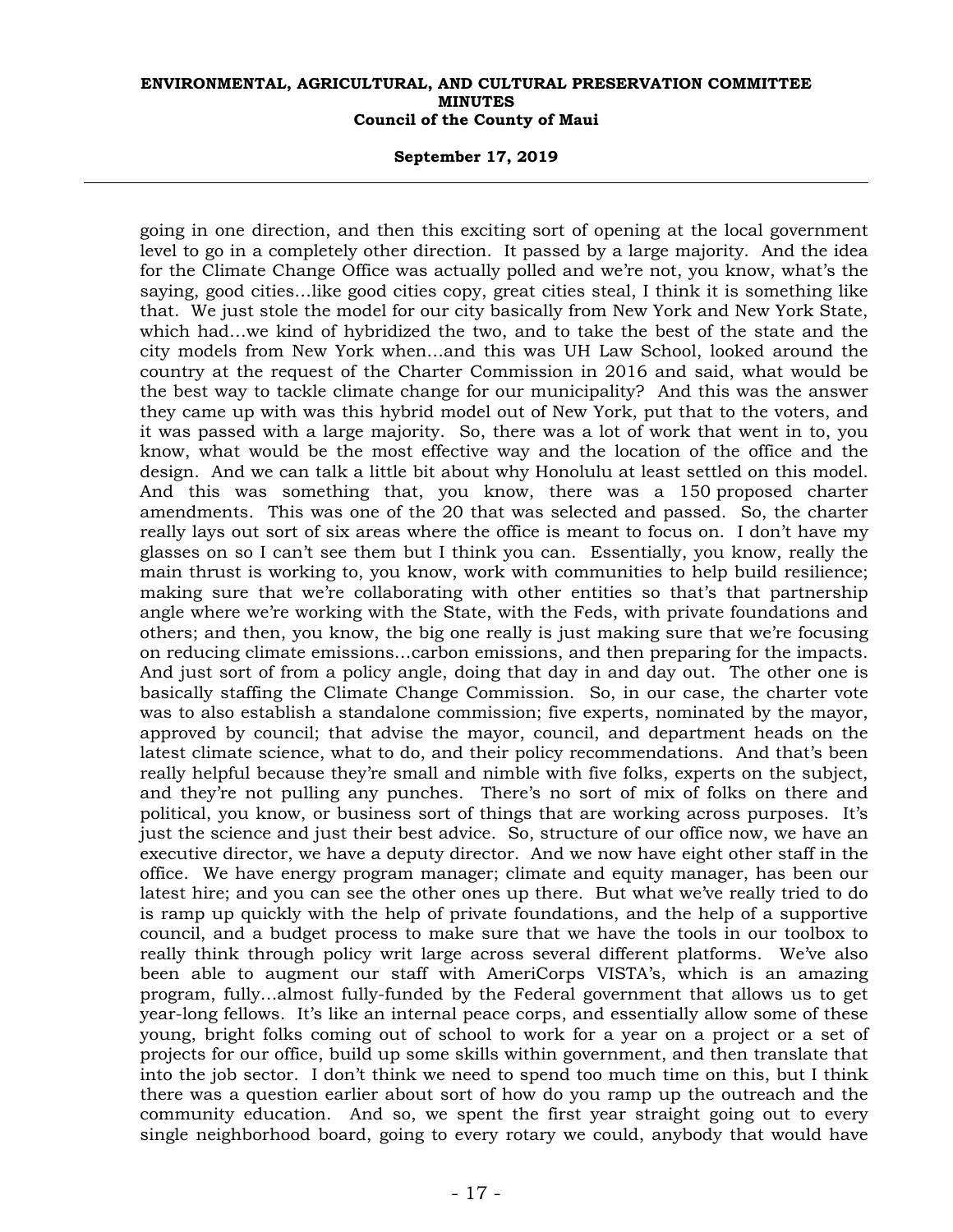going in one direction, and then this exciting sort of opening at the local government level to go in a completely other direction. It passed by a large majority. And the idea for the Climate Change Office was actually polled and we're not, you know, what's the saying, good cities...like good cities copy, great cities steal, I think it is something like that. We just stole the model for our city basically from New York and New York State, which had...we kind of hybridized the two, and to take the best of the state and the city models from New York when...and this was UH Law School, looked around the country at the request of the Charter Commission in 2016 and said, what would be the best way to tackle climate change for our municipality? And this was the answer they came up with was this hybrid model out of New York, put that to the voters, and it was passed with a large majority. So, there was a lot of work that went in to, you know, what would be the most effective way and the location of the office and the design. And we can talk a little bit about why Honolulu at least settled on this model. And this was something that, you know, there was a 150 proposed charter amendments. This was one of the 20 that was selected and passed. So, the charter really lays out sort of six areas where the office is meant to focus on. I don't have my glasses on so I can't see them but I think you can. Essentially, you know, really the main thrust is working to, you know, work with communities to help build resilience; making sure that we're collaborating with other entities so that's that partnership angle where we're working with the State, with the Feds, with private foundations and others; and then, you know, the big one really is just making sure that we're focusing on reducing climate emissions...carbon emissions, and then preparing for the impacts. And just sort of from a policy angle, doing that day in and day out. The other one is basically staffing the Climate Change Commission. So, in our case, the charter vote was to also establish a standalone commission; five experts, nominated by the mayor, approved by council; that advise the mayor, council, and department heads on the latest climate science, what to do, and their policy recommendations. And that's been really helpful because they're small and nimble with five folks, experts on the subject, and they're not pulling any punches. There's no sort of mix of folks on there and political, you know, or business sort of things that are working across purposes. It's just the science and just their best advice. So, structure of our office now, we have an executive director, we have a deputy director. And we now have eight other staff in the office. We have energy program manager; climate and equity manager, has been our latest hire; and you can see the other ones up there. But what we've really tried to do is ramp up quickly with the help of private foundations, and the help of a supportive council, and a budget process to make sure that we have the tools in our toolbox to really think through policy writ large across several different platforms. We've also been able to augment our staff with AmeriCorps VISTA's, which is an amazing program, fully...almost fully-funded by the Federal government that allows us to get year-long fellows. It's like an internal peace corps, and essentially allow some of these young, bright folks coming out of school to work for a year on a project or a set of projects for our office, build up some skills within government, and then translate that into the job sector. I don't think we need to spend too much time on this, but I think there was a question earlier about sort of how do you ramp up the outreach and the community education. And so, we spent the first year straight going out to every single neighborhood board, going to every rotary we could, anybody that would have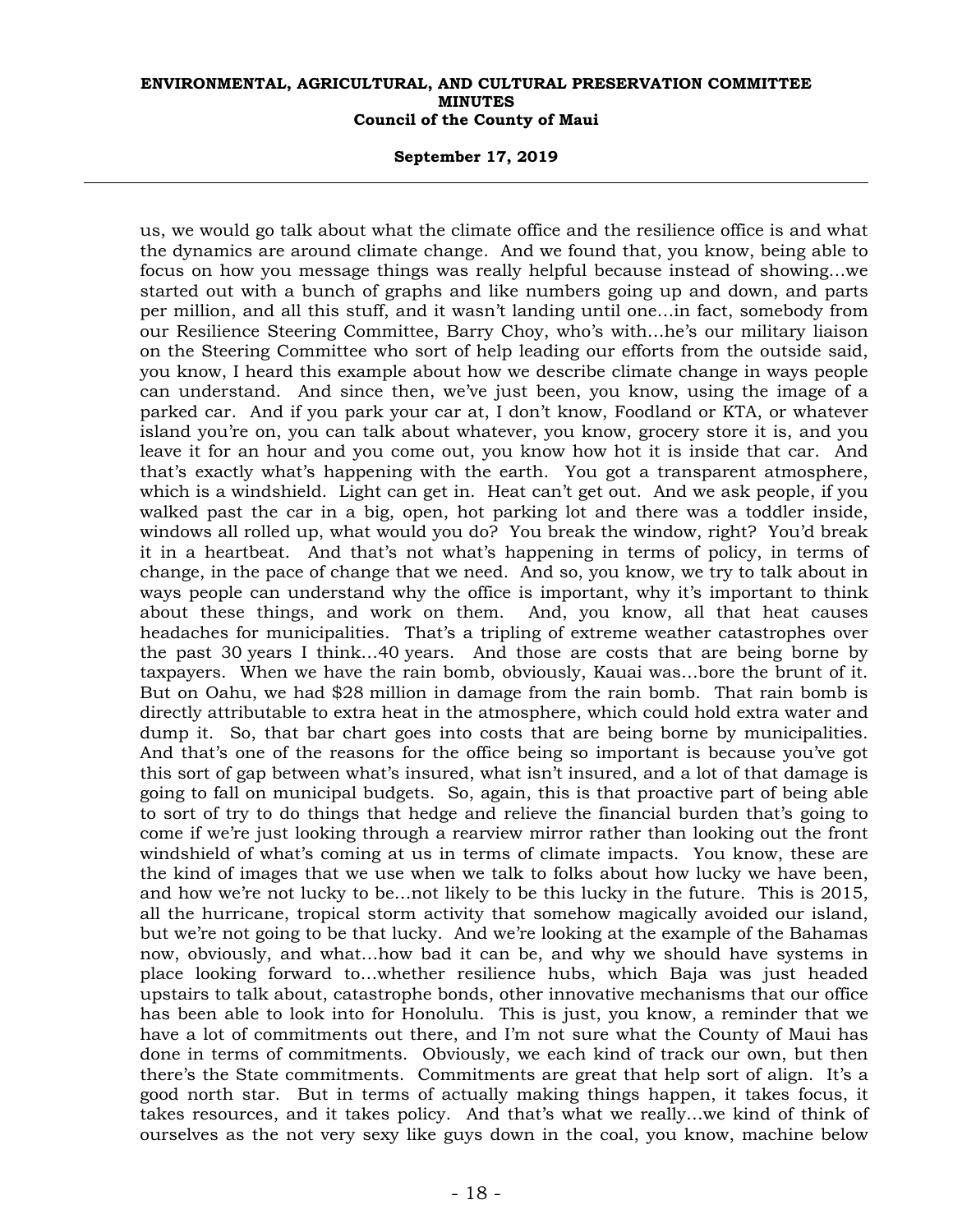us, we would go talk about what the climate office and the resilience office is and what the dynamics are around climate change. And we found that, you know, being able to focus on how you message things was really helpful because instead of showing...we started out with a bunch of graphs and like numbers going up and down, and parts per million, and all this stuff, and it wasn't landing until one...in fact, somebody from our Resilience Steering Committee, Barry Choy, who's with...he's our military liaison on the Steering Committee who sort of help leading our efforts from the outside said, you know, I heard this example about how we describe climate change in ways people can understand. And since then, we've just been, you know, using the image of a parked car. And if you park your car at, I don't know, Foodland or KTA, or whatever island you're on, you can talk about whatever, you know, grocery store it is, and you leave it for an hour and you come out, you know how hot it is inside that car. And that's exactly what's happening with the earth. You got a transparent atmosphere, which is a windshield. Light can get in. Heat can't get out. And we ask people, if you walked past the car in a big, open, hot parking lot and there was a toddler inside, windows all rolled up, what would you do? You break the window, right? You'd break it in a heartbeat. And that's not what's happening in terms of policy, in terms of change, in the pace of change that we need. And so, you know, we try to talk about in ways people can understand why the office is important, why it's important to think about these things, and work on them. And, you know, all that heat causes headaches for municipalities. That's a tripling of extreme weather catastrophes over the past 30 years I think...40 years. And those are costs that are being borne by taxpayers. When we have the rain bomb, obviously, Kauai was...bore the brunt of it. But on Oahu, we had $28 million in damage from the rain bomb. That rain bomb is directly attributable to extra heat in the atmosphere, which could hold extra water and dump it. So, that bar chart goes into costs that are being borne by municipalities. And that's one of the reasons for the office being so important is because you've got this sort of gap between what's insured, what isn't insured, and a lot of that damage is going to fall on municipal budgets. So, again, this is that proactive part of being able to sort of try to do things that hedge and relieve the financial burden that's going to come if we're just looking through a rearview mirror rather than looking out the front windshield of what's coming at us in terms of climate impacts. You know, these are the kind of images that we use when we talk to folks about how lucky we have been, and how we're not lucky to be...not likely to be this lucky in the future. This is 2015, all the hurricane, tropical storm activity that somehow magically avoided our island, but we're not going to be that lucky. And we're looking at the example of the Bahamas now, obviously, and what...how bad it can be, and why we should have systems in place looking forward to...whether resilience hubs, which Baja was just headed upstairs to talk about, catastrophe bonds, other innovative mechanisms that our office has been able to look into for Honolulu. This is just, you know, a reminder that we have a lot of commitments out there, and I'm not sure what the County of Maui has done in terms of commitments. Obviously, we each kind of track our own, but then there's the State commitments. Commitments are great that help sort of align. It's a good north star. But in terms of actually making things happen, it takes focus, it takes resources, and it takes policy. And that's what we really...we kind of think of ourselves as the not very sexy like guys down in the coal, you know, machine below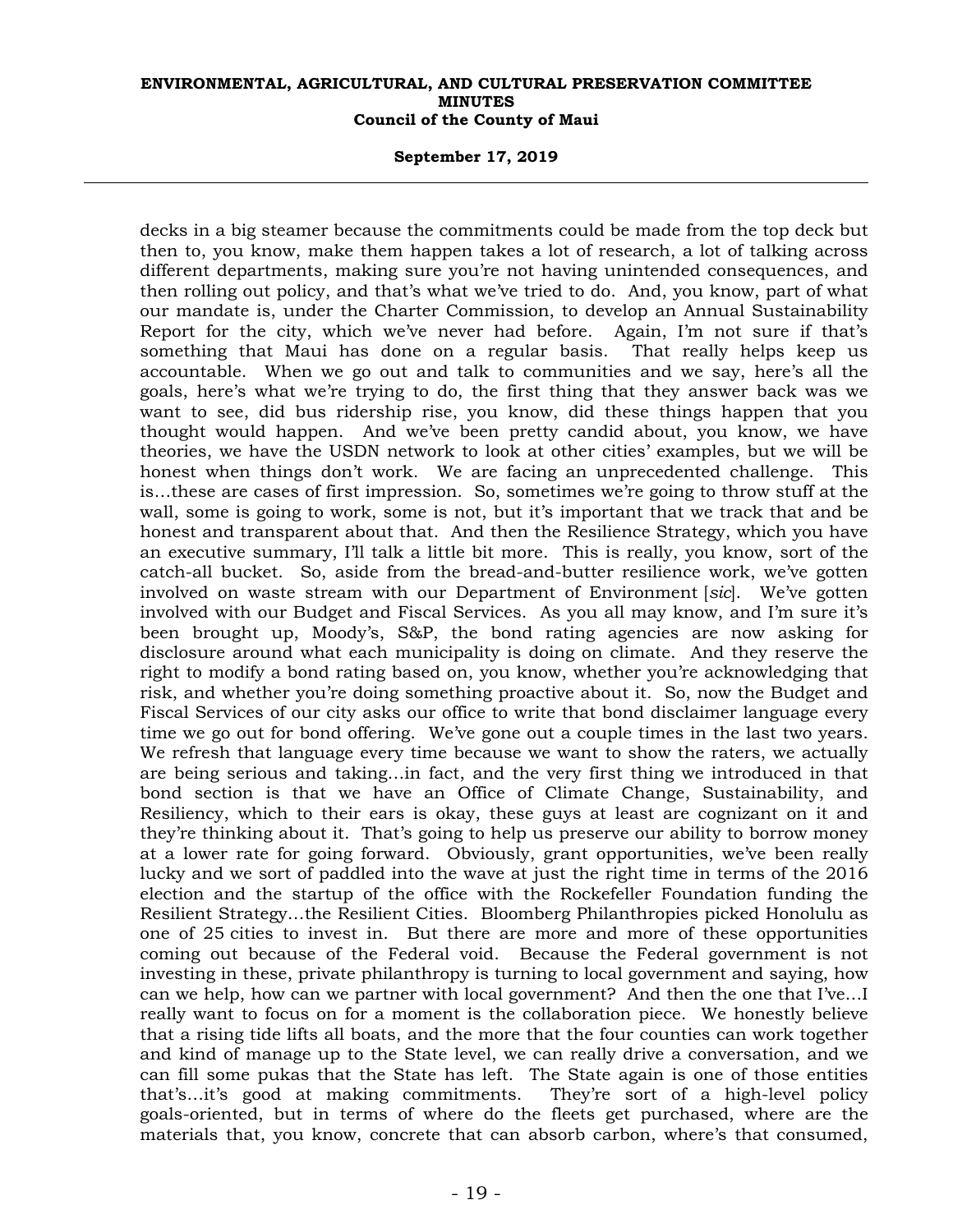decks in a big steamer because the commitments could be made from the top deck but then to, you know, make them happen takes a lot of research, a lot of talking across different departments, making sure you're not having unintended consequences, and then rolling out policy, and that's what we've tried to do. And, you know, part of what our mandate is, under the Charter Commission, to develop an Annual Sustainability Report for the city, which we've never had before. Again, I'm not sure if that's something that Maui has done on a regular basis. That really helps keep us accountable. When we go out and talk to communities and we say, here's all the goals, here's what we're trying to do, the first thing that they answer back was we want to see, did bus ridership rise, you know, did these things happen that you thought would happen. And we've been pretty candid about, you know, we have theories, we have the USDN network to look at other cities' examples, but we will be honest when things don't work. We are facing an unprecedented challenge. This is...these are cases of first impression. So, sometimes we're going to throw stuff at the wall, some is going to work, some is not, but it's important that we track that and be honest and transparent about that. And then the Resilience Strategy, which you have an executive summary, I'll talk a little bit more. This is really, you know, sort of the catch-all bucket. So, aside from the bread-and-butter resilience work, we've gotten involved on waste stream with our Department of Environment [*sic*]. We've gotten involved with our Budget and Fiscal Services. As you all may know, and I'm sure it's been brought up, Moody's, S&P, the bond rating agencies are now asking for disclosure around what each municipality is doing on climate. And they reserve the right to modify a bond rating based on, you know, whether you're acknowledging that risk, and whether you're doing something proactive about it. So, now the Budget and Fiscal Services of our city asks our office to write that bond disclaimer language every time we go out for bond offering. We've gone out a couple times in the last two years. We refresh that language every time because we want to show the raters, we actually are being serious and taking...in fact, and the very first thing we introduced in that bond section is that we have an Office of Climate Change, Sustainability, and Resiliency, which to their ears is okay, these guys at least are cognizant on it and they're thinking about it. That's going to help us preserve our ability to borrow money at a lower rate for going forward. Obviously, grant opportunities, we've been really lucky and we sort of paddled into the wave at just the right time in terms of the 2016 election and the startup of the office with the Rockefeller Foundation funding the Resilient Strategy...the Resilient Cities. Bloomberg Philanthropies picked Honolulu as one of 25 cities to invest in. But there are more and more of these opportunities coming out because of the Federal void. Because the Federal government is not investing in these, private philanthropy is turning to local government and saying, how can we help, how can we partner with local government? And then the one that I've...I really want to focus on for a moment is the collaboration piece. We honestly believe that a rising tide lifts all boats, and the more that the four counties can work together and kind of manage up to the State level, we can really drive a conversation, and we can fill some pukas that the State has left. The State again is one of those entities that's...it's good at making commitments. They're sort of a high-level policy goals-oriented, but in terms of where do the fleets get purchased, where are the materials that, you know, concrete that can absorb carbon, where's that consumed,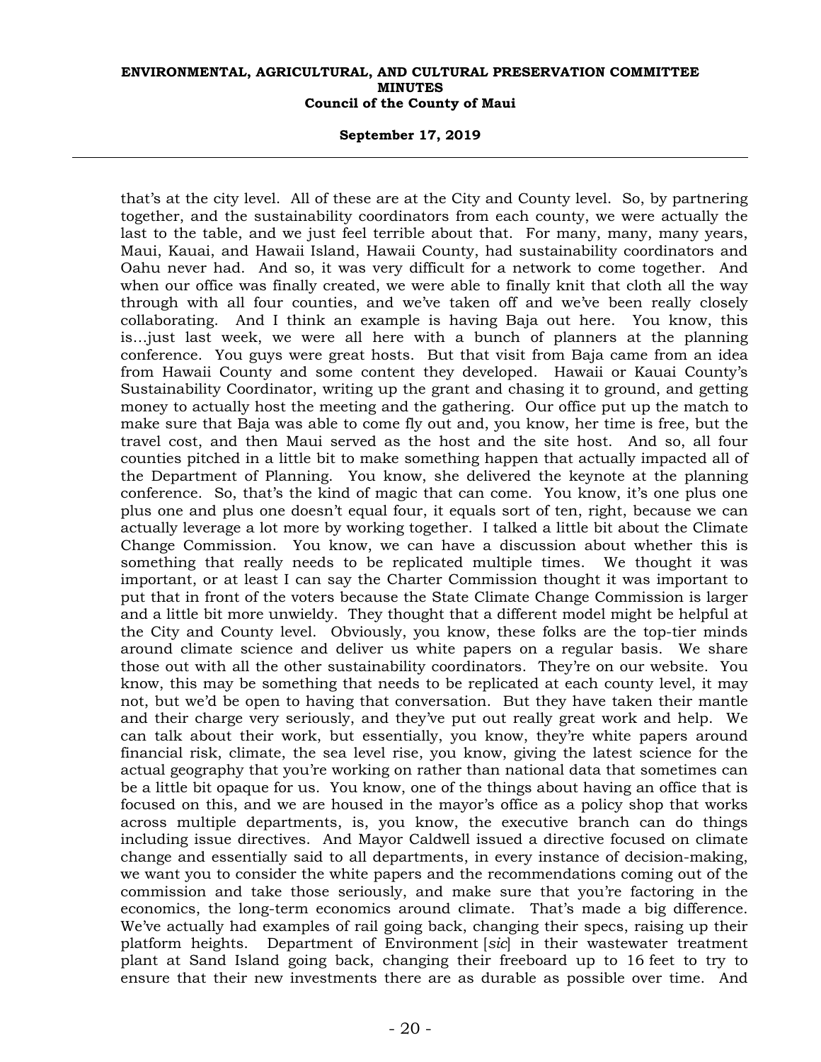that's at the city level. All of these are at the City and County level. So, by partnering together, and the sustainability coordinators from each county, we were actually the last to the table, and we just feel terrible about that. For many, many, many years, Maui, Kauai, and Hawaii Island, Hawaii County, had sustainability coordinators and Oahu never had. And so, it was very difficult for a network to come together. And when our office was finally created, we were able to finally knit that cloth all the way through with all four counties, and we've taken off and we've been really closely collaborating. And I think an example is having Baja out here. You know, this is…just last week, we were all here with a bunch of planners at the planning conference. You guys were great hosts. But that visit from Baja came from an idea from Hawaii County and some content they developed. Hawaii or Kauai County's Sustainability Coordinator, writing up the grant and chasing it to ground, and getting money to actually host the meeting and the gathering. Our office put up the match to make sure that Baja was able to come fly out and, you know, her time is free, but the travel cost, and then Maui served as the host and the site host. And so, all four counties pitched in a little bit to make something happen that actually impacted all of the Department of Planning. You know, she delivered the keynote at the planning conference. So, that's the kind of magic that can come. You know, it's one plus one plus one and plus one doesn't equal four, it equals sort of ten, right, because we can actually leverage a lot more by working together. I talked a little bit about the Climate Change Commission. You know, we can have a discussion about whether this is something that really needs to be replicated multiple times. We thought it was important, or at least I can say the Charter Commission thought it was important to put that in front of the voters because the State Climate Change Commission is larger and a little bit more unwieldy. They thought that a different model might be helpful at the City and County level. Obviously, you know, these folks are the top-tier minds around climate science and deliver us white papers on a regular basis. We share those out with all the other sustainability coordinators. They're on our website. You know, this may be something that needs to be replicated at each county level, it may not, but we'd be open to having that conversation. But they have taken their mantle and their charge very seriously, and they've put out really great work and help. We can talk about their work, but essentially, you know, they're white papers around financial risk, climate, the sea level rise, you know, giving the latest science for the actual geography that you're working on rather than national data that sometimes can be a little bit opaque for us. You know, one of the things about having an office that is focused on this, and we are housed in the mayor's office as a policy shop that works across multiple departments, is, you know, the executive branch can do things including issue directives. And Mayor Caldwell issued a directive focused on climate change and essentially said to all departments, in every instance of decision-making, we want you to consider the white papers and the recommendations coming out of the commission and take those seriously, and make sure that you're factoring in the economics, the long-term economics around climate. That's made a big difference. We've actually had examples of rail going back, changing their specs, raising up their platform heights. Department of Environment [*sic*] in their wastewater treatment plant at Sand Island going back, changing their freeboard up to 16 feet to try to ensure that their new investments there are as durable as possible over time. And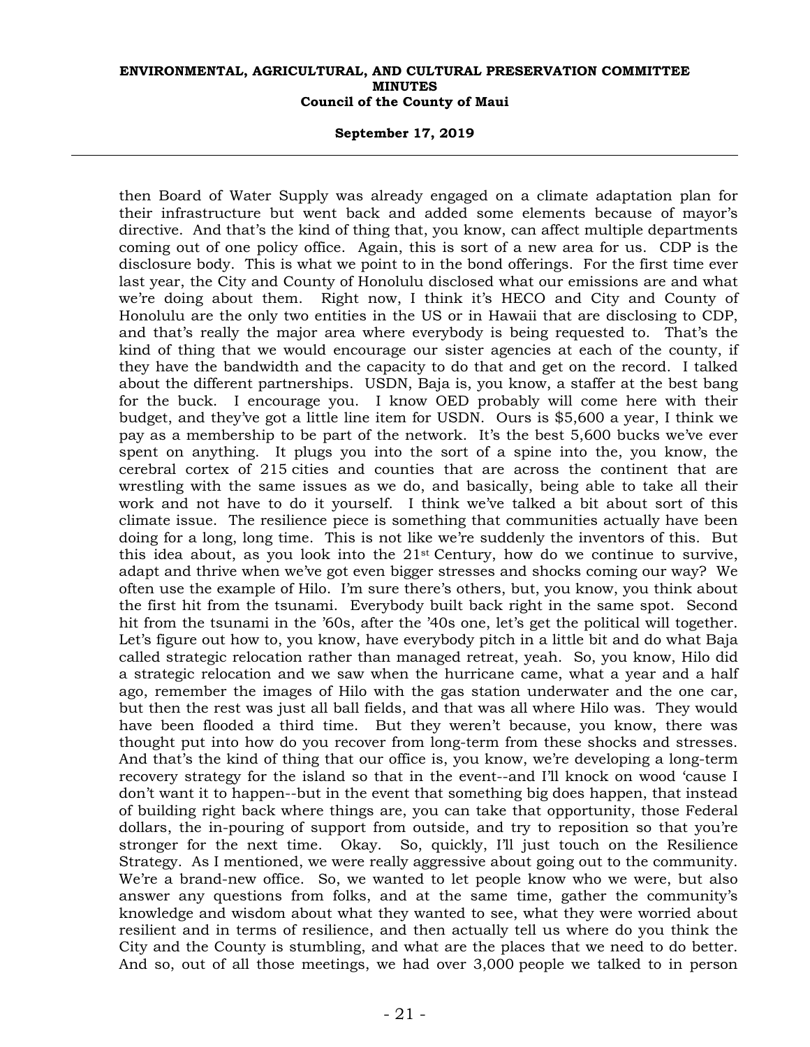then Board of Water Supply was already engaged on a climate adaptation plan for their infrastructure but went back and added some elements because of mayor's directive. And that's the kind of thing that, you know, can affect multiple departments coming out of one policy office. Again, this is sort of a new area for us. CDP is the disclosure body. This is what we point to in the bond offerings. For the first time ever last year, the City and County of Honolulu disclosed what our emissions are and what we're doing about them. Right now, I think it's HECO and City and County of Honolulu are the only two entities in the US or in Hawaii that are disclosing to CDP, and that's really the major area where everybody is being requested to. That's the kind of thing that we would encourage our sister agencies at each of the county, if they have the bandwidth and the capacity to do that and get on the record. I talked about the different partnerships. USDN, Baja is, you know, a staffer at the best bang for the buck. I encourage you. I know OED probably will come here with their budget, and they've got a little line item for USDN. Ours is $5,600 a year, I think we pay as a membership to be part of the network. It's the best 5,600 bucks we've ever spent on anything. It plugs you into the sort of a spine into the, you know, the cerebral cortex of 215 cities and counties that are across the continent that are wrestling with the same issues as we do, and basically, being able to take all their work and not have to do it yourself. I think we've talked a bit about sort of this climate issue. The resilience piece is something that communities actually have been doing for a long, long time. This is not like we're suddenly the inventors of this. But this idea about, as you look into the 21st Century, how do we continue to survive, adapt and thrive when we've got even bigger stresses and shocks coming our way? We often use the example of Hilo. I'm sure there's others, but, you know, you think about the first hit from the tsunami. Everybody built back right in the same spot. Second hit from the tsunami in the '60s, after the '40s one, let's get the political will together. Let's figure out how to, you know, have everybody pitch in a little bit and do what Baja called strategic relocation rather than managed retreat, yeah. So, you know, Hilo did a strategic relocation and we saw when the hurricane came, what a year and a half ago, remember the images of Hilo with the gas station underwater and the one car, but then the rest was just all ball fields, and that was all where Hilo was. They would have been flooded a third time. But they weren't because, you know, there was thought put into how do you recover from long-term from these shocks and stresses. And that's the kind of thing that our office is, you know, we're developing a long-term recovery strategy for the island so that in the event--and I'll knock on wood 'cause I don't want it to happen--but in the event that something big does happen, that instead of building right back where things are, you can take that opportunity, those Federal dollars, the in-pouring of support from outside, and try to reposition so that you're stronger for the next time. Okay. So, quickly, I'll just touch on the Resilience Strategy. As I mentioned, we were really aggressive about going out to the community. We're a brand-new office. So, we wanted to let people know who we were, but also answer any questions from folks, and at the same time, gather the community's knowledge and wisdom about what they wanted to see, what they were worried about resilient and in terms of resilience, and then actually tell us where do you think the City and the County is stumbling, and what are the places that we need to do better. And so, out of all those meetings, we had over 3,000 people we talked to in person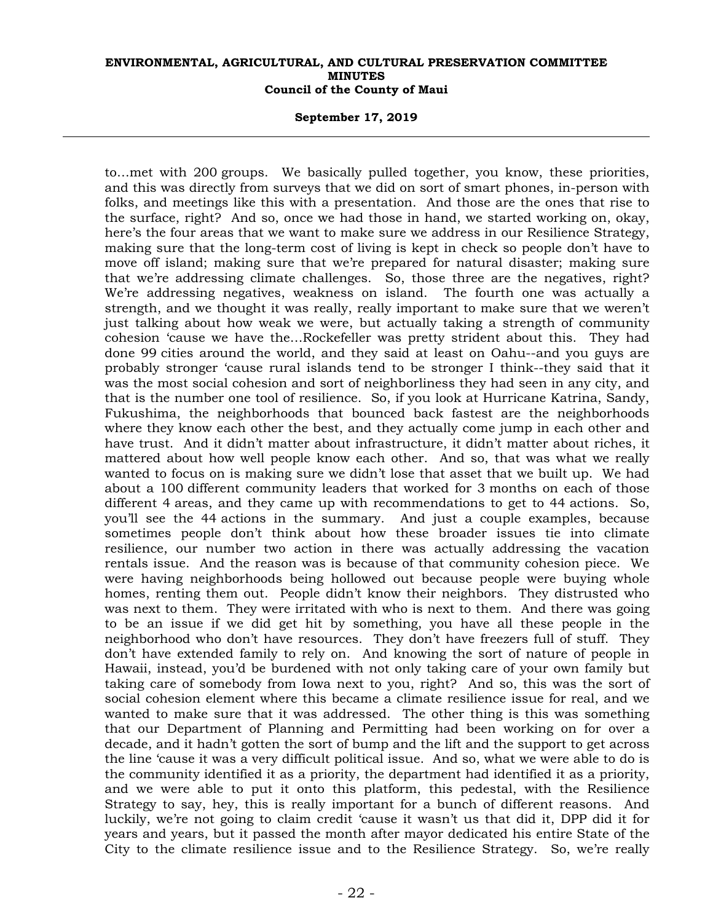to…met with 200 groups. We basically pulled together, you know, these priorities, and this was directly from surveys that we did on sort of smart phones, in-person with folks, and meetings like this with a presentation. And those are the ones that rise to the surface, right? And so, once we had those in hand, we started working on, okay, here's the four areas that we want to make sure we address in our Resilience Strategy, making sure that the long-term cost of living is kept in check so people don't have to move off island; making sure that we're prepared for natural disaster; making sure that we're addressing climate challenges. So, those three are the negatives, right? We're addressing negatives, weakness on island. The fourth one was actually a strength, and we thought it was really, really important to make sure that we weren't just talking about how weak we were, but actually taking a strength of community cohesion 'cause we have the…Rockefeller was pretty strident about this. They had done 99 cities around the world, and they said at least on Oahu--and you guys are probably stronger 'cause rural islands tend to be stronger I think--they said that it was the most social cohesion and sort of neighborliness they had seen in any city, and that is the number one tool of resilience. So, if you look at Hurricane Katrina, Sandy, Fukushima, the neighborhoods that bounced back fastest are the neighborhoods where they know each other the best, and they actually come jump in each other and have trust. And it didn't matter about infrastructure, it didn't matter about riches, it mattered about how well people know each other. And so, that was what we really wanted to focus on is making sure we didn't lose that asset that we built up. We had about a 100 different community leaders that worked for 3 months on each of those different 4 areas, and they came up with recommendations to get to 44 actions. So, you'll see the 44 actions in the summary. And just a couple examples, because sometimes people don't think about how these broader issues tie into climate resilience, our number two action in there was actually addressing the vacation rentals issue. And the reason was is because of that community cohesion piece. We were having neighborhoods being hollowed out because people were buying whole homes, renting them out. People didn't know their neighbors. They distrusted who was next to them. They were irritated with who is next to them. And there was going to be an issue if we did get hit by something, you have all these people in the neighborhood who don't have resources. They don't have freezers full of stuff. They don't have extended family to rely on. And knowing the sort of nature of people in Hawaii, instead, you'd be burdened with not only taking care of your own family but taking care of somebody from Iowa next to you, right? And so, this was the sort of social cohesion element where this became a climate resilience issue for real, and we wanted to make sure that it was addressed. The other thing is this was something that our Department of Planning and Permitting had been working on for over a decade, and it hadn't gotten the sort of bump and the lift and the support to get across the line 'cause it was a very difficult political issue. And so, what we were able to do is the community identified it as a priority, the department had identified it as a priority, and we were able to put it onto this platform, this pedestal, with the Resilience Strategy to say, hey, this is really important for a bunch of different reasons. And luckily, we're not going to claim credit 'cause it wasn't us that did it, DPP did it for years and years, but it passed the month after mayor dedicated his entire State of the City to the climate resilience issue and to the Resilience Strategy. So, we're really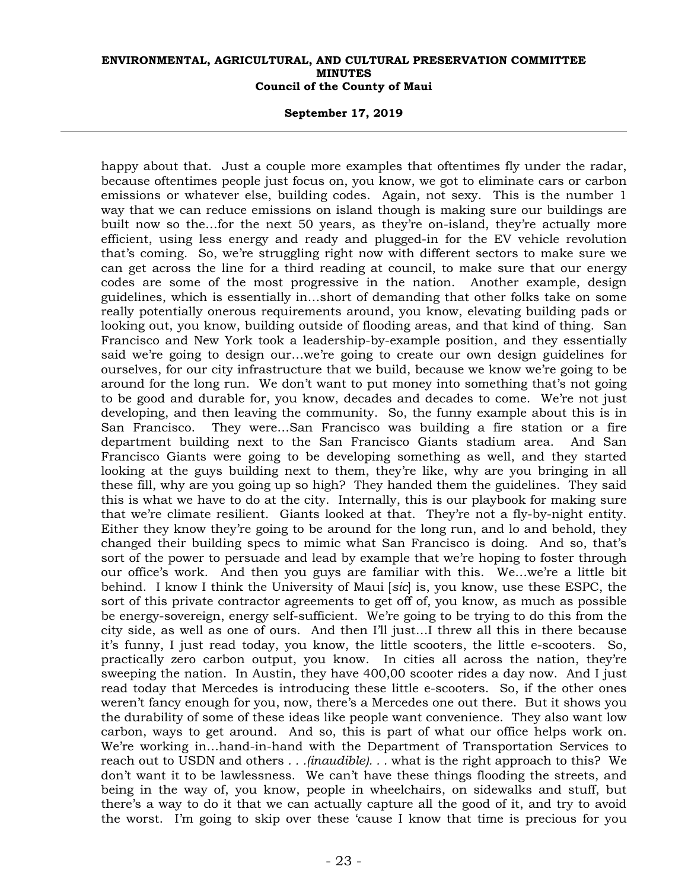happy about that. Just a couple more examples that oftentimes fly under the radar, because oftentimes people just focus on, you know, we got to eliminate cars or carbon emissions or whatever else, building codes. Again, not sexy. This is the number 1 way that we can reduce emissions on island though is making sure our buildings are built now so the...for the next 50 years, as they're on-island, they're actually more efficient, using less energy and ready and plugged-in for the EV vehicle revolution that's coming. So, we're struggling right now with different sectors to make sure we can get across the line for a third reading at council, to make sure that our energy codes are some of the most progressive in the nation. Another example, design guidelines, which is essentially in...short of demanding that other folks take on some really potentially onerous requirements around, you know, elevating building pads or looking out, you know, building outside of flooding areas, and that kind of thing. San Francisco and New York took a leadership-by-example position, and they essentially said we're going to design our...we're going to create our own design guidelines for ourselves, for our city infrastructure that we build, because we know we're going to be around for the long run. We don't want to put money into something that's not going to be good and durable for, you know, decades and decades to come. We're not just developing, and then leaving the community. So, the funny example about this is in San Francisco. They were...San Francisco was building a fire station or a fire department building next to the San Francisco Giants stadium area. And San Francisco Giants were going to be developing something as well, and they started looking at the guys building next to them, they're like, why are you bringing in all these fill, why are you going up so high? They handed them the guidelines. They said this is what we have to do at the city. Internally, this is our playbook for making sure that we're climate resilient. Giants looked at that. They're not a fly-by-night entity. Either they know they're going to be around for the long run, and lo and behold, they changed their building specs to mimic what San Francisco is doing. And so, that's sort of the power to persuade and lead by example that we're hoping to foster through our office's work. And then you guys are familiar with this. We...we're a little bit behind. I know I think the University of Maui [*sic*] is, you know, use these ESPC, the sort of this private contractor agreements to get off of, you know, as much as possible be energy-sovereign, energy self-sufficient. We're going to be trying to do this from the city side, as well as one of ours. And then I'll just...I threw all this in there because it's funny, I just read today, you know, the little scooters, the little e-scooters. So, practically zero carbon output, you know. In cities all across the nation, they're sweeping the nation. In Austin, they have 400,00 scooter rides a day now. And I just read today that Mercedes is introducing these little e-scooters. So, if the other ones weren't fancy enough for you, now, there's a Mercedes one out there. But it shows you the durability of some of these ideas like people want convenience. They also want low carbon, ways to get around. And so, this is part of what our office helps work on. We're working in...hand-in-hand with the Department of Transportation Services to reach out to USDN and others . . .*(inaudible)*. . . what is the right approach to this? We don't want it to be lawlessness. We can't have these things flooding the streets, and being in the way of, you know, people in wheelchairs, on sidewalks and stuff, but there's a way to do it that we can actually capture all the good of it, and try to avoid the worst. I'm going to skip over these 'cause I know that time is precious for you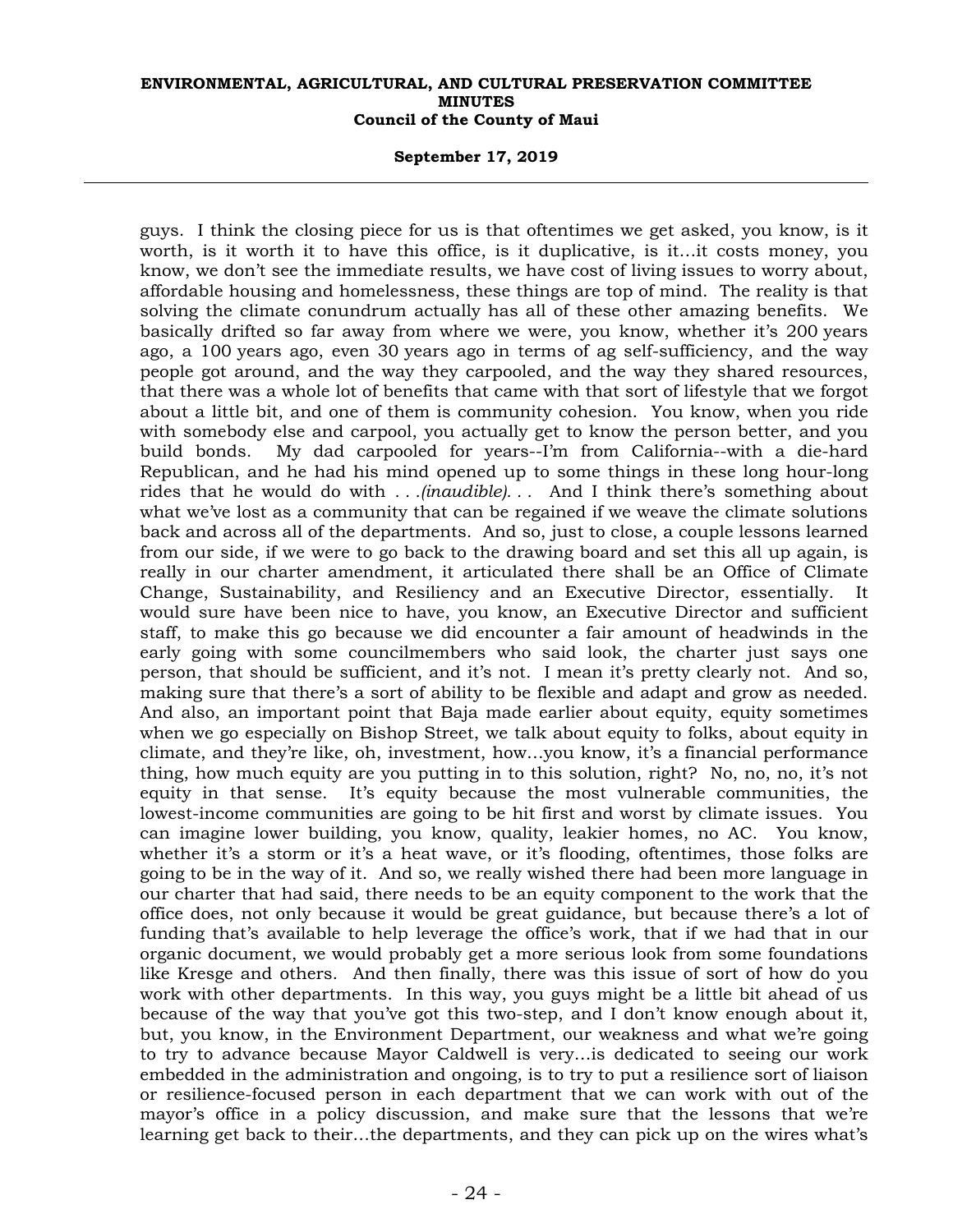guys. I think the closing piece for us is that oftentimes we get asked, you know, is it worth, is it worth it to have this office, is it duplicative, is it...it costs money, you know, we don't see the immediate results, we have cost of living issues to worry about, affordable housing and homelessness, these things are top of mind. The reality is that solving the climate conundrum actually has all of these other amazing benefits. We basically drifted so far away from where we were, you know, whether it's 200 years ago, a 100 years ago, even 30 years ago in terms of ag self-sufficiency, and the way people got around, and the way they carpooled, and the way they shared resources, that there was a whole lot of benefits that came with that sort of lifestyle that we forgot about a little bit, and one of them is community cohesion. You know, when you ride with somebody else and carpool, you actually get to know the person better, and you build bonds. My dad carpooled for years--I'm from California--with a die-hard Republican, and he had his mind opened up to some things in these long hour-long rides that he would do with *. . .(inaudible). . .* And I think there's something about what we've lost as a community that can be regained if we weave the climate solutions back and across all of the departments. And so, just to close, a couple lessons learned from our side, if we were to go back to the drawing board and set this all up again, is really in our charter amendment, it articulated there shall be an Office of Climate Change, Sustainability, and Resiliency and an Executive Director, essentially. It would sure have been nice to have, you know, an Executive Director and sufficient staff, to make this go because we did encounter a fair amount of headwinds in the early going with some councilmembers who said look, the charter just says one person, that should be sufficient, and it's not. I mean it's pretty clearly not. And so, making sure that there's a sort of ability to be flexible and adapt and grow as needed. And also, an important point that Baja made earlier about equity, equity sometimes when we go especially on Bishop Street, we talk about equity to folks, about equity in climate, and they're like, oh, investment, how...you know, it's a financial performance thing, how much equity are you putting in to this solution, right? No, no, no, it's not equity in that sense. It's equity because the most vulnerable communities, the lowest-income communities are going to be hit first and worst by climate issues. You can imagine lower building, you know, quality, leakier homes, no AC. You know, whether it's a storm or it's a heat wave, or it's flooding, oftentimes, those folks are going to be in the way of it. And so, we really wished there had been more language in our charter that had said, there needs to be an equity component to the work that the office does, not only because it would be great guidance, but because there's a lot of funding that's available to help leverage the office's work, that if we had that in our organic document, we would probably get a more serious look from some foundations like Kresge and others. And then finally, there was this issue of sort of how do you work with other departments. In this way, you guys might be a little bit ahead of us because of the way that you've got this two-step, and I don't know enough about it, but, you know, in the Environment Department, our weakness and what we're going to try to advance because Mayor Caldwell is very...is dedicated to seeing our work embedded in the administration and ongoing, is to try to put a resilience sort of liaison or resilience-focused person in each department that we can work with out of the mayor's office in a policy discussion, and make sure that the lessons that we're learning get back to their...the departments, and they can pick up on the wires what's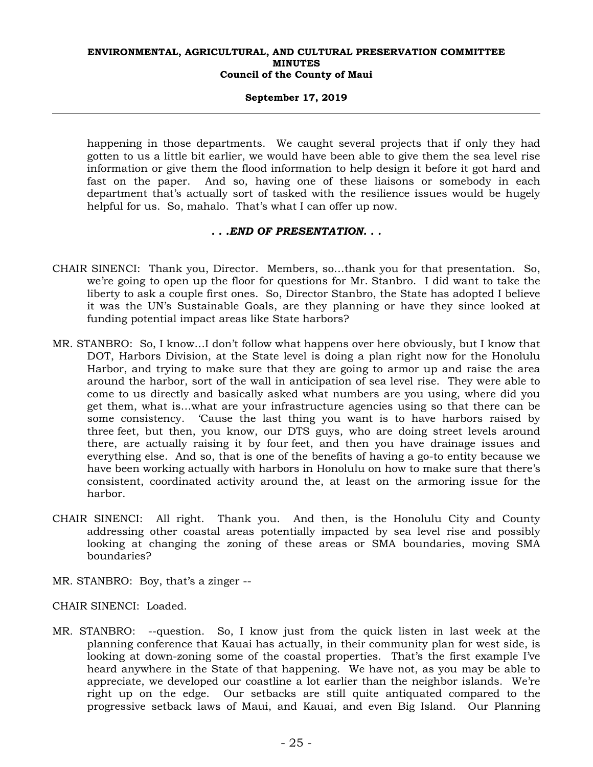happening in those departments. We caught several projects that if only they had gotten to us a little bit earlier, we would have been able to give them the sea level rise information or give them the flood information to help design it before it got hard and fast on the paper. And so, having one of these liaisons or somebody in each department that's actually sort of tasked with the resilience issues would be hugely helpful for us. So, mahalo. That's what I can offer up now.

***. . .END OF PRESENTATION. . .***

CHAIR SINENCI: Thank you, Director. Members, so...thank you for that presentation. So, we're going to open up the floor for questions for Mr. Stanbro. I did want to take the liberty to ask a couple first ones. So, Director Stanbro, the State has adopted I believe it was the UN's Sustainable Goals, are they planning or have they since looked at funding potential impact areas like State harbors?

MR. STANBRO: So, I know...I don't follow what happens over here obviously, but I know that DOT, Harbors Division, at the State level is doing a plan right now for the Honolulu Harbor, and trying to make sure that they are going to armor up and raise the area around the harbor, sort of the wall in anticipation of sea level rise. They were able to come to us directly and basically asked what numbers are you using, where did you get them, what is...what are your infrastructure agencies using so that there can be some consistency. 'Cause the last thing you want is to have harbors raised by three feet, but then, you know, our DTS guys, who are doing street levels around there, are actually raising it by four feet, and then you have drainage issues and everything else. And so, that is one of the benefits of having a go-to entity because we have been working actually with harbors in Honolulu on how to make sure that there's consistent, coordinated activity around the, at least on the armoring issue for the harbor.

CHAIR SINENCI: All right. Thank you. And then, is the Honolulu City and County addressing other coastal areas potentially impacted by sea level rise and possibly looking at changing the zoning of these areas or SMA boundaries, moving SMA boundaries?

MR. STANBRO: Boy, that's a zinger --

CHAIR SINENCI: Loaded.

MR. STANBRO: --question. So, I know just from the quick listen in last week at the planning conference that Kauai has actually, in their community plan for west side, is looking at down-zoning some of the coastal properties. That's the first example I've heard anywhere in the State of that happening. We have not, as you may be able to appreciate, we developed our coastline a lot earlier than the neighbor islands. We're right up on the edge. Our setbacks are still quite antiquated compared to the progressive setback laws of Maui, and Kauai, and even Big Island. Our Planning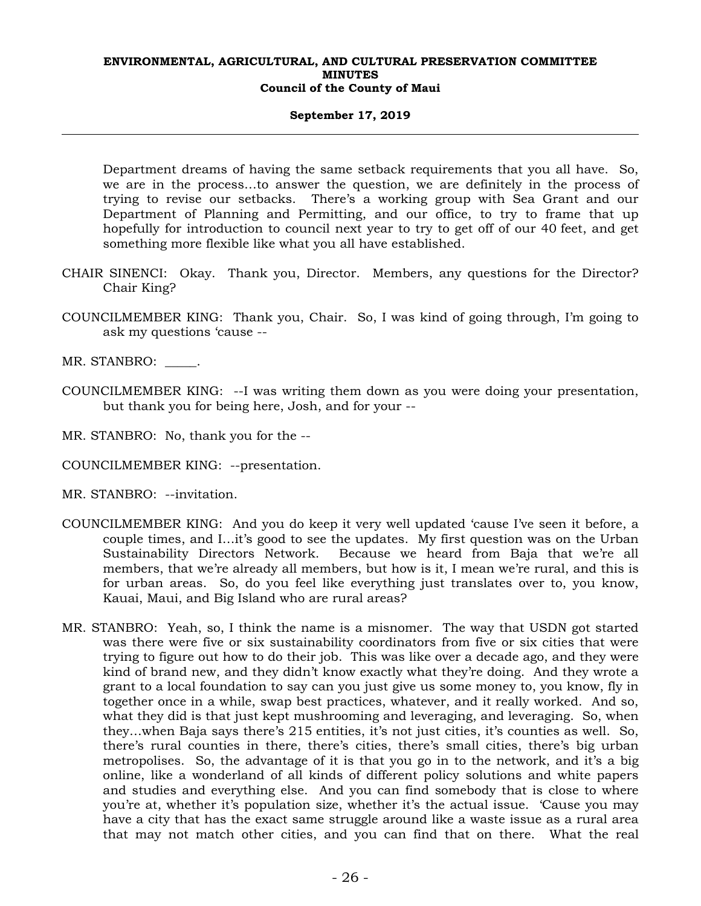Department dreams of having the same setback requirements that you all have. So, we are in the process...to answer the question, we are definitely in the process of trying to revise our setbacks. There's a working group with Sea Grant and our Department of Planning and Permitting, and our office, to try to frame that up hopefully for introduction to council next year to try to get off of our 40 feet, and get something more flexible like what you all have established.

CHAIR SINENCI: Okay. Thank you, Director. Members, any questions for the Director? Chair King?

COUNCILMEMBER KING: Thank you, Chair. So, I was kind of going through, I'm going to ask my questions 'cause --

MR. STANBRO: _____.

COUNCILMEMBER KING: --I was writing them down as you were doing your presentation, but thank you for being here, Josh, and for your --

MR. STANBRO: No, thank you for the --

COUNCILMEMBER KING: --presentation.

MR. STANBRO: --invitation.

COUNCILMEMBER KING: And you do keep it very well updated 'cause I've seen it before, a couple times, and I...it's good to see the updates. My first question was on the Urban Sustainability Directors Network. Because we heard from Baja that we're all members, that we're already all members, but how is it, I mean we're rural, and this is for urban areas. So, do you feel like everything just translates over to, you know, Kauai, Maui, and Big Island who are rural areas?

MR. STANBRO: Yeah, so, I think the name is a misnomer. The way that USDN got started was there were five or six sustainability coordinators from five or six cities that were trying to figure out how to do their job. This was like over a decade ago, and they were kind of brand new, and they didn't know exactly what they're doing. And they wrote a grant to a local foundation to say can you just give us some money to, you know, fly in together once in a while, swap best practices, whatever, and it really worked. And so, what they did is that just kept mushrooming and leveraging, and leveraging. So, when they...when Baja says there's 215 entities, it's not just cities, it's counties as well. So, there's rural counties in there, there's cities, there's small cities, there's big urban metropolises. So, the advantage of it is that you go in to the network, and it's a big online, like a wonderland of all kinds of different policy solutions and white papers and studies and everything else. And you can find somebody that is close to where you're at, whether it's population size, whether it's the actual issue. 'Cause you may have a city that has the exact same struggle around like a waste issue as a rural area that may not match other cities, and you can find that on there. What the real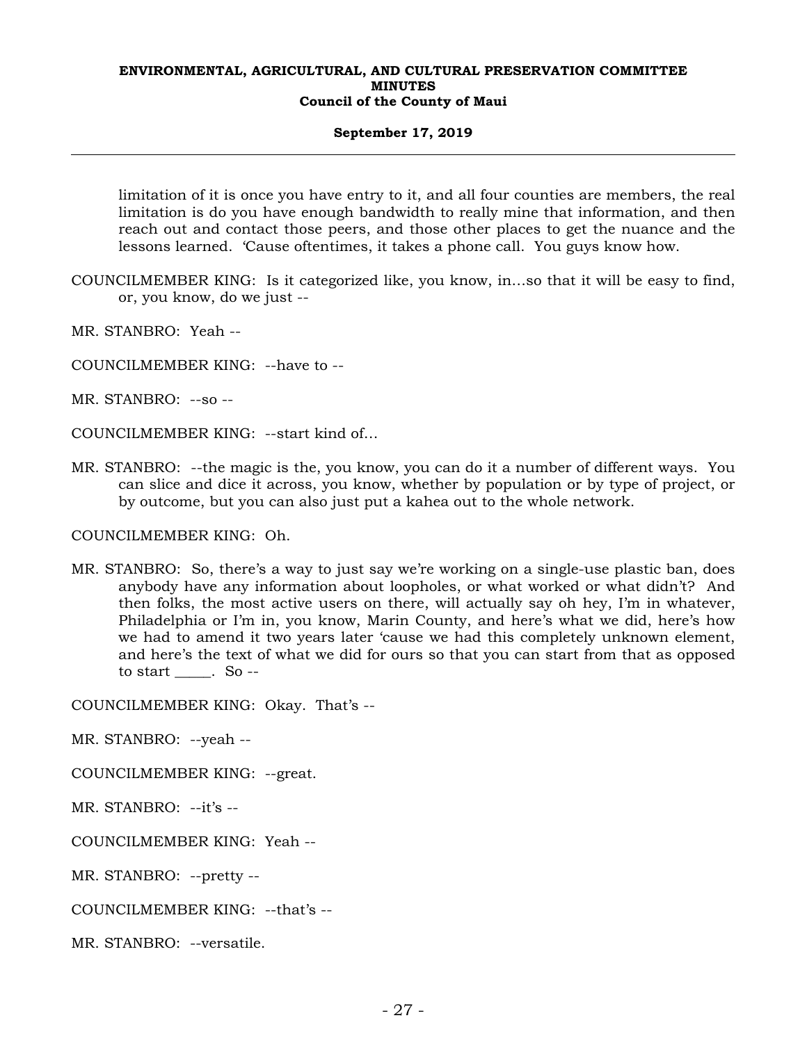limitation of it is once you have entry to it, and all four counties are members, the real limitation is do you have enough bandwidth to really mine that information, and then reach out and contact those peers, and those other places to get the nuance and the lessons learned. 'Cause oftentimes, it takes a phone call. You guys know how.

COUNCILMEMBER KING: Is it categorized like, you know, in…so that it will be easy to find, or, you know, do we just --

MR. STANBRO: Yeah --

COUNCILMEMBER KING: --have to --

MR. STANBRO: --so --

COUNCILMEMBER KING: --start kind of…

MR. STANBRO: --the magic is the, you know, you can do it a number of different ways. You can slice and dice it across, you know, whether by population or by type of project, or by outcome, but you can also just put a kahea out to the whole network.

COUNCILMEMBER KING: Oh.

MR. STANBRO: So, there's a way to just say we're working on a single-use plastic ban, does anybody have any information about loopholes, or what worked or what didn't? And then folks, the most active users on there, will actually say oh hey, I'm in whatever, Philadelphia or I'm in, you know, Marin County, and here's what we did, here's how we had to amend it two years later 'cause we had this completely unknown element, and here's the text of what we did for ours so that you can start from that as opposed to start _____. So --

COUNCILMEMBER KING: Okay. That's --

MR. STANBRO: --yeah --

COUNCILMEMBER KING: --great.

MR. STANBRO: --it's --

COUNCILMEMBER KING: Yeah --

MR. STANBRO: --pretty --

COUNCILMEMBER KING: --that's --

MR. STANBRO: --versatile.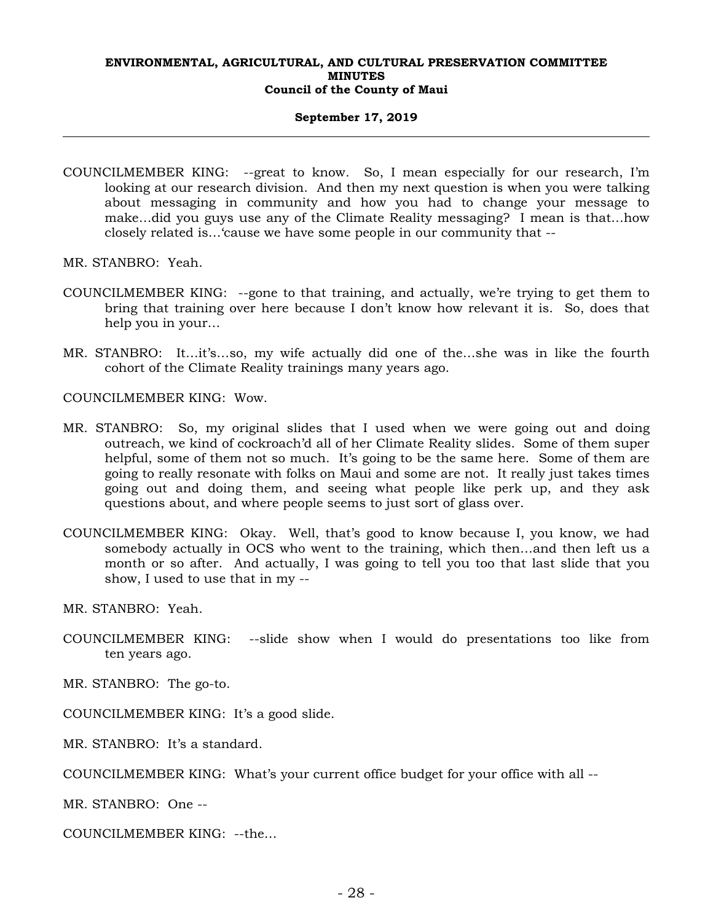COUNCILMEMBER KING: --great to know. So, I mean especially for our research, I'm looking at our research division. And then my next question is when you were talking about messaging in community and how you had to change your message to make…did you guys use any of the Climate Reality messaging? I mean is that…how closely related is…'cause we have some people in our community that --

MR. STANBRO: Yeah.

COUNCILMEMBER KING: --gone to that training, and actually, we're trying to get them to bring that training over here because I don't know how relevant it is. So, does that help you in your…

MR. STANBRO: It…it's…so, my wife actually did one of the…she was in like the fourth cohort of the Climate Reality trainings many years ago.

COUNCILMEMBER KING: Wow.

MR. STANBRO: So, my original slides that I used when we were going out and doing outreach, we kind of cockroach'd all of her Climate Reality slides. Some of them super helpful, some of them not so much. It's going to be the same here. Some of them are going to really resonate with folks on Maui and some are not. It really just takes times going out and doing them, and seeing what people like perk up, and they ask questions about, and where people seems to just sort of glass over.

COUNCILMEMBER KING: Okay. Well, that's good to know because I, you know, we had somebody actually in OCS who went to the training, which then…and then left us a month or so after. And actually, I was going to tell you too that last slide that you show, I used to use that in my --

MR. STANBRO: Yeah.

COUNCILMEMBER KING: --slide show when I would do presentations too like from ten years ago.

MR. STANBRO: The go-to.

COUNCILMEMBER KING: It's a good slide.

MR. STANBRO: It's a standard.

COUNCILMEMBER KING: What's your current office budget for your office with all --

MR. STANBRO: One --

COUNCILMEMBER KING: --the…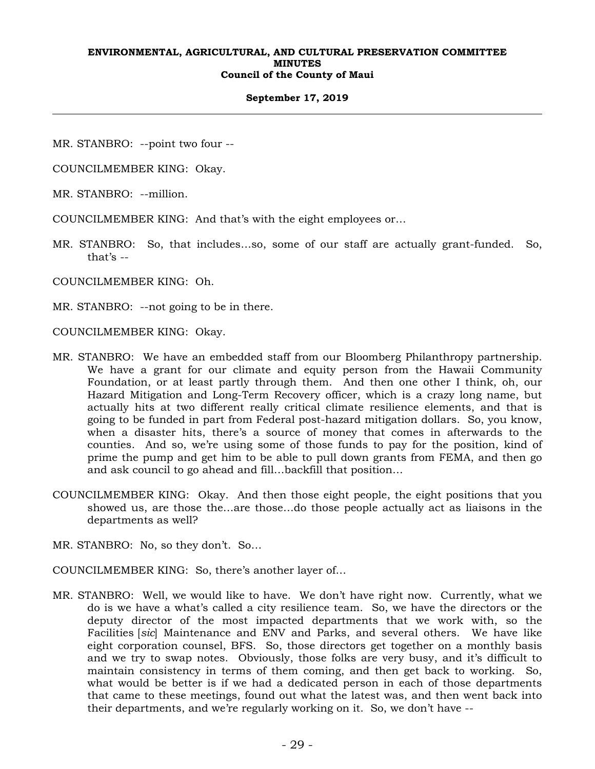MR. STANBRO: --point two four --

COUNCILMEMBER KING: Okay.

MR. STANBRO: --million.

COUNCILMEMBER KING: And that's with the eight employees or...

MR. STANBRO: So, that includes...so, some of our staff are actually grant-funded. So, that's --

COUNCILMEMBER KING: Oh.

MR. STANBRO: --not going to be in there.

COUNCILMEMBER KING: Okay.

MR. STANBRO: We have an embedded staff from our Bloomberg Philanthropy partnership. We have a grant for our climate and equity person from the Hawaii Community Foundation, or at least partly through them. And then one other I think, oh, our Hazard Mitigation and Long-Term Recovery officer, which is a crazy long name, but actually hits at two different really critical climate resilience elements, and that is going to be funded in part from Federal post-hazard mitigation dollars. So, you know, when a disaster hits, there's a source of money that comes in afterwards to the counties. And so, we're using some of those funds to pay for the position, kind of prime the pump and get him to be able to pull down grants from FEMA, and then go and ask council to go ahead and fill...backfill that position...

COUNCILMEMBER KING: Okay. And then those eight people, the eight positions that you showed us, are those the...are those...do those people actually act as liaisons in the departments as well?

MR. STANBRO: No, so they don't. So...

COUNCILMEMBER KING: So, there's another layer of...

MR. STANBRO: Well, we would like to have. We don't have right now. Currently, what we do is we have a what's called a city resilience team. So, we have the directors or the deputy director of the most impacted departments that we work with, so the Facilities [*sic*] Maintenance and ENV and Parks, and several others. We have like eight corporation counsel, BFS. So, those directors get together on a monthly basis and we try to swap notes. Obviously, those folks are very busy, and it's difficult to maintain consistency in terms of them coming, and then get back to working. So, what would be better is if we had a dedicated person in each of those departments that came to these meetings, found out what the latest was, and then went back into their departments, and we're regularly working on it. So, we don't have --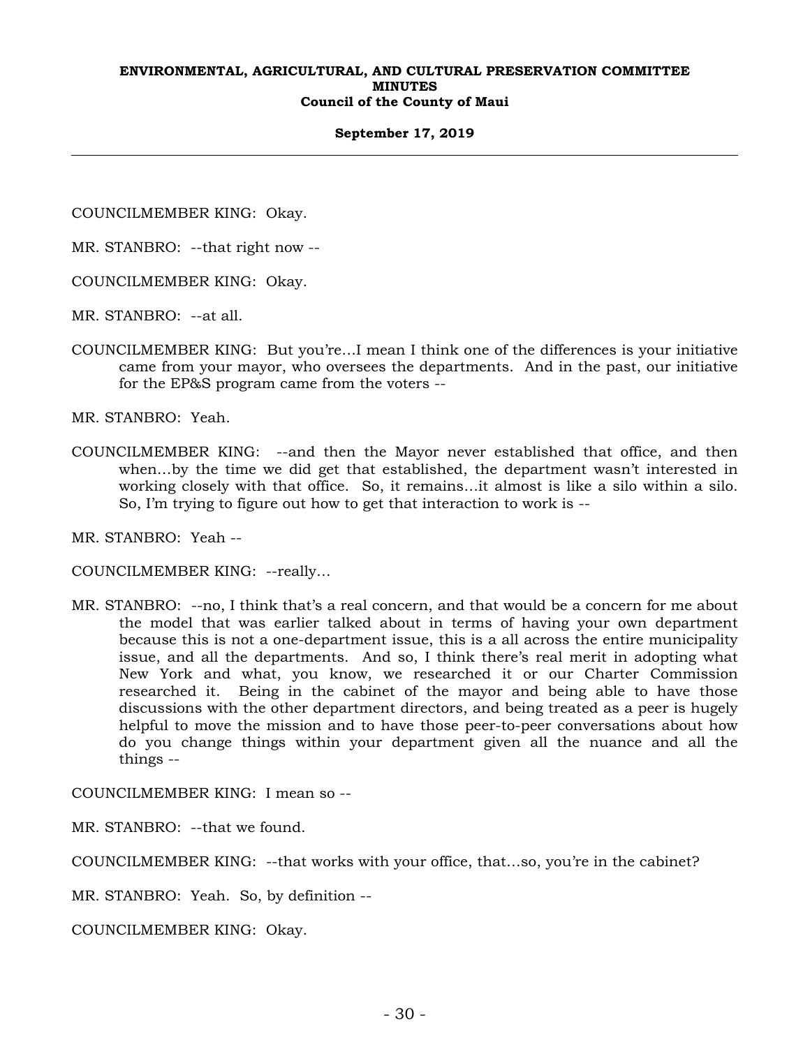COUNCILMEMBER KING: Okay.

MR. STANBRO: --that right now --

COUNCILMEMBER KING: Okay.

MR. STANBRO: --at all.

COUNCILMEMBER KING: But you're...I mean I think one of the differences is your initiative came from your mayor, who oversees the departments. And in the past, our initiative for the EP&S program came from the voters --

MR. STANBRO: Yeah.

COUNCILMEMBER KING: --and then the Mayor never established that office, and then when...by the time we did get that established, the department wasn't interested in working closely with that office. So, it remains...it almost is like a silo within a silo. So, I'm trying to figure out how to get that interaction to work is --

MR. STANBRO: Yeah --

COUNCILMEMBER KING: --really...

MR. STANBRO: --no, I think that's a real concern, and that would be a concern for me about the model that was earlier talked about in terms of having your own department because this is not a one-department issue, this is a all across the entire municipality issue, and all the departments. And so, I think there's real merit in adopting what New York and what, you know, we researched it or our Charter Commission researched it. Being in the cabinet of the mayor and being able to have those discussions with the other department directors, and being treated as a peer is hugely helpful to move the mission and to have those peer-to-peer conversations about how do you change things within your department given all the nuance and all the things --

COUNCILMEMBER KING: I mean so --

MR. STANBRO: --that we found.

COUNCILMEMBER KING: --that works with your office, that...so, you're in the cabinet?

MR. STANBRO: Yeah. So, by definition --

COUNCILMEMBER KING: Okay.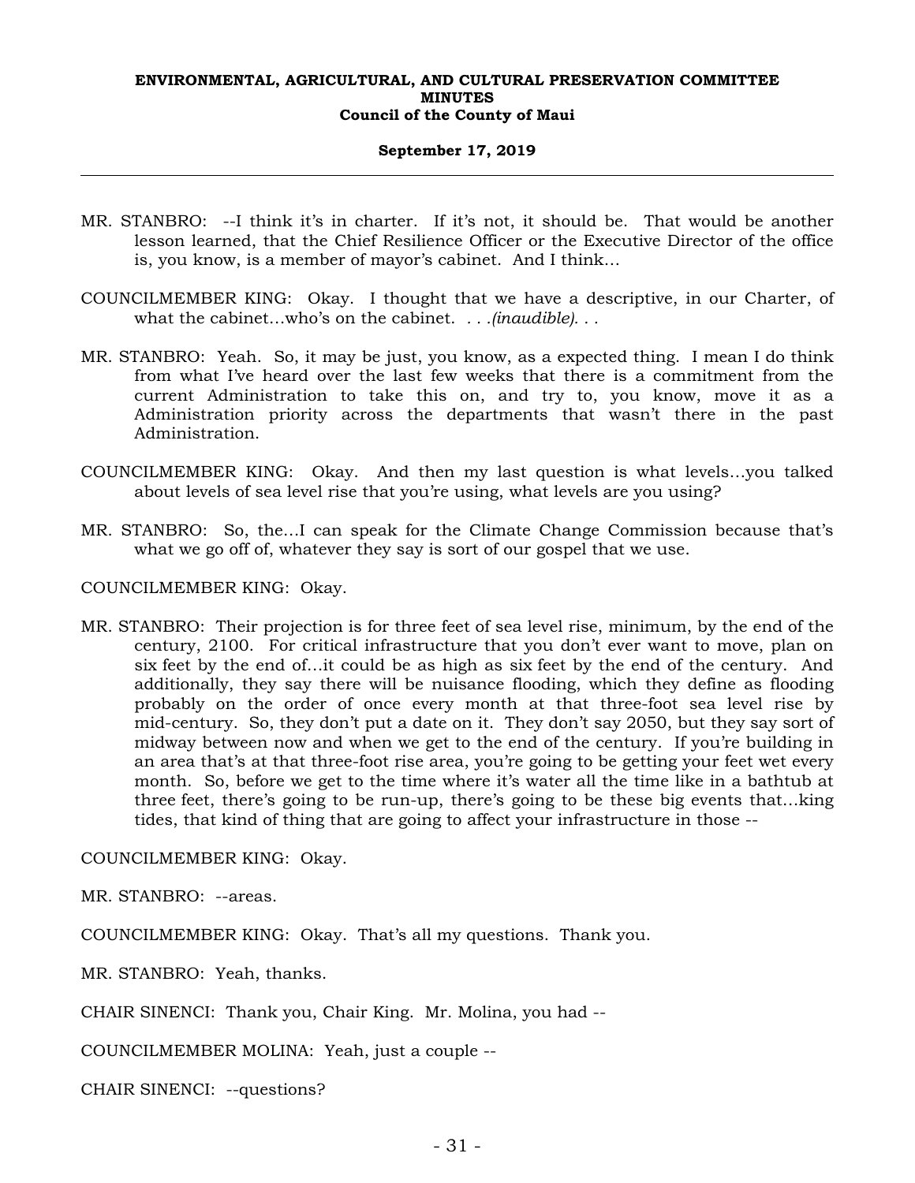MR. STANBRO: --I think it's in charter. If it's not, it should be. That would be another lesson learned, that the Chief Resilience Officer or the Executive Director of the office is, you know, is a member of mayor's cabinet. And I think…

COUNCILMEMBER KING: Okay. I thought that we have a descriptive, in our Charter, of what the cabinet…who's on the cabinet. *. . .(inaudible). . .*

MR. STANBRO: Yeah. So, it may be just, you know, as a expected thing. I mean I do think from what I've heard over the last few weeks that there is a commitment from the current Administration to take this on, and try to, you know, move it as a Administration priority across the departments that wasn't there in the past Administration.

COUNCILMEMBER KING: Okay. And then my last question is what levels…you talked about levels of sea level rise that you're using, what levels are you using?

MR. STANBRO: So, the…I can speak for the Climate Change Commission because that's what we go off of, whatever they say is sort of our gospel that we use.

COUNCILMEMBER KING: Okay.

MR. STANBRO: Their projection is for three feet of sea level rise, minimum, by the end of the century, 2100. For critical infrastructure that you don't ever want to move, plan on six feet by the end of…it could be as high as six feet by the end of the century. And additionally, they say there will be nuisance flooding, which they define as flooding probably on the order of once every month at that three-foot sea level rise by mid-century. So, they don't put a date on it. They don't say 2050, but they say sort of midway between now and when we get to the end of the century. If you're building in an area that's at that three-foot rise area, you're going to be getting your feet wet every month. So, before we get to the time where it's water all the time like in a bathtub at three feet, there's going to be run-up, there's going to be these big events that…king tides, that kind of thing that are going to affect your infrastructure in those --

COUNCILMEMBER KING: Okay.

MR. STANBRO: --areas.

COUNCILMEMBER KING: Okay. That's all my questions. Thank you.

MR. STANBRO: Yeah, thanks.

CHAIR SINENCI: Thank you, Chair King. Mr. Molina, you had --

COUNCILMEMBER MOLINA: Yeah, just a couple --

CHAIR SINENCI: --questions?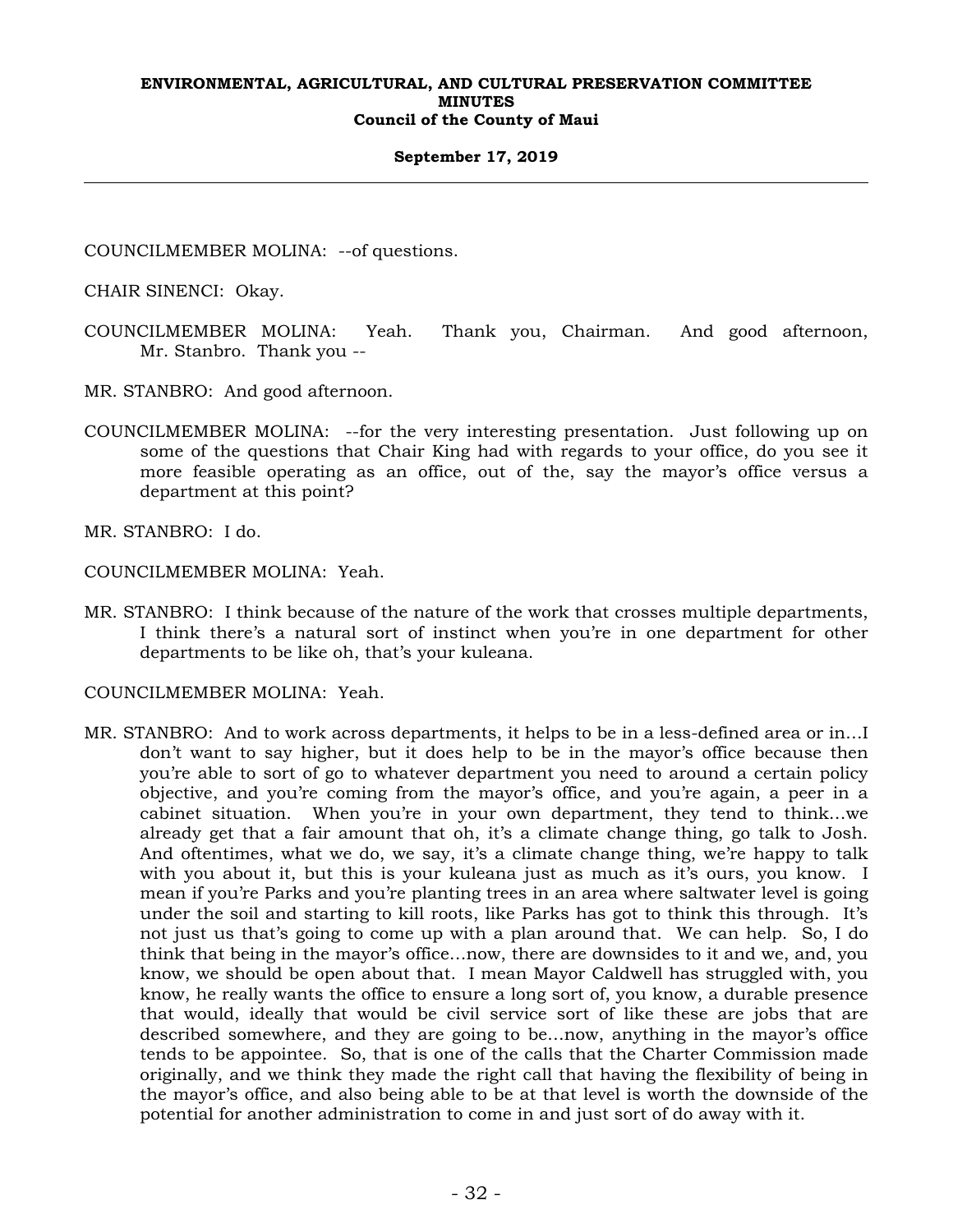COUNCILMEMBER MOLINA: --of questions.

CHAIR SINENCI: Okay.

COUNCILMEMBER MOLINA: Yeah. Thank you, Chairman. And good afternoon, Mr. Stanbro. Thank you --

MR. STANBRO: And good afternoon.

COUNCILMEMBER MOLINA: --for the very interesting presentation. Just following up on some of the questions that Chair King had with regards to your office, do you see it more feasible operating as an office, out of the, say the mayor's office versus a department at this point?

MR. STANBRO: I do.

COUNCILMEMBER MOLINA: Yeah.

MR. STANBRO: I think because of the nature of the work that crosses multiple departments, I think there's a natural sort of instinct when you're in one department for other departments to be like oh, that's your kuleana.

COUNCILMEMBER MOLINA: Yeah.

MR. STANBRO: And to work across departments, it helps to be in a less-defined area or in…I don't want to say higher, but it does help to be in the mayor's office because then you're able to sort of go to whatever department you need to around a certain policy objective, and you're coming from the mayor's office, and you're again, a peer in a cabinet situation. When you're in your own department, they tend to think…we already get that a fair amount that oh, it's a climate change thing, go talk to Josh. And oftentimes, what we do, we say, it's a climate change thing, we're happy to talk with you about it, but this is your kuleana just as much as it's ours, you know. I mean if you're Parks and you're planting trees in an area where saltwater level is going under the soil and starting to kill roots, like Parks has got to think this through. It's not just us that's going to come up with a plan around that. We can help. So, I do think that being in the mayor's office…now, there are downsides to it and we, and, you know, we should be open about that. I mean Mayor Caldwell has struggled with, you know, he really wants the office to ensure a long sort of, you know, a durable presence that would, ideally that would be civil service sort of like these are jobs that are described somewhere, and they are going to be…now, anything in the mayor's office tends to be appointee. So, that is one of the calls that the Charter Commission made originally, and we think they made the right call that having the flexibility of being in the mayor's office, and also being able to be at that level is worth the downside of the potential for another administration to come in and just sort of do away with it.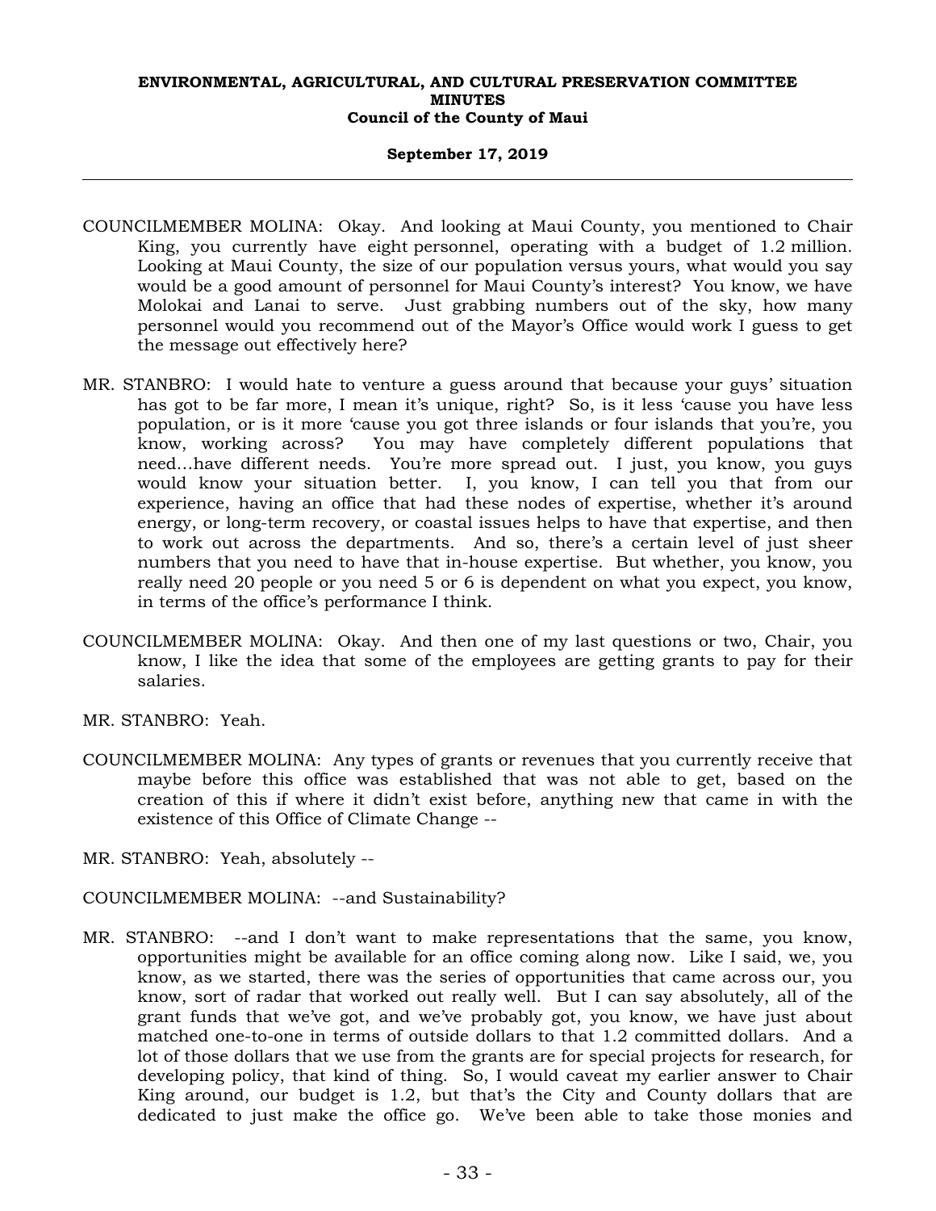COUNCILMEMBER MOLINA: Okay. And looking at Maui County, you mentioned to Chair King, you currently have eight personnel, operating with a budget of 1.2 million. Looking at Maui County, the size of our population versus yours, what would you say would be a good amount of personnel for Maui County's interest? You know, we have Molokai and Lanai to serve. Just grabbing numbers out of the sky, how many personnel would you recommend out of the Mayor's Office would work I guess to get the message out effectively here?

MR. STANBRO: I would hate to venture a guess around that because your guys' situation has got to be far more, I mean it's unique, right? So, is it less 'cause you have less population, or is it more 'cause you got three islands or four islands that you're, you know, working across? You may have completely different populations that need…have different needs. You're more spread out. I just, you know, you guys would know your situation better. I, you know, I can tell you that from our experience, having an office that had these nodes of expertise, whether it's around energy, or long-term recovery, or coastal issues helps to have that expertise, and then to work out across the departments. And so, there's a certain level of just sheer numbers that you need to have that in-house expertise. But whether, you know, you really need 20 people or you need 5 or 6 is dependent on what you expect, you know, in terms of the office's performance I think.

COUNCILMEMBER MOLINA: Okay. And then one of my last questions or two, Chair, you know, I like the idea that some of the employees are getting grants to pay for their salaries.

MR. STANBRO: Yeah.

COUNCILMEMBER MOLINA: Any types of grants or revenues that you currently receive that maybe before this office was established that was not able to get, based on the creation of this if where it didn't exist before, anything new that came in with the existence of this Office of Climate Change --

MR. STANBRO: Yeah, absolutely --

COUNCILMEMBER MOLINA: --and Sustainability?

MR. STANBRO: --and I don't want to make representations that the same, you know, opportunities might be available for an office coming along now. Like I said, we, you know, as we started, there was the series of opportunities that came across our, you know, sort of radar that worked out really well. But I can say absolutely, all of the grant funds that we've got, and we've probably got, you know, we have just about matched one-to-one in terms of outside dollars to that 1.2 committed dollars. And a lot of those dollars that we use from the grants are for special projects for research, for developing policy, that kind of thing. So, I would caveat my earlier answer to Chair King around, our budget is 1.2, but that's the City and County dollars that are dedicated to just make the office go. We've been able to take those monies and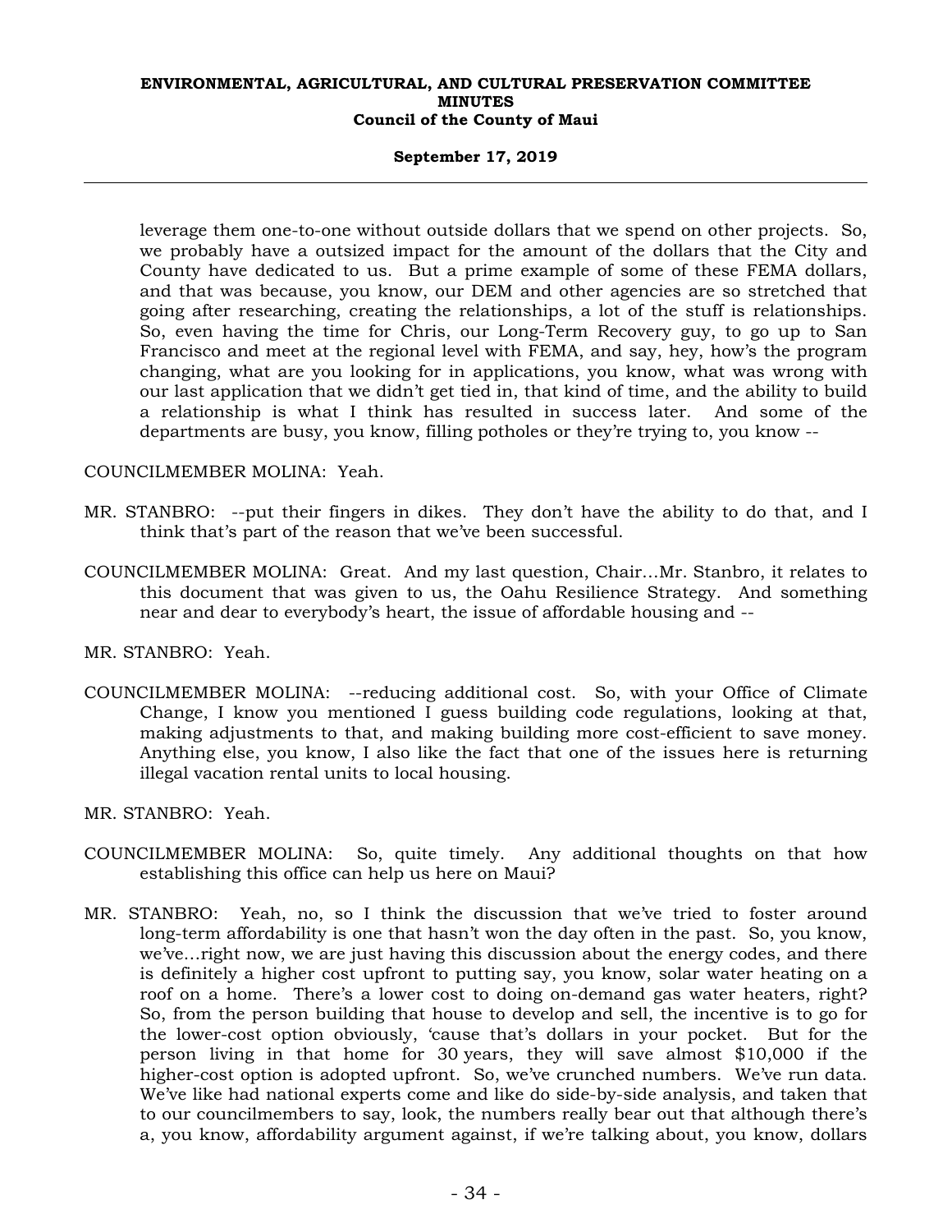leverage them one-to-one without outside dollars that we spend on other projects. So, we probably have a outsized impact for the amount of the dollars that the City and County have dedicated to us. But a prime example of some of these FEMA dollars, and that was because, you know, our DEM and other agencies are so stretched that going after researching, creating the relationships, a lot of the stuff is relationships. So, even having the time for Chris, our Long-Term Recovery guy, to go up to San Francisco and meet at the regional level with FEMA, and say, hey, how's the program changing, what are you looking for in applications, you know, what was wrong with our last application that we didn't get tied in, that kind of time, and the ability to build a relationship is what I think has resulted in success later. And some of the departments are busy, you know, filling potholes or they're trying to, you know --

COUNCILMEMBER MOLINA: Yeah.

MR. STANBRO: --put their fingers in dikes. They don't have the ability to do that, and I think that's part of the reason that we've been successful.

COUNCILMEMBER MOLINA: Great. And my last question, Chair…Mr. Stanbro, it relates to this document that was given to us, the Oahu Resilience Strategy. And something near and dear to everybody's heart, the issue of affordable housing and --

MR. STANBRO: Yeah.

COUNCILMEMBER MOLINA: --reducing additional cost. So, with your Office of Climate Change, I know you mentioned I guess building code regulations, looking at that, making adjustments to that, and making building more cost-efficient to save money. Anything else, you know, I also like the fact that one of the issues here is returning illegal vacation rental units to local housing.

MR. STANBRO: Yeah.

COUNCILMEMBER MOLINA: So, quite timely. Any additional thoughts on that how establishing this office can help us here on Maui?

MR. STANBRO: Yeah, no, so I think the discussion that we've tried to foster around long-term affordability is one that hasn't won the day often in the past. So, you know, we've…right now, we are just having this discussion about the energy codes, and there is definitely a higher cost upfront to putting say, you know, solar water heating on a roof on a home. There's a lower cost to doing on-demand gas water heaters, right? So, from the person building that house to develop and sell, the incentive is to go for the lower-cost option obviously, 'cause that's dollars in your pocket. But for the person living in that home for 30 years, they will save almost $10,000 if the higher-cost option is adopted upfront. So, we've crunched numbers. We've run data. We've like had national experts come and like do side-by-side analysis, and taken that to our councilmembers to say, look, the numbers really bear out that although there's a, you know, affordability argument against, if we're talking about, you know, dollars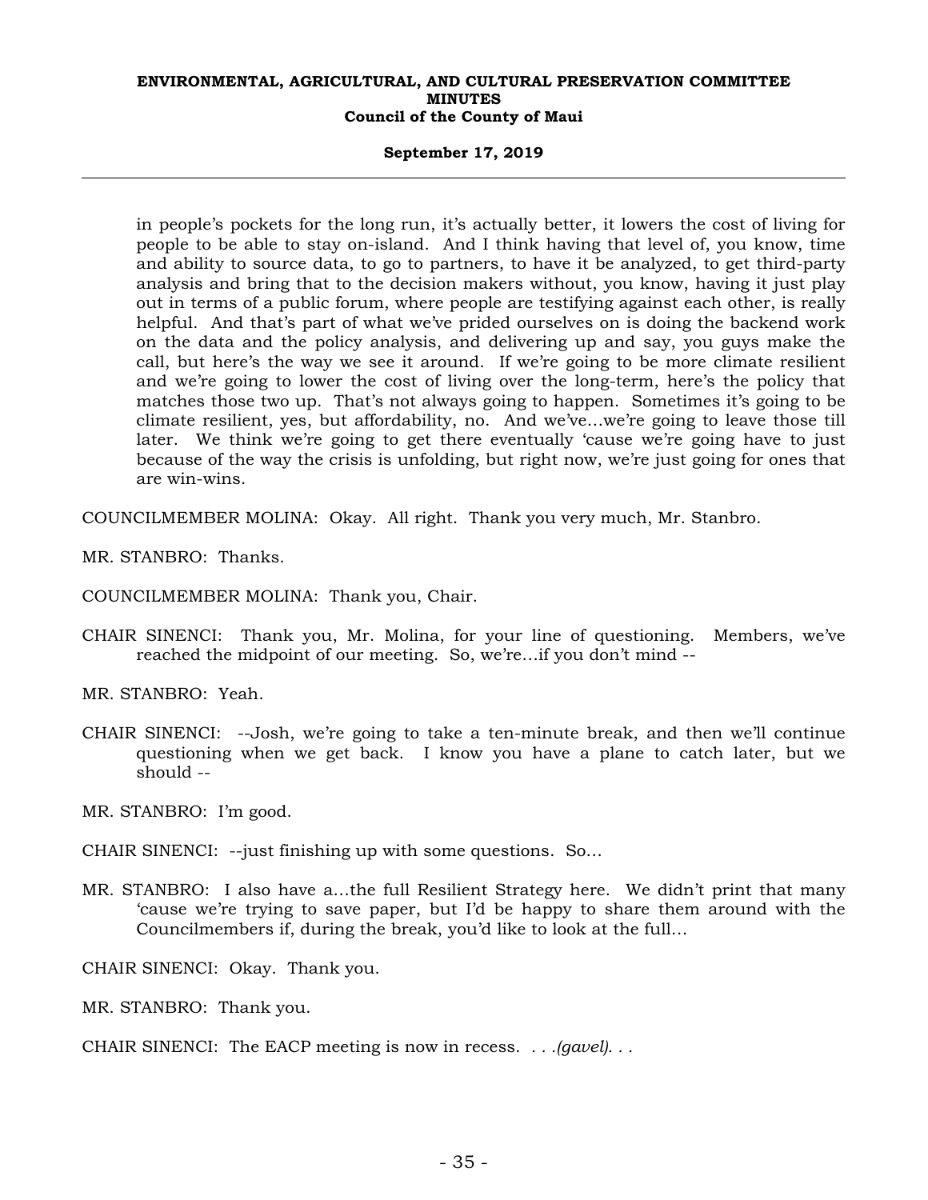in people's pockets for the long run, it's actually better, it lowers the cost of living for people to be able to stay on-island. And I think having that level of, you know, time and ability to source data, to go to partners, to have it be analyzed, to get third-party analysis and bring that to the decision makers without, you know, having it just play out in terms of a public forum, where people are testifying against each other, is really helpful. And that's part of what we've prided ourselves on is doing the backend work on the data and the policy analysis, and delivering up and say, you guys make the call, but here's the way we see it around. If we're going to be more climate resilient and we're going to lower the cost of living over the long-term, here's the policy that matches those two up. That's not always going to happen. Sometimes it's going to be climate resilient, yes, but affordability, no. And we've…we're going to leave those till later. We think we're going to get there eventually 'cause we're going have to just because of the way the crisis is unfolding, but right now, we're just going for ones that are win-wins.

COUNCILMEMBER MOLINA: Okay. All right. Thank you very much, Mr. Stanbro.

MR. STANBRO: Thanks.

COUNCILMEMBER MOLINA: Thank you, Chair.

CHAIR SINENCI: Thank you, Mr. Molina, for your line of questioning. Members, we've reached the midpoint of our meeting. So, we're…if you don't mind --

MR. STANBRO: Yeah.

CHAIR SINENCI: --Josh, we're going to take a ten-minute break, and then we'll continue questioning when we get back. I know you have a plane to catch later, but we should --

MR. STANBRO: I'm good.

CHAIR SINENCI: --just finishing up with some questions. So…

MR. STANBRO: I also have a…the full Resilient Strategy here. We didn't print that many 'cause we're trying to save paper, but I'd be happy to share them around with the Councilmembers if, during the break, you'd like to look at the full…

CHAIR SINENCI: Okay. Thank you.

MR. STANBRO: Thank you.

CHAIR SINENCI: The EACP meeting is now in recess. *. . .(gavel). . .*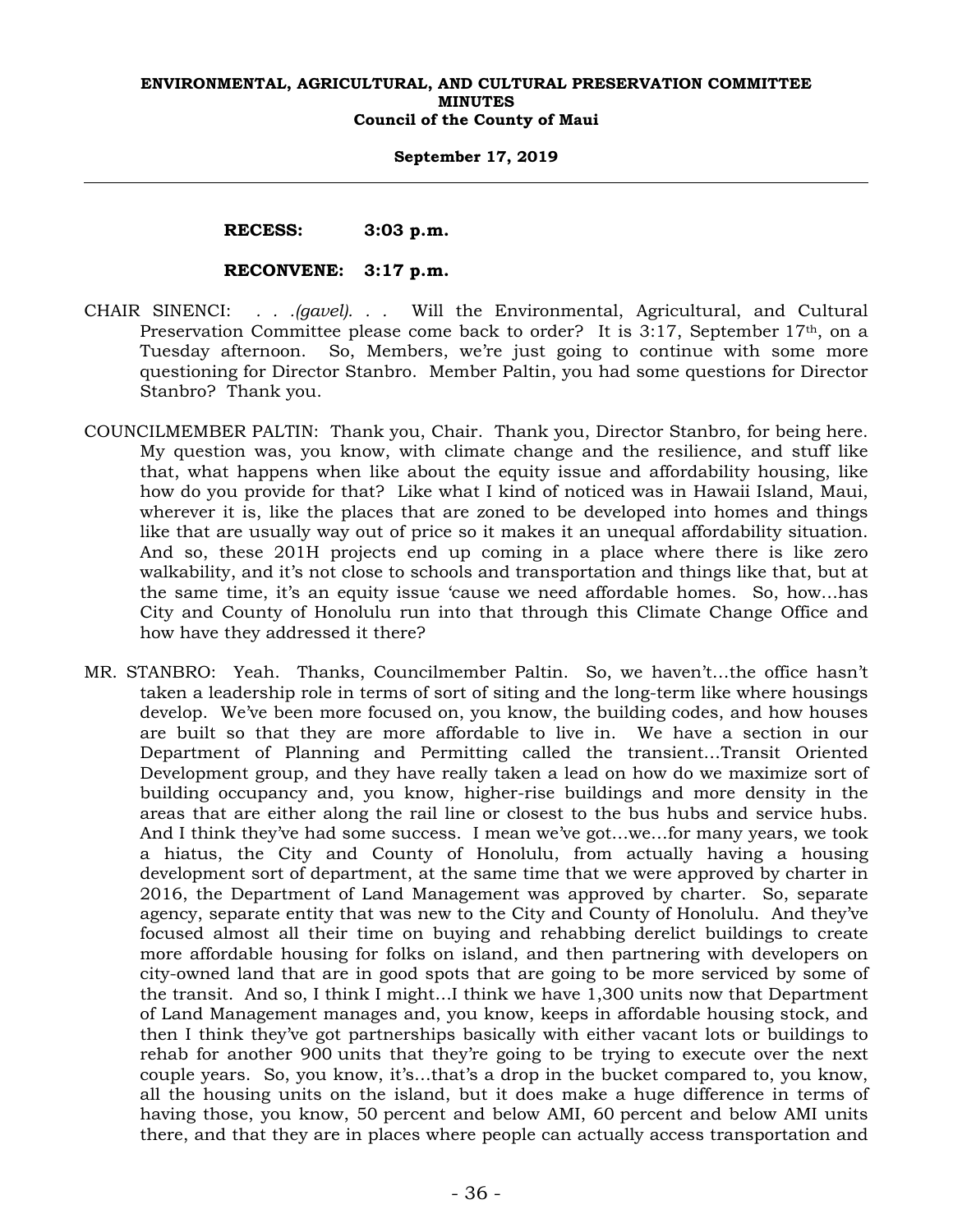**RECESS: 3:03 p.m.**

**RECONVENE: 3:17 p.m.**

CHAIR SINENCI: *. . .(gavel). . .* Will the Environmental, Agricultural, and Cultural Preservation Committee please come back to order? It is 3:17, September 17th, on a Tuesday afternoon. So, Members, we're just going to continue with some more questioning for Director Stanbro. Member Paltin, you had some questions for Director Stanbro? Thank you.

COUNCILMEMBER PALTIN: Thank you, Chair. Thank you, Director Stanbro, for being here. My question was, you know, with climate change and the resilience, and stuff like that, what happens when like about the equity issue and affordability housing, like how do you provide for that? Like what I kind of noticed was in Hawaii Island, Maui, wherever it is, like the places that are zoned to be developed into homes and things like that are usually way out of price so it makes it an unequal affordability situation. And so, these 201H projects end up coming in a place where there is like zero walkability, and it's not close to schools and transportation and things like that, but at the same time, it's an equity issue 'cause we need affordable homes. So, how...has City and County of Honolulu run into that through this Climate Change Office and how have they addressed it there?

MR. STANBRO: Yeah. Thanks, Councilmember Paltin. So, we haven't...the office hasn't taken a leadership role in terms of sort of siting and the long-term like where housings develop. We've been more focused on, you know, the building codes, and how houses are built so that they are more affordable to live in. We have a section in our Department of Planning and Permitting called the transient...Transit Oriented Development group, and they have really taken a lead on how do we maximize sort of building occupancy and, you know, higher-rise buildings and more density in the areas that are either along the rail line or closest to the bus hubs and service hubs. And I think they've had some success. I mean we've got...we...for many years, we took a hiatus, the City and County of Honolulu, from actually having a housing development sort of department, at the same time that we were approved by charter in 2016, the Department of Land Management was approved by charter. So, separate agency, separate entity that was new to the City and County of Honolulu. And they've focused almost all their time on buying and rehabbing derelict buildings to create more affordable housing for folks on island, and then partnering with developers on city-owned land that are in good spots that are going to be more serviced by some of the transit. And so, I think I might...I think we have 1,300 units now that Department of Land Management manages and, you know, keeps in affordable housing stock, and then I think they've got partnerships basically with either vacant lots or buildings to rehab for another 900 units that they're going to be trying to execute over the next couple years. So, you know, it's...that's a drop in the bucket compared to, you know, all the housing units on the island, but it does make a huge difference in terms of having those, you know, 50 percent and below AMI, 60 percent and below AMI units there, and that they are in places where people can actually access transportation and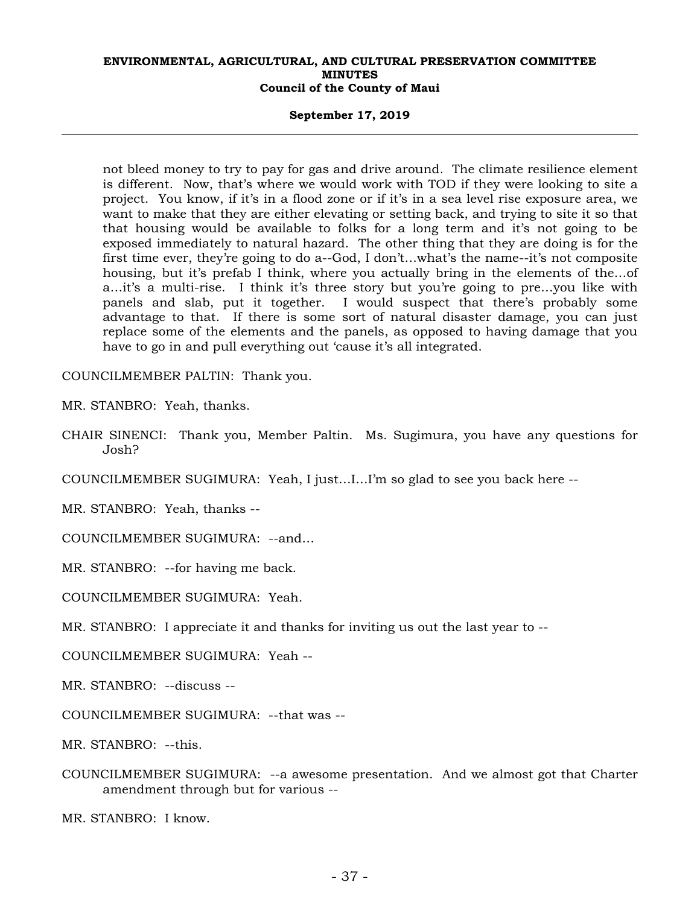not bleed money to try to pay for gas and drive around. The climate resilience element is different. Now, that's where we would work with TOD if they were looking to site a project. You know, if it's in a flood zone or if it's in a sea level rise exposure area, we want to make that they are either elevating or setting back, and trying to site it so that that housing would be available to folks for a long term and it's not going to be exposed immediately to natural hazard. The other thing that they are doing is for the first time ever, they're going to do a--God, I don't…what's the name--it's not composite housing, but it's prefab I think, where you actually bring in the elements of the…of a…it's a multi-rise. I think it's three story but you're going to pre…you like with panels and slab, put it together. I would suspect that there's probably some advantage to that. If there is some sort of natural disaster damage, you can just replace some of the elements and the panels, as opposed to having damage that you have to go in and pull everything out 'cause it's all integrated.

COUNCILMEMBER PALTIN: Thank you.

MR. STANBRO: Yeah, thanks.

CHAIR SINENCI: Thank you, Member Paltin. Ms. Sugimura, you have any questions for Josh?

COUNCILMEMBER SUGIMURA: Yeah, I just…I…I'm so glad to see you back here --

MR. STANBRO: Yeah, thanks --

COUNCILMEMBER SUGIMURA: --and…

MR. STANBRO: --for having me back.

COUNCILMEMBER SUGIMURA: Yeah.

MR. STANBRO: I appreciate it and thanks for inviting us out the last year to --

COUNCILMEMBER SUGIMURA: Yeah --

MR. STANBRO: --discuss --

COUNCILMEMBER SUGIMURA: --that was --

MR. STANBRO: --this.

COUNCILMEMBER SUGIMURA: --a awesome presentation. And we almost got that Charter amendment through but for various --

MR. STANBRO: I know.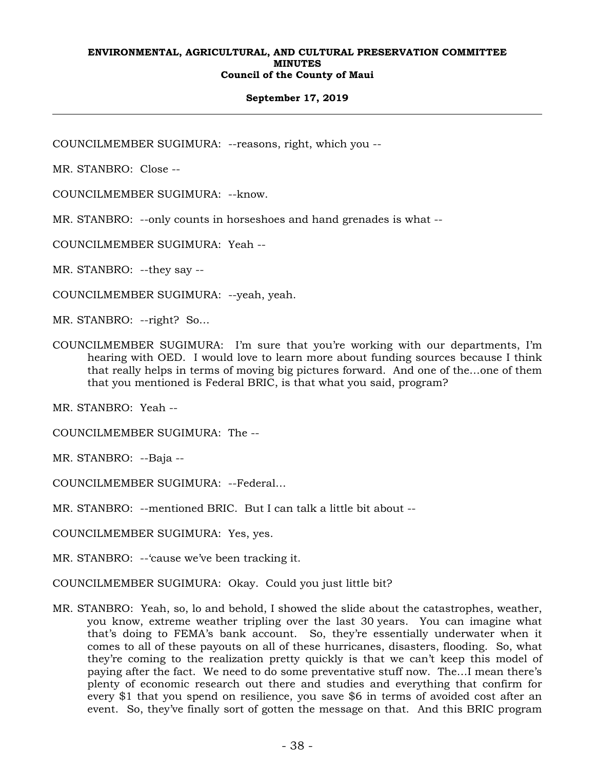COUNCILMEMBER SUGIMURA: --reasons, right, which you --

MR. STANBRO: Close --

COUNCILMEMBER SUGIMURA: --know.

MR. STANBRO: --only counts in horseshoes and hand grenades is what --

COUNCILMEMBER SUGIMURA: Yeah --

MR. STANBRO: --they say --

COUNCILMEMBER SUGIMURA: --yeah, yeah.

MR. STANBRO: --right? So...

COUNCILMEMBER SUGIMURA: I'm sure that you're working with our departments, I'm hearing with OED. I would love to learn more about funding sources because I think that really helps in terms of moving big pictures forward. And one of the...one of them that you mentioned is Federal BRIC, is that what you said, program?

MR. STANBRO: Yeah --

COUNCILMEMBER SUGIMURA: The --

MR. STANBRO: --Baja --

COUNCILMEMBER SUGIMURA: --Federal...

MR. STANBRO: --mentioned BRIC. But I can talk a little bit about --

COUNCILMEMBER SUGIMURA: Yes, yes.

MR. STANBRO: --'cause we've been tracking it.

COUNCILMEMBER SUGIMURA: Okay. Could you just little bit?

MR. STANBRO: Yeah, so, lo and behold, I showed the slide about the catastrophes, weather, you know, extreme weather tripling over the last 30 years. You can imagine what that's doing to FEMA's bank account. So, they're essentially underwater when it comes to all of these payouts on all of these hurricanes, disasters, flooding. So, what they're coming to the realization pretty quickly is that we can't keep this model of paying after the fact. We need to do some preventative stuff now. The...I mean there's plenty of economic research out there and studies and everything that confirm for every $1 that you spend on resilience, you save $6 in terms of avoided cost after an event. So, they've finally sort of gotten the message on that. And this BRIC program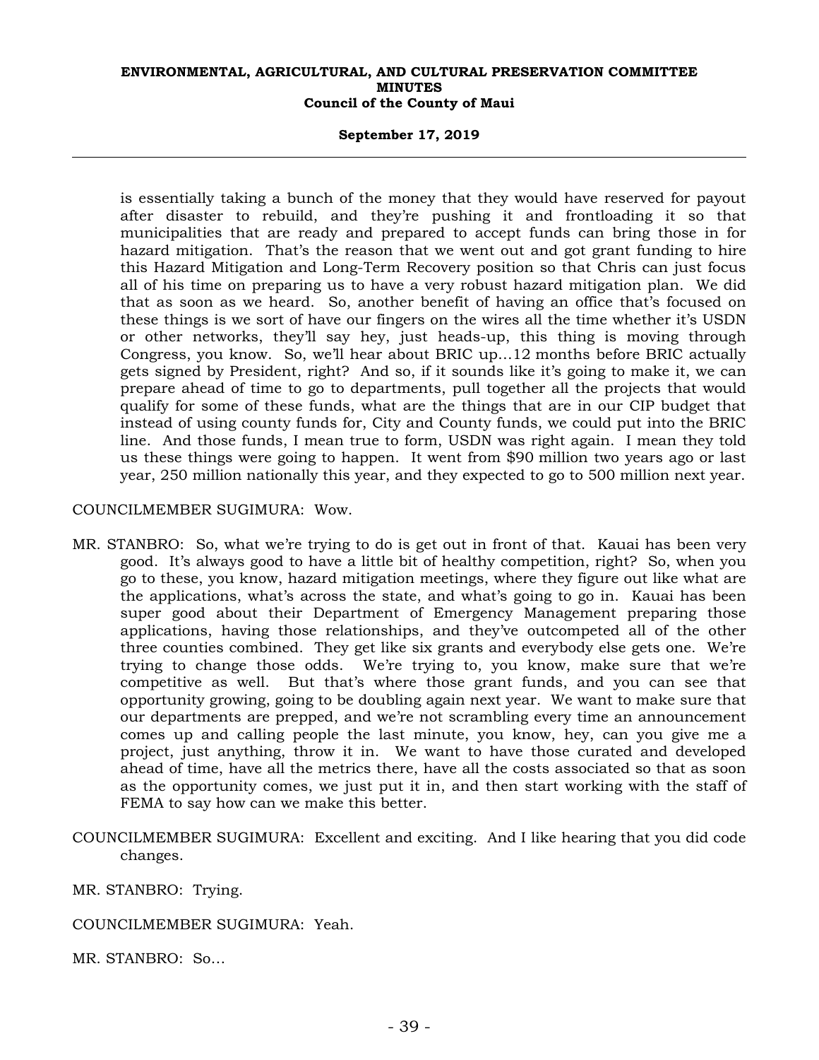is essentially taking a bunch of the money that they would have reserved for payout after disaster to rebuild, and they're pushing it and frontloading it so that municipalities that are ready and prepared to accept funds can bring those in for hazard mitigation. That's the reason that we went out and got grant funding to hire this Hazard Mitigation and Long-Term Recovery position so that Chris can just focus all of his time on preparing us to have a very robust hazard mitigation plan. We did that as soon as we heard. So, another benefit of having an office that's focused on these things is we sort of have our fingers on the wires all the time whether it's USDN or other networks, they'll say hey, just heads-up, this thing is moving through Congress, you know. So, we'll hear about BRIC up…12 months before BRIC actually gets signed by President, right? And so, if it sounds like it's going to make it, we can prepare ahead of time to go to departments, pull together all the projects that would qualify for some of these funds, what are the things that are in our CIP budget that instead of using county funds for, City and County funds, we could put into the BRIC line. And those funds, I mean true to form, USDN was right again. I mean they told us these things were going to happen. It went from $90 million two years ago or last year, 250 million nationally this year, and they expected to go to 500 million next year.

COUNCILMEMBER SUGIMURA: Wow.

MR. STANBRO: So, what we're trying to do is get out in front of that. Kauai has been very good. It's always good to have a little bit of healthy competition, right? So, when you go to these, you know, hazard mitigation meetings, where they figure out like what are the applications, what's across the state, and what's going to go in. Kauai has been super good about their Department of Emergency Management preparing those applications, having those relationships, and they've outcompeted all of the other three counties combined. They get like six grants and everybody else gets one. We're trying to change those odds. We're trying to, you know, make sure that we're competitive as well. But that's where those grant funds, and you can see that opportunity growing, going to be doubling again next year. We want to make sure that our departments are prepped, and we're not scrambling every time an announcement comes up and calling people the last minute, you know, hey, can you give me a project, just anything, throw it in. We want to have those curated and developed ahead of time, have all the metrics there, have all the costs associated so that as soon as the opportunity comes, we just put it in, and then start working with the staff of FEMA to say how can we make this better.

COUNCILMEMBER SUGIMURA: Excellent and exciting. And I like hearing that you did code changes.

MR. STANBRO: Trying.

COUNCILMEMBER SUGIMURA: Yeah.

MR. STANBRO: So…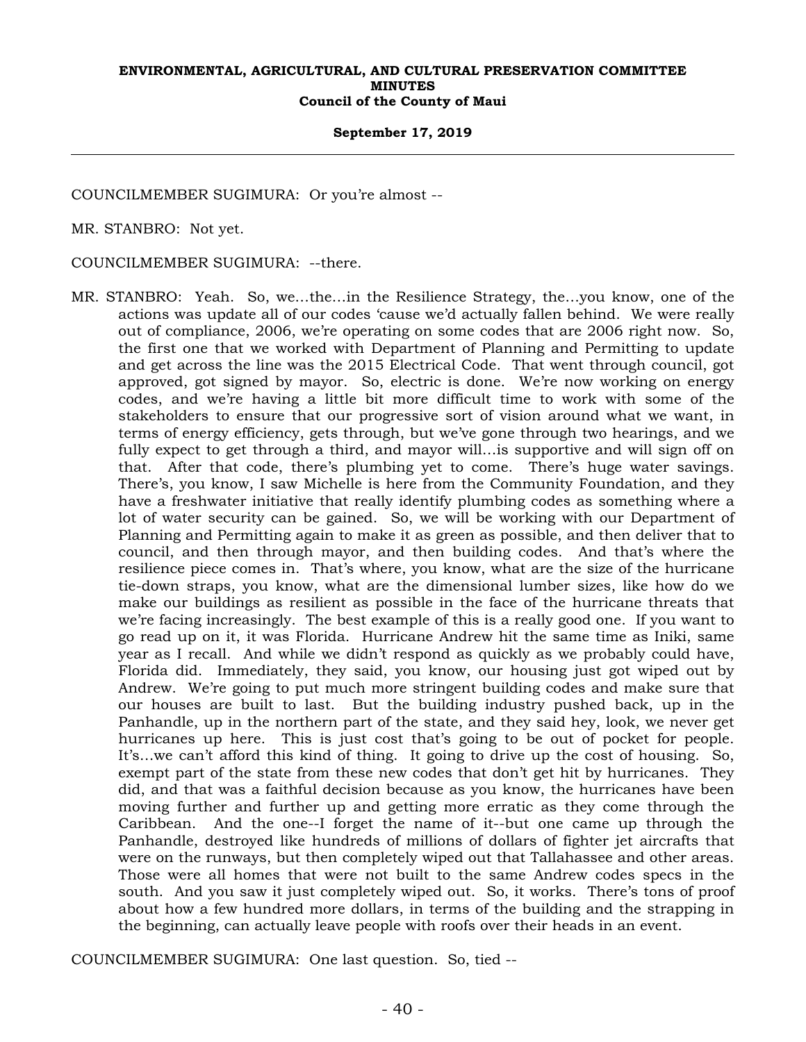COUNCILMEMBER SUGIMURA: Or you're almost --

MR. STANBRO: Not yet.

COUNCILMEMBER SUGIMURA: --there.

MR. STANBRO: Yeah. So, we...the...in the Resilience Strategy, the...you know, one of the actions was update all of our codes 'cause we'd actually fallen behind. We were really out of compliance, 2006, we're operating on some codes that are 2006 right now. So, the first one that we worked with Department of Planning and Permitting to update and get across the line was the 2015 Electrical Code. That went through council, got approved, got signed by mayor. So, electric is done. We're now working on energy codes, and we're having a little bit more difficult time to work with some of the stakeholders to ensure that our progressive sort of vision around what we want, in terms of energy efficiency, gets through, but we've gone through two hearings, and we fully expect to get through a third, and mayor will...is supportive and will sign off on that. After that code, there's plumbing yet to come. There's huge water savings. There's, you know, I saw Michelle is here from the Community Foundation, and they have a freshwater initiative that really identify plumbing codes as something where a lot of water security can be gained. So, we will be working with our Department of Planning and Permitting again to make it as green as possible, and then deliver that to council, and then through mayor, and then building codes. And that's where the resilience piece comes in. That's where, you know, what are the size of the hurricane tie-down straps, you know, what are the dimensional lumber sizes, like how do we make our buildings as resilient as possible in the face of the hurricane threats that we're facing increasingly. The best example of this is a really good one. If you want to go read up on it, it was Florida. Hurricane Andrew hit the same time as Iniki, same year as I recall. And while we didn't respond as quickly as we probably could have, Florida did. Immediately, they said, you know, our housing just got wiped out by Andrew. We're going to put much more stringent building codes and make sure that our houses are built to last. But the building industry pushed back, up in the Panhandle, up in the northern part of the state, and they said hey, look, we never get hurricanes up here. This is just cost that's going to be out of pocket for people. It's...we can't afford this kind of thing. It going to drive up the cost of housing. So, exempt part of the state from these new codes that don't get hit by hurricanes. They did, and that was a faithful decision because as you know, the hurricanes have been moving further and further up and getting more erratic as they come through the Caribbean. And the one--I forget the name of it--but one came up through the Panhandle, destroyed like hundreds of millions of dollars of fighter jet aircrafts that were on the runways, but then completely wiped out that Tallahassee and other areas. Those were all homes that were not built to the same Andrew codes specs in the south. And you saw it just completely wiped out. So, it works. There's tons of proof about how a few hundred more dollars, in terms of the building and the strapping in the beginning, can actually leave people with roofs over their heads in an event.

COUNCILMEMBER SUGIMURA: One last question. So, tied --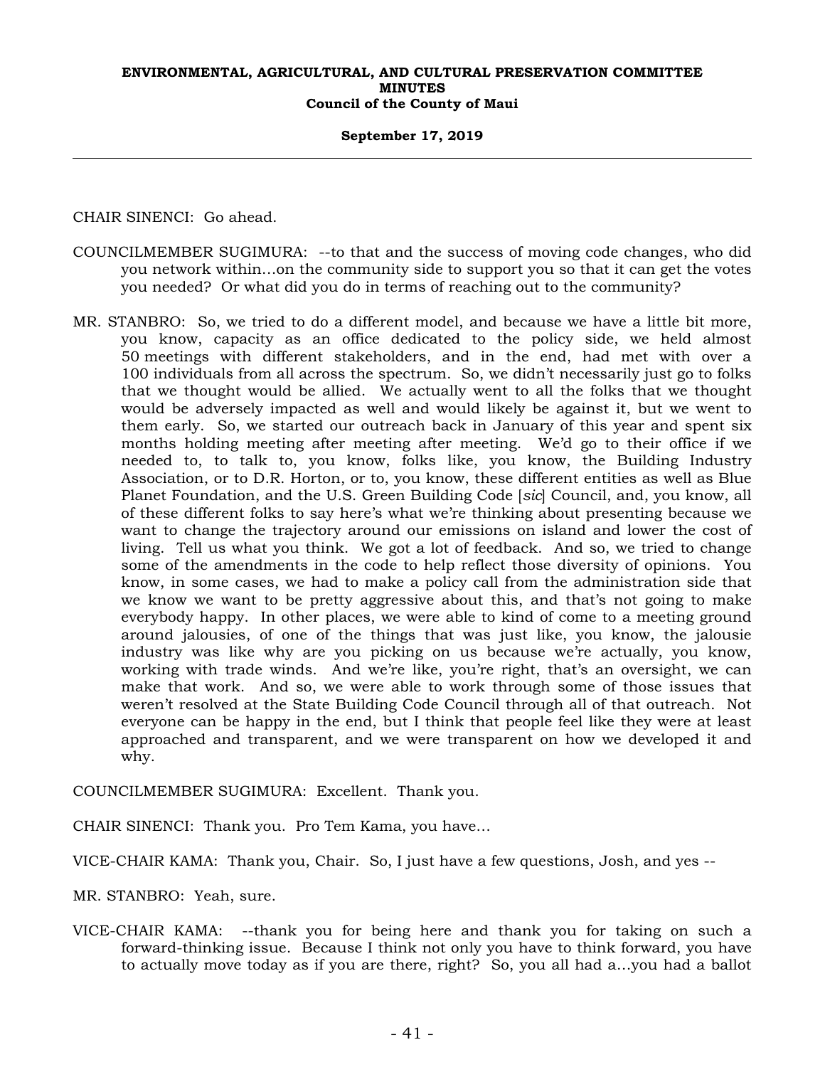CHAIR SINENCI: Go ahead.

COUNCILMEMBER SUGIMURA: --to that and the success of moving code changes, who did you network within...on the community side to support you so that it can get the votes you needed? Or what did you do in terms of reaching out to the community?

MR. STANBRO: So, we tried to do a different model, and because we have a little bit more, you know, capacity as an office dedicated to the policy side, we held almost 50 meetings with different stakeholders, and in the end, had met with over a 100 individuals from all across the spectrum. So, we didn't necessarily just go to folks that we thought would be allied. We actually went to all the folks that we thought would be adversely impacted as well and would likely be against it, but we went to them early. So, we started our outreach back in January of this year and spent six months holding meeting after meeting after meeting. We'd go to their office if we needed to, to talk to, you know, folks like, you know, the Building Industry Association, or to D.R. Horton, or to, you know, these different entities as well as Blue Planet Foundation, and the U.S. Green Building Code [*sic*] Council, and, you know, all of these different folks to say here's what we're thinking about presenting because we want to change the trajectory around our emissions on island and lower the cost of living. Tell us what you think. We got a lot of feedback. And so, we tried to change some of the amendments in the code to help reflect those diversity of opinions. You know, in some cases, we had to make a policy call from the administration side that we know we want to be pretty aggressive about this, and that's not going to make everybody happy. In other places, we were able to kind of come to a meeting ground around jalousies, of one of the things that was just like, you know, the jalousie industry was like why are you picking on us because we're actually, you know, working with trade winds. And we're like, you're right, that's an oversight, we can make that work. And so, we were able to work through some of those issues that weren't resolved at the State Building Code Council through all of that outreach. Not everyone can be happy in the end, but I think that people feel like they were at least approached and transparent, and we were transparent on how we developed it and why.

COUNCILMEMBER SUGIMURA: Excellent. Thank you.

CHAIR SINENCI: Thank you. Pro Tem Kama, you have...

VICE-CHAIR KAMA: Thank you, Chair. So, I just have a few questions, Josh, and yes --

MR. STANBRO: Yeah, sure.

VICE-CHAIR KAMA: --thank you for being here and thank you for taking on such a forward-thinking issue. Because I think not only you have to think forward, you have to actually move today as if you are there, right? So, you all had a...you had a ballot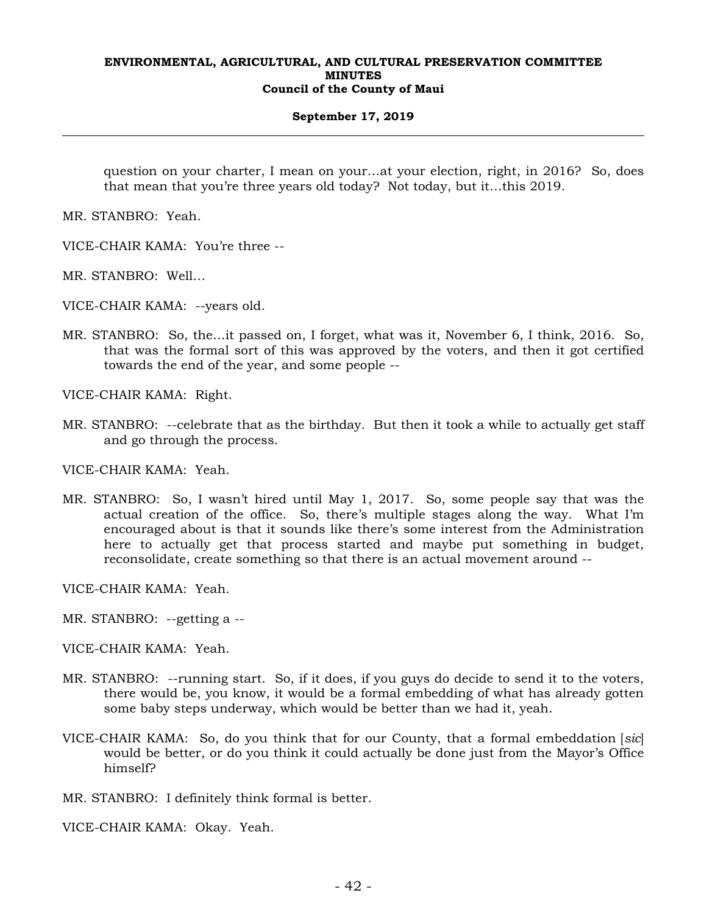question on your charter, I mean on your…at your election, right, in 2016? So, does that mean that you're three years old today? Not today, but it…this 2019.

MR. STANBRO: Yeah.

VICE-CHAIR KAMA: You're three --

MR. STANBRO: Well…

VICE-CHAIR KAMA: --years old.

MR. STANBRO: So, the…it passed on, I forget, what was it, November 6, I think, 2016. So, that was the formal sort of this was approved by the voters, and then it got certified towards the end of the year, and some people --

VICE-CHAIR KAMA: Right.

MR. STANBRO: --celebrate that as the birthday. But then it took a while to actually get staff and go through the process.

VICE-CHAIR KAMA: Yeah.

MR. STANBRO: So, I wasn't hired until May 1, 2017. So, some people say that was the actual creation of the office. So, there's multiple stages along the way. What I'm encouraged about is that it sounds like there's some interest from the Administration here to actually get that process started and maybe put something in budget, reconsolidate, create something so that there is an actual movement around --

VICE-CHAIR KAMA: Yeah.

MR. STANBRO: --getting a --

VICE-CHAIR KAMA: Yeah.

MR. STANBRO: --running start. So, if it does, if you guys do decide to send it to the voters, there would be, you know, it would be a formal embedding of what has already gotten some baby steps underway, which would be better than we had it, yeah.

VICE-CHAIR KAMA: So, do you think that for our County, that a formal embeddation [*sic*] would be better, or do you think it could actually be done just from the Mayor's Office himself?

MR. STANBRO: I definitely think formal is better.

VICE-CHAIR KAMA: Okay. Yeah.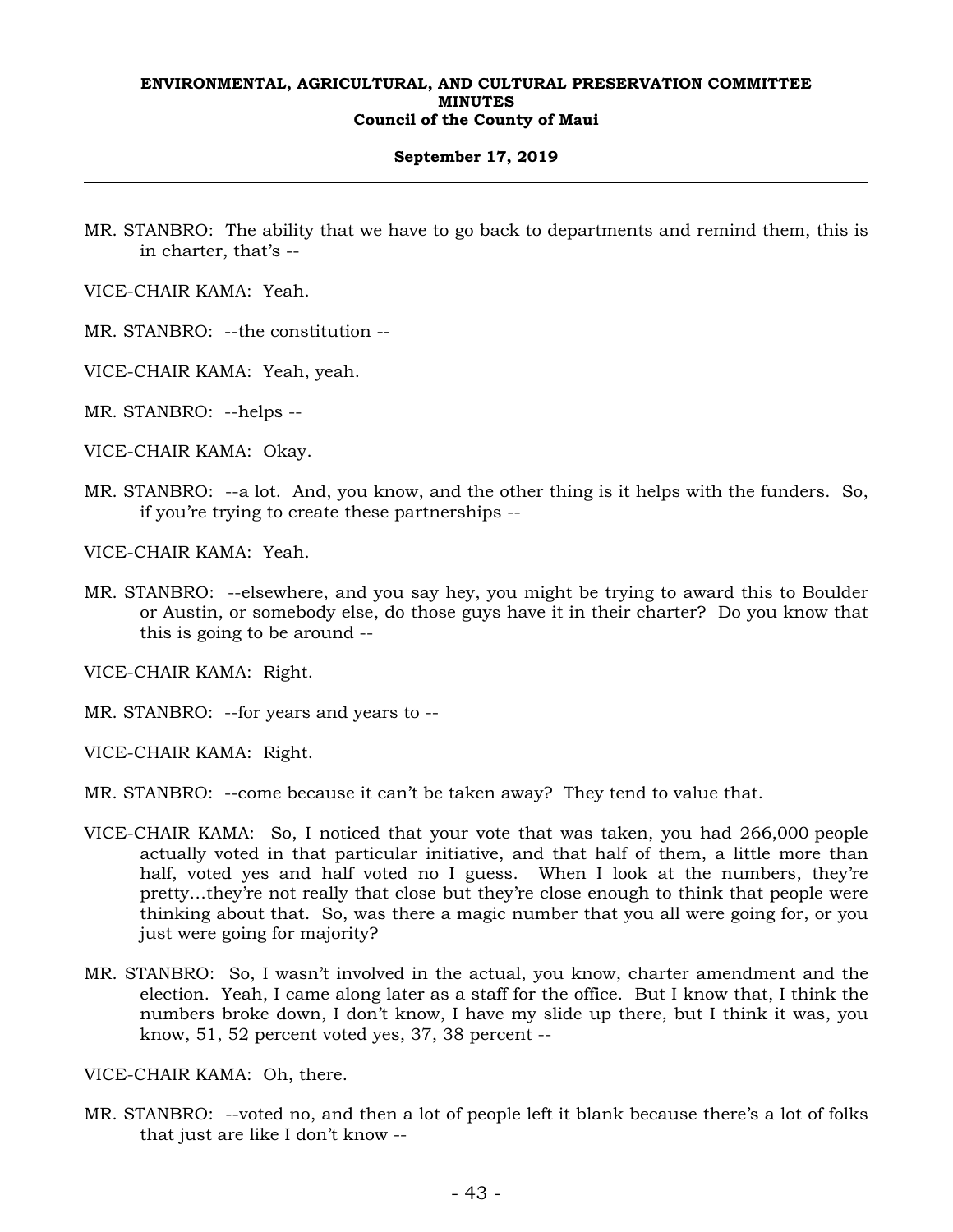MR. STANBRO: The ability that we have to go back to departments and remind them, this is in charter, that's --

VICE-CHAIR KAMA: Yeah.

MR. STANBRO: --the constitution --

VICE-CHAIR KAMA: Yeah, yeah.

MR. STANBRO: --helps --

VICE-CHAIR KAMA: Okay.

MR. STANBRO: --a lot. And, you know, and the other thing is it helps with the funders. So, if you're trying to create these partnerships --

VICE-CHAIR KAMA: Yeah.

MR. STANBRO: --elsewhere, and you say hey, you might be trying to award this to Boulder or Austin, or somebody else, do those guys have it in their charter? Do you know that this is going to be around --

VICE-CHAIR KAMA: Right.

MR. STANBRO: --for years and years to --

VICE-CHAIR KAMA: Right.

MR. STANBRO: --come because it can't be taken away? They tend to value that.

VICE-CHAIR KAMA: So, I noticed that your vote that was taken, you had 266,000 people actually voted in that particular initiative, and that half of them, a little more than half, voted yes and half voted no I guess. When I look at the numbers, they're pretty…they're not really that close but they're close enough to think that people were thinking about that. So, was there a magic number that you all were going for, or you just were going for majority?

MR. STANBRO: So, I wasn't involved in the actual, you know, charter amendment and the election. Yeah, I came along later as a staff for the office. But I know that, I think the numbers broke down, I don't know, I have my slide up there, but I think it was, you know, 51, 52 percent voted yes, 37, 38 percent --

VICE-CHAIR KAMA: Oh, there.

MR. STANBRO: --voted no, and then a lot of people left it blank because there's a lot of folks that just are like I don't know --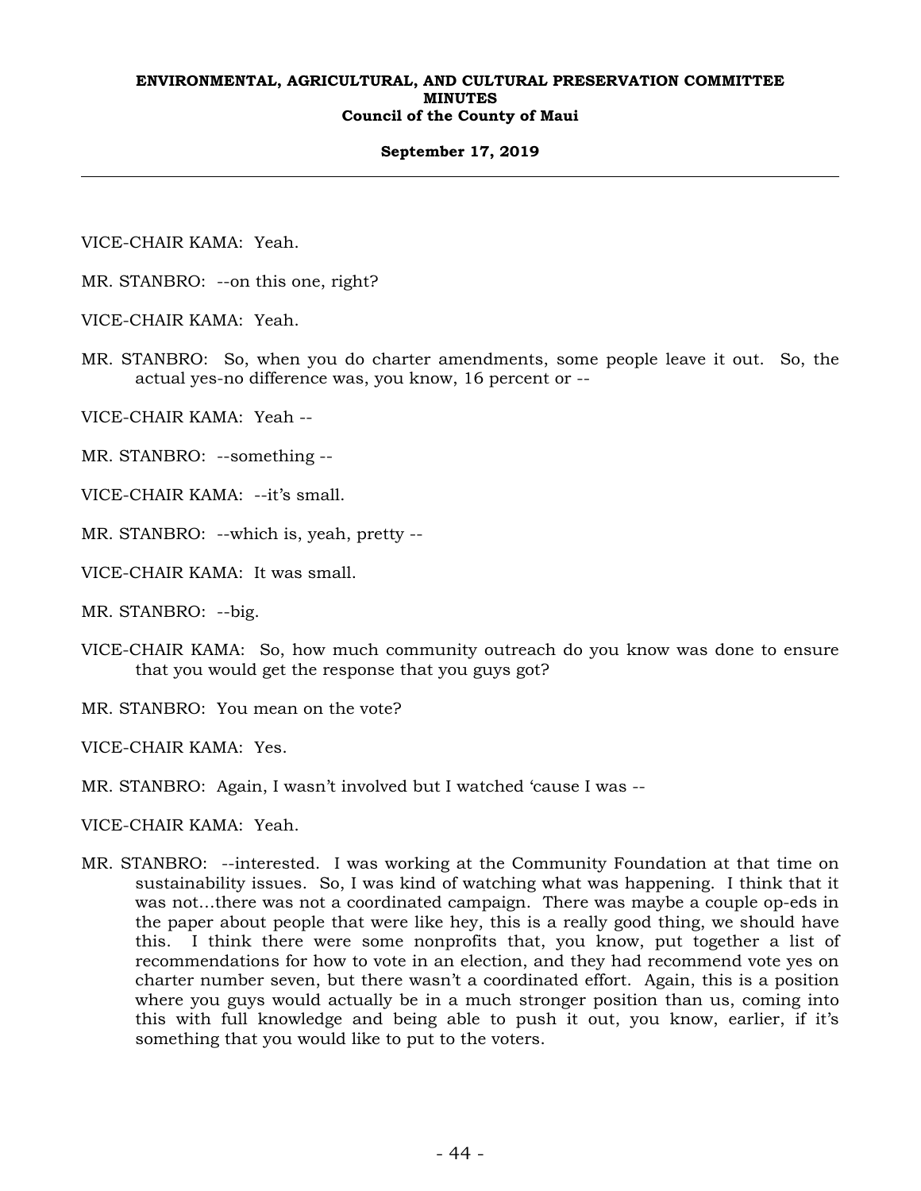VICE-CHAIR KAMA: Yeah.

MR. STANBRO: --on this one, right?

VICE-CHAIR KAMA: Yeah.

MR. STANBRO: So, when you do charter amendments, some people leave it out. So, the actual yes-no difference was, you know, 16 percent or --

VICE-CHAIR KAMA: Yeah --

MR. STANBRO: --something --

VICE-CHAIR KAMA: --it's small.

MR. STANBRO: --which is, yeah, pretty --

VICE-CHAIR KAMA: It was small.

MR. STANBRO: --big.

VICE-CHAIR KAMA: So, how much community outreach do you know was done to ensure that you would get the response that you guys got?

MR. STANBRO: You mean on the vote?

VICE-CHAIR KAMA: Yes.

MR. STANBRO: Again, I wasn't involved but I watched 'cause I was --

VICE-CHAIR KAMA: Yeah.

MR. STANBRO: --interested. I was working at the Community Foundation at that time on sustainability issues. So, I was kind of watching what was happening. I think that it was not...there was not a coordinated campaign. There was maybe a couple op-eds in the paper about people that were like hey, this is a really good thing, we should have this. I think there were some nonprofits that, you know, put together a list of recommendations for how to vote in an election, and they had recommend vote yes on charter number seven, but there wasn't a coordinated effort. Again, this is a position where you guys would actually be in a much stronger position than us, coming into this with full knowledge and being able to push it out, you know, earlier, if it's something that you would like to put to the voters.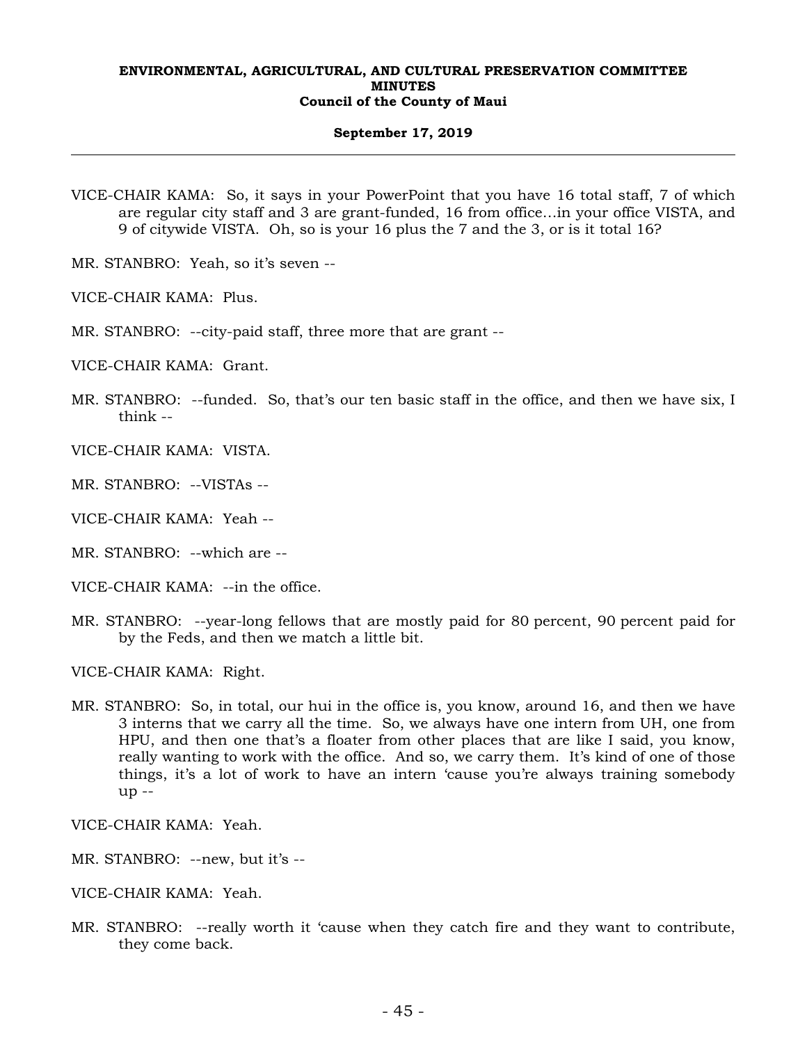VICE-CHAIR KAMA: So, it says in your PowerPoint that you have 16 total staff, 7 of which are regular city staff and 3 are grant-funded, 16 from office…in your office VISTA, and 9 of citywide VISTA. Oh, so is your 16 plus the 7 and the 3, or is it total 16?

MR. STANBRO: Yeah, so it's seven --

VICE-CHAIR KAMA: Plus.

MR. STANBRO: --city-paid staff, three more that are grant --

VICE-CHAIR KAMA: Grant.

MR. STANBRO: --funded. So, that's our ten basic staff in the office, and then we have six, I think --

VICE-CHAIR KAMA: VISTA.

MR. STANBRO: --VISTAs --

VICE-CHAIR KAMA: Yeah --

MR. STANBRO: --which are --

VICE-CHAIR KAMA: --in the office.

MR. STANBRO: --year-long fellows that are mostly paid for 80 percent, 90 percent paid for by the Feds, and then we match a little bit.

VICE-CHAIR KAMA: Right.

MR. STANBRO: So, in total, our hui in the office is, you know, around 16, and then we have 3 interns that we carry all the time. So, we always have one intern from UH, one from HPU, and then one that's a floater from other places that are like I said, you know, really wanting to work with the office. And so, we carry them. It's kind of one of those things, it's a lot of work to have an intern 'cause you're always training somebody up --

VICE-CHAIR KAMA: Yeah.

MR. STANBRO: --new, but it's --

VICE-CHAIR KAMA: Yeah.

MR. STANBRO: --really worth it 'cause when they catch fire and they want to contribute, they come back.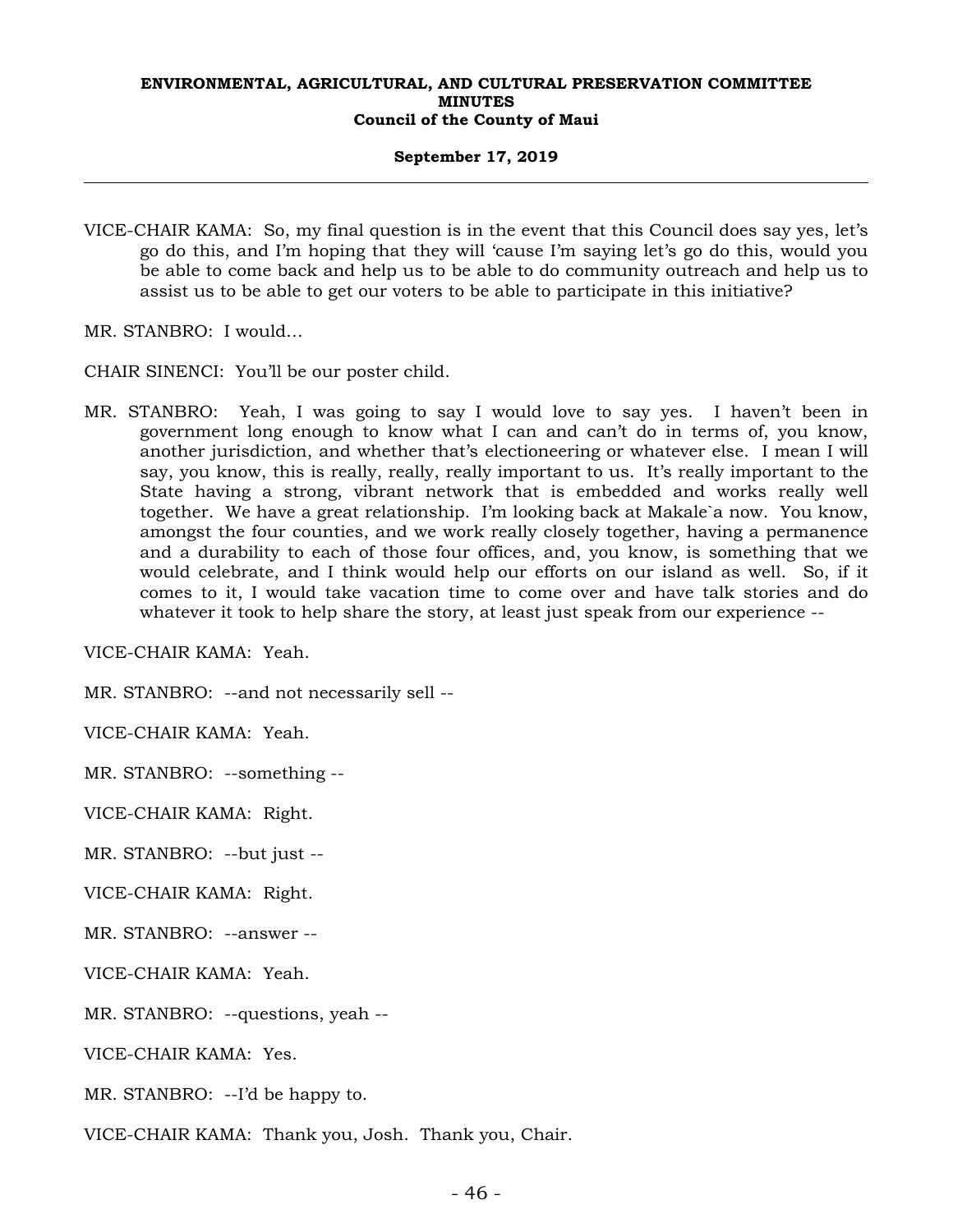VICE-CHAIR KAMA: So, my final question is in the event that this Council does say yes, let's go do this, and I'm hoping that they will 'cause I'm saying let's go do this, would you be able to come back and help us to be able to do community outreach and help us to assist us to be able to get our voters to be able to participate in this initiative?

MR. STANBRO: I would…

CHAIR SINENCI: You'll be our poster child.

MR. STANBRO: Yeah, I was going to say I would love to say yes. I haven't been in government long enough to know what I can and can't do in terms of, you know, another jurisdiction, and whether that's electioneering or whatever else. I mean I will say, you know, this is really, really, really important to us. It's really important to the State having a strong, vibrant network that is embedded and works really well together. We have a great relationship. I'm looking back at Makale`a now. You know, amongst the four counties, and we work really closely together, having a permanence and a durability to each of those four offices, and, you know, is something that we would celebrate, and I think would help our efforts on our island as well. So, if it comes to it, I would take vacation time to come over and have talk stories and do whatever it took to help share the story, at least just speak from our experience --

VICE-CHAIR KAMA: Yeah.

MR. STANBRO: --and not necessarily sell --

VICE-CHAIR KAMA: Yeah.

MR. STANBRO: --something --

VICE-CHAIR KAMA: Right.

MR. STANBRO: --but just --

VICE-CHAIR KAMA: Right.

MR. STANBRO: --answer --

VICE-CHAIR KAMA: Yeah.

MR. STANBRO: --questions, yeah --

VICE-CHAIR KAMA: Yes.

MR. STANBRO: --I'd be happy to.

VICE-CHAIR KAMA: Thank you, Josh. Thank you, Chair.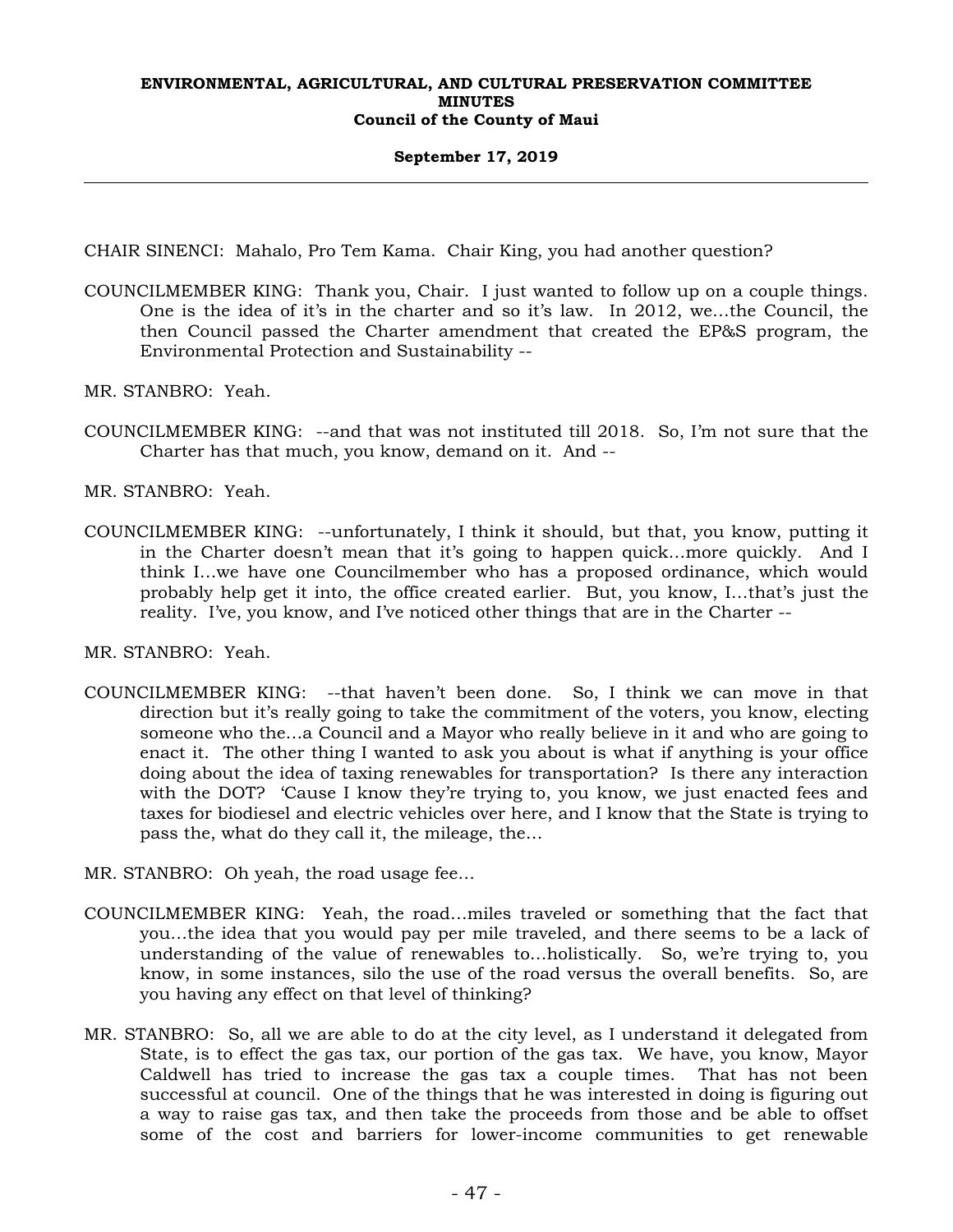CHAIR SINENCI: Mahalo, Pro Tem Kama. Chair King, you had another question?

COUNCILMEMBER KING: Thank you, Chair. I just wanted to follow up on a couple things. One is the idea of it's in the charter and so it's law. In 2012, we...the Council, the then Council passed the Charter amendment that created the EP&S program, the Environmental Protection and Sustainability --

MR. STANBRO: Yeah.

COUNCILMEMBER KING: --and that was not instituted till 2018. So, I'm not sure that the Charter has that much, you know, demand on it. And --

MR. STANBRO: Yeah.

COUNCILMEMBER KING: --unfortunately, I think it should, but that, you know, putting it in the Charter doesn't mean that it's going to happen quick...more quickly. And I think I...we have one Councilmember who has a proposed ordinance, which would probably help get it into, the office created earlier. But, you know, I...that's just the reality. I've, you know, and I've noticed other things that are in the Charter --

MR. STANBRO: Yeah.

COUNCILMEMBER KING: --that haven't been done. So, I think we can move in that direction but it's really going to take the commitment of the voters, you know, electing someone who the...a Council and a Mayor who really believe in it and who are going to enact it. The other thing I wanted to ask you about is what if anything is your office doing about the idea of taxing renewables for transportation? Is there any interaction with the DOT? 'Cause I know they're trying to, you know, we just enacted fees and taxes for biodiesel and electric vehicles over here, and I know that the State is trying to pass the, what do they call it, the mileage, the...

MR. STANBRO: Oh yeah, the road usage fee...

COUNCILMEMBER KING: Yeah, the road...miles traveled or something that the fact that you...the idea that you would pay per mile traveled, and there seems to be a lack of understanding of the value of renewables to...holistically. So, we're trying to, you know, in some instances, silo the use of the road versus the overall benefits. So, are you having any effect on that level of thinking?

MR. STANBRO: So, all we are able to do at the city level, as I understand it delegated from State, is to effect the gas tax, our portion of the gas tax. We have, you know, Mayor Caldwell has tried to increase the gas tax a couple times. That has not been successful at council. One of the things that he was interested in doing is figuring out a way to raise gas tax, and then take the proceeds from those and be able to offset some of the cost and barriers for lower-income communities to get renewable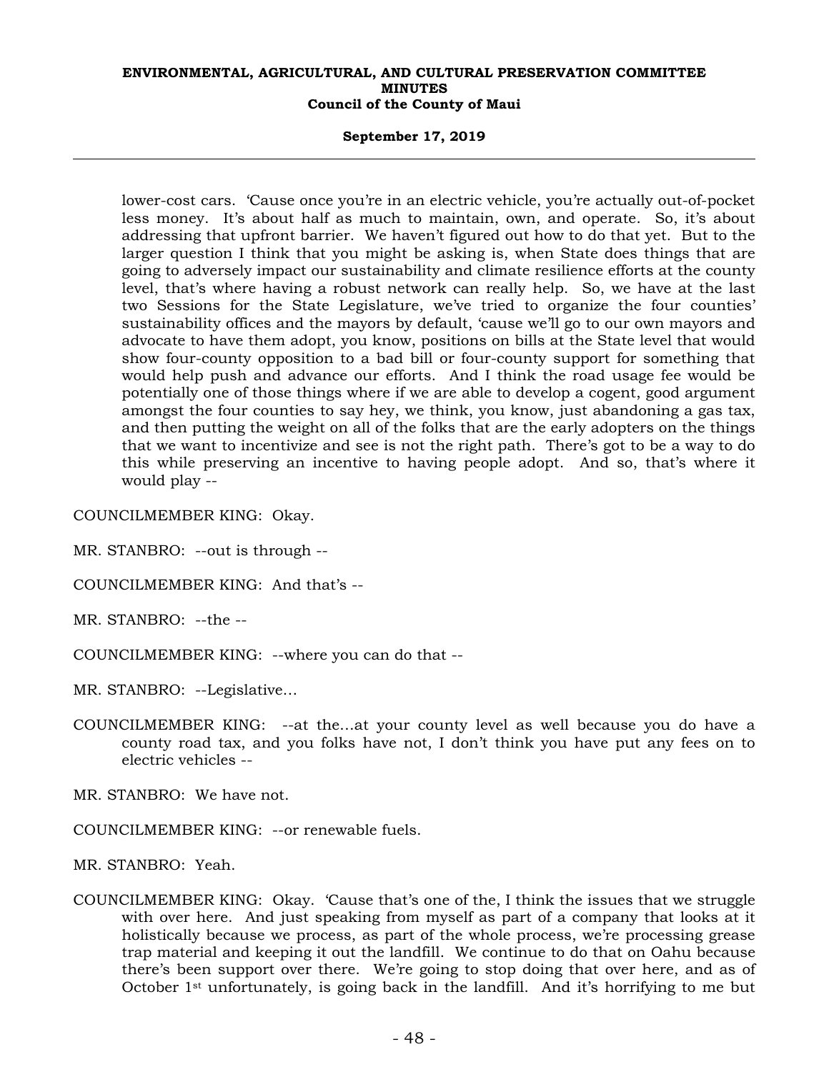lower-cost cars. 'Cause once you're in an electric vehicle, you're actually out-of-pocket less money. It's about half as much to maintain, own, and operate. So, it's about addressing that upfront barrier. We haven't figured out how to do that yet. But to the larger question I think that you might be asking is, when State does things that are going to adversely impact our sustainability and climate resilience efforts at the county level, that's where having a robust network can really help. So, we have at the last two Sessions for the State Legislature, we've tried to organize the four counties' sustainability offices and the mayors by default, 'cause we'll go to our own mayors and advocate to have them adopt, you know, positions on bills at the State level that would show four-county opposition to a bad bill or four-county support for something that would help push and advance our efforts. And I think the road usage fee would be potentially one of those things where if we are able to develop a cogent, good argument amongst the four counties to say hey, we think, you know, just abandoning a gas tax, and then putting the weight on all of the folks that are the early adopters on the things that we want to incentivize and see is not the right path. There's got to be a way to do this while preserving an incentive to having people adopt. And so, that's where it would play --

COUNCILMEMBER KING: Okay.

MR. STANBRO: --out is through --

COUNCILMEMBER KING: And that's --

MR. STANBRO: --the --

COUNCILMEMBER KING: --where you can do that --

MR. STANBRO: --Legislative...

COUNCILMEMBER KING: --at the...at your county level as well because you do have a county road tax, and you folks have not, I don't think you have put any fees on to electric vehicles --

MR. STANBRO: We have not.

COUNCILMEMBER KING: --or renewable fuels.

MR. STANBRO: Yeah.

COUNCILMEMBER KING: Okay. 'Cause that's one of the, I think the issues that we struggle with over here. And just speaking from myself as part of a company that looks at it holistically because we process, as part of the whole process, we're processing grease trap material and keeping it out the landfill. We continue to do that on Oahu because there's been support over there. We're going to stop doing that over here, and as of October 1st unfortunately, is going back in the landfill. And it's horrifying to me but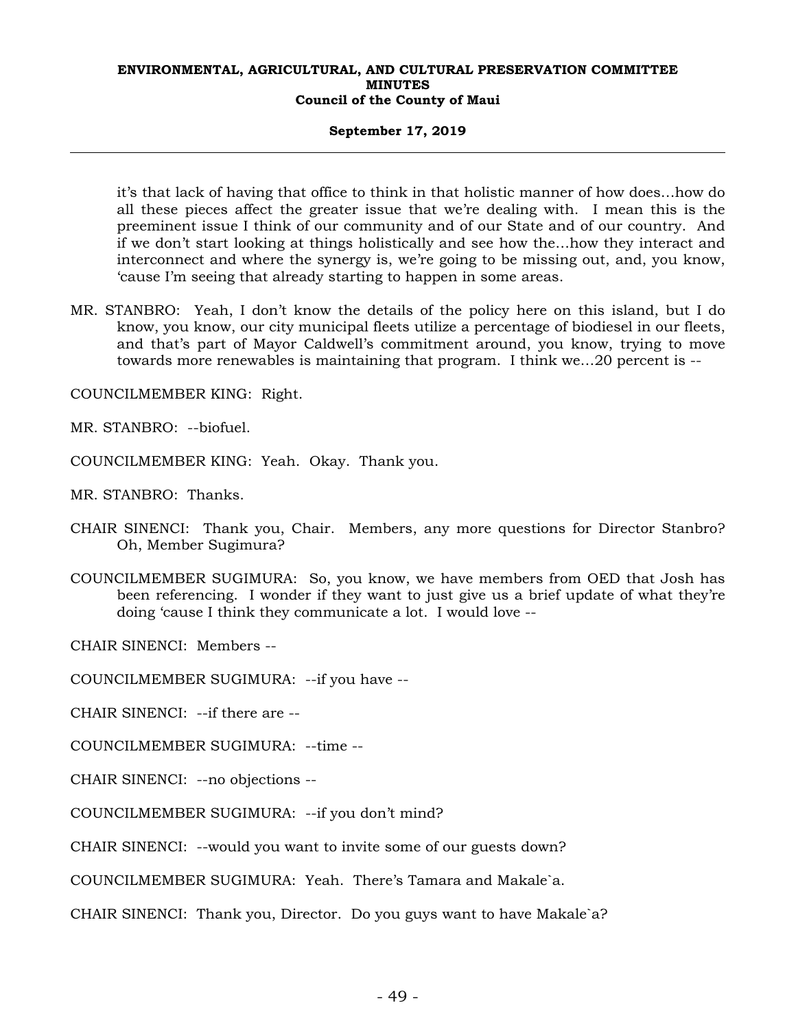it's that lack of having that office to think in that holistic manner of how does…how do all these pieces affect the greater issue that we're dealing with. I mean this is the preeminent issue I think of our community and of our State and of our country. And if we don't start looking at things holistically and see how the…how they interact and interconnect and where the synergy is, we're going to be missing out, and, you know, 'cause I'm seeing that already starting to happen in some areas.

MR. STANBRO: Yeah, I don't know the details of the policy here on this island, but I do know, you know, our city municipal fleets utilize a percentage of biodiesel in our fleets, and that's part of Mayor Caldwell's commitment around, you know, trying to move towards more renewables is maintaining that program. I think we…20 percent is --

COUNCILMEMBER KING: Right.

MR. STANBRO: --biofuel.

COUNCILMEMBER KING: Yeah. Okay. Thank you.

MR. STANBRO: Thanks.

CHAIR SINENCI: Thank you, Chair. Members, any more questions for Director Stanbro? Oh, Member Sugimura?

COUNCILMEMBER SUGIMURA: So, you know, we have members from OED that Josh has been referencing. I wonder if they want to just give us a brief update of what they're doing 'cause I think they communicate a lot. I would love --

CHAIR SINENCI: Members --

COUNCILMEMBER SUGIMURA: --if you have --

CHAIR SINENCI: --if there are --

COUNCILMEMBER SUGIMURA: --time --

CHAIR SINENCI: --no objections --

COUNCILMEMBER SUGIMURA: --if you don't mind?

CHAIR SINENCI: --would you want to invite some of our guests down?

COUNCILMEMBER SUGIMURA: Yeah. There's Tamara and Makale`a.

CHAIR SINENCI: Thank you, Director. Do you guys want to have Makale`a?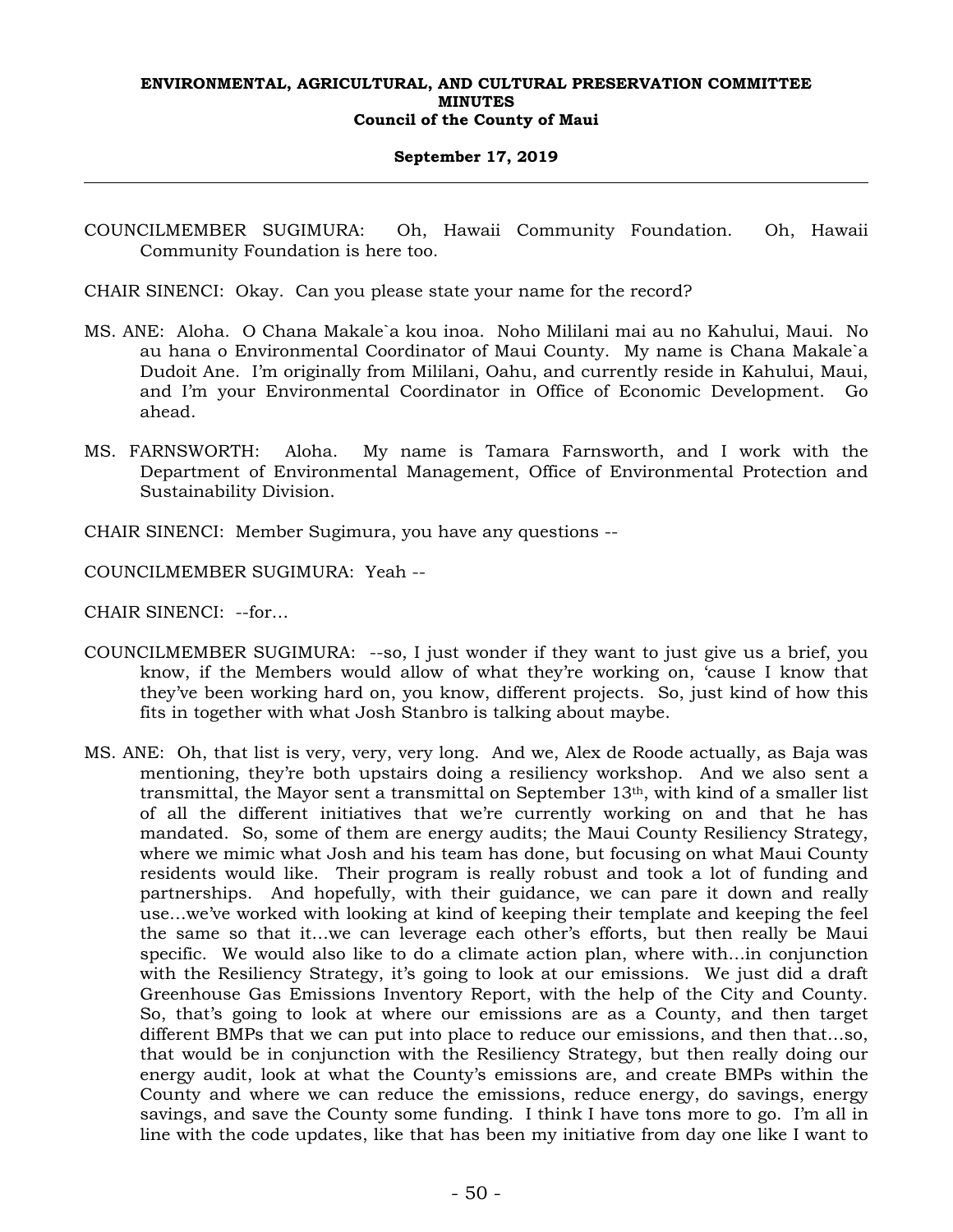COUNCILMEMBER SUGIMURA: Oh, Hawaii Community Foundation. Oh, Hawaii Community Foundation is here too.

CHAIR SINENCI: Okay. Can you please state your name for the record?

MS. ANE: Aloha. O Chana Makale`a kou inoa. Noho Mililani mai au no Kahului, Maui. No au hana o Environmental Coordinator of Maui County. My name is Chana Makale`a Dudoit Ane. I'm originally from Mililani, Oahu, and currently reside in Kahului, Maui, and I'm your Environmental Coordinator in Office of Economic Development. Go ahead.

MS. FARNSWORTH: Aloha. My name is Tamara Farnsworth, and I work with the Department of Environmental Management, Office of Environmental Protection and Sustainability Division.

CHAIR SINENCI: Member Sugimura, you have any questions --

COUNCILMEMBER SUGIMURA: Yeah --

CHAIR SINENCI: --for...

COUNCILMEMBER SUGIMURA: --so, I just wonder if they want to just give us a brief, you know, if the Members would allow of what they're working on, 'cause I know that they've been working hard on, you know, different projects. So, just kind of how this fits in together with what Josh Stanbro is talking about maybe.

MS. ANE: Oh, that list is very, very, very long. And we, Alex de Roode actually, as Baja was mentioning, they're both upstairs doing a resiliency workshop. And we also sent a transmittal, the Mayor sent a transmittal on September 13th, with kind of a smaller list of all the different initiatives that we're currently working on and that he has mandated. So, some of them are energy audits; the Maui County Resiliency Strategy, where we mimic what Josh and his team has done, but focusing on what Maui County residents would like. Their program is really robust and took a lot of funding and partnerships. And hopefully, with their guidance, we can pare it down and really use...we've worked with looking at kind of keeping their template and keeping the feel the same so that it...we can leverage each other's efforts, but then really be Maui specific. We would also like to do a climate action plan, where with...in conjunction with the Resiliency Strategy, it's going to look at our emissions. We just did a draft Greenhouse Gas Emissions Inventory Report, with the help of the City and County. So, that's going to look at where our emissions are as a County, and then target different BMPs that we can put into place to reduce our emissions, and then that...so, that would be in conjunction with the Resiliency Strategy, but then really doing our energy audit, look at what the County's emissions are, and create BMPs within the County and where we can reduce the emissions, reduce energy, do savings, energy savings, and save the County some funding. I think I have tons more to go. I'm all in line with the code updates, like that has been my initiative from day one like I want to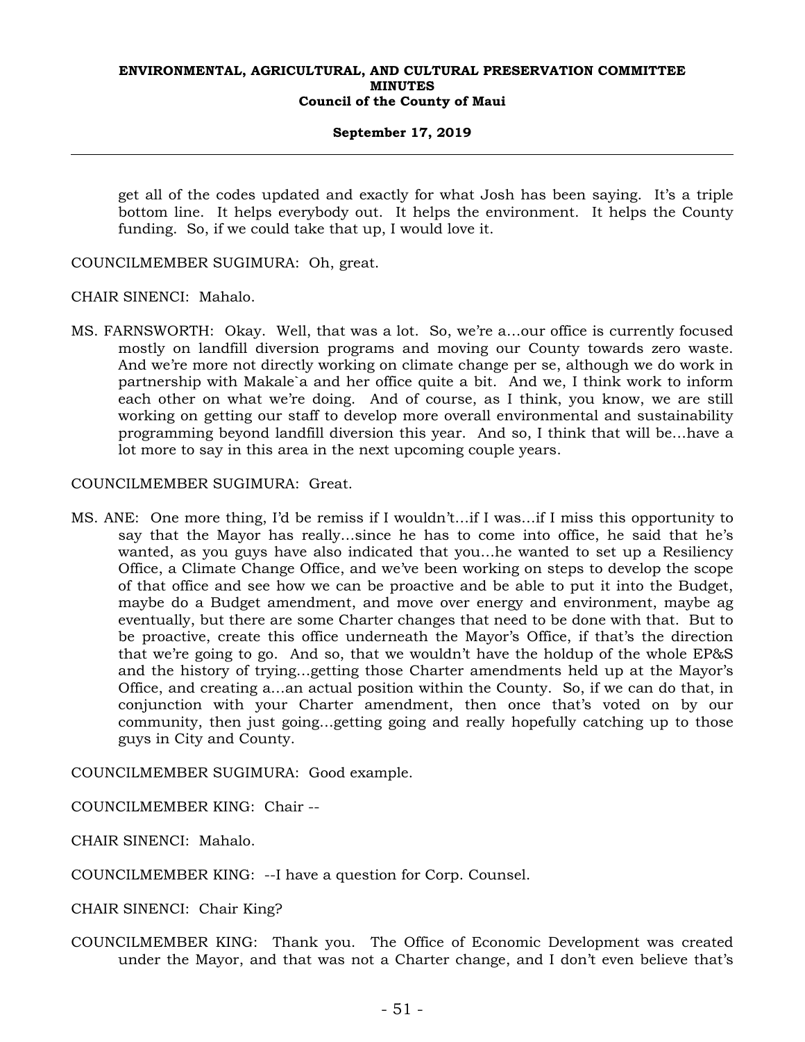get all of the codes updated and exactly for what Josh has been saying. It's a triple bottom line. It helps everybody out. It helps the environment. It helps the County funding. So, if we could take that up, I would love it.

COUNCILMEMBER SUGIMURA: Oh, great.

CHAIR SINENCI: Mahalo.

MS. FARNSWORTH: Okay. Well, that was a lot. So, we're a...our office is currently focused mostly on landfill diversion programs and moving our County towards zero waste. And we're more not directly working on climate change per se, although we do work in partnership with Makale`a and her office quite a bit. And we, I think work to inform each other on what we're doing. And of course, as I think, you know, we are still working on getting our staff to develop more overall environmental and sustainability programming beyond landfill diversion this year. And so, I think that will be...have a lot more to say in this area in the next upcoming couple years.

COUNCILMEMBER SUGIMURA: Great.

MS. ANE: One more thing, I'd be remiss if I wouldn't...if I was...if I miss this opportunity to say that the Mayor has really...since he has to come into office, he said that he's wanted, as you guys have also indicated that you...he wanted to set up a Resiliency Office, a Climate Change Office, and we've been working on steps to develop the scope of that office and see how we can be proactive and be able to put it into the Budget, maybe do a Budget amendment, and move over energy and environment, maybe ag eventually, but there are some Charter changes that need to be done with that. But to be proactive, create this office underneath the Mayor's Office, if that's the direction that we're going to go. And so, that we wouldn't have the holdup of the whole EP&S and the history of trying...getting those Charter amendments held up at the Mayor's Office, and creating a...an actual position within the County. So, if we can do that, in conjunction with your Charter amendment, then once that's voted on by our community, then just going...getting going and really hopefully catching up to those guys in City and County.

COUNCILMEMBER SUGIMURA: Good example.

COUNCILMEMBER KING: Chair --

CHAIR SINENCI: Mahalo.

COUNCILMEMBER KING: --I have a question for Corp. Counsel.

CHAIR SINENCI: Chair King?

COUNCILMEMBER KING: Thank you. The Office of Economic Development was created under the Mayor, and that was not a Charter change, and I don't even believe that's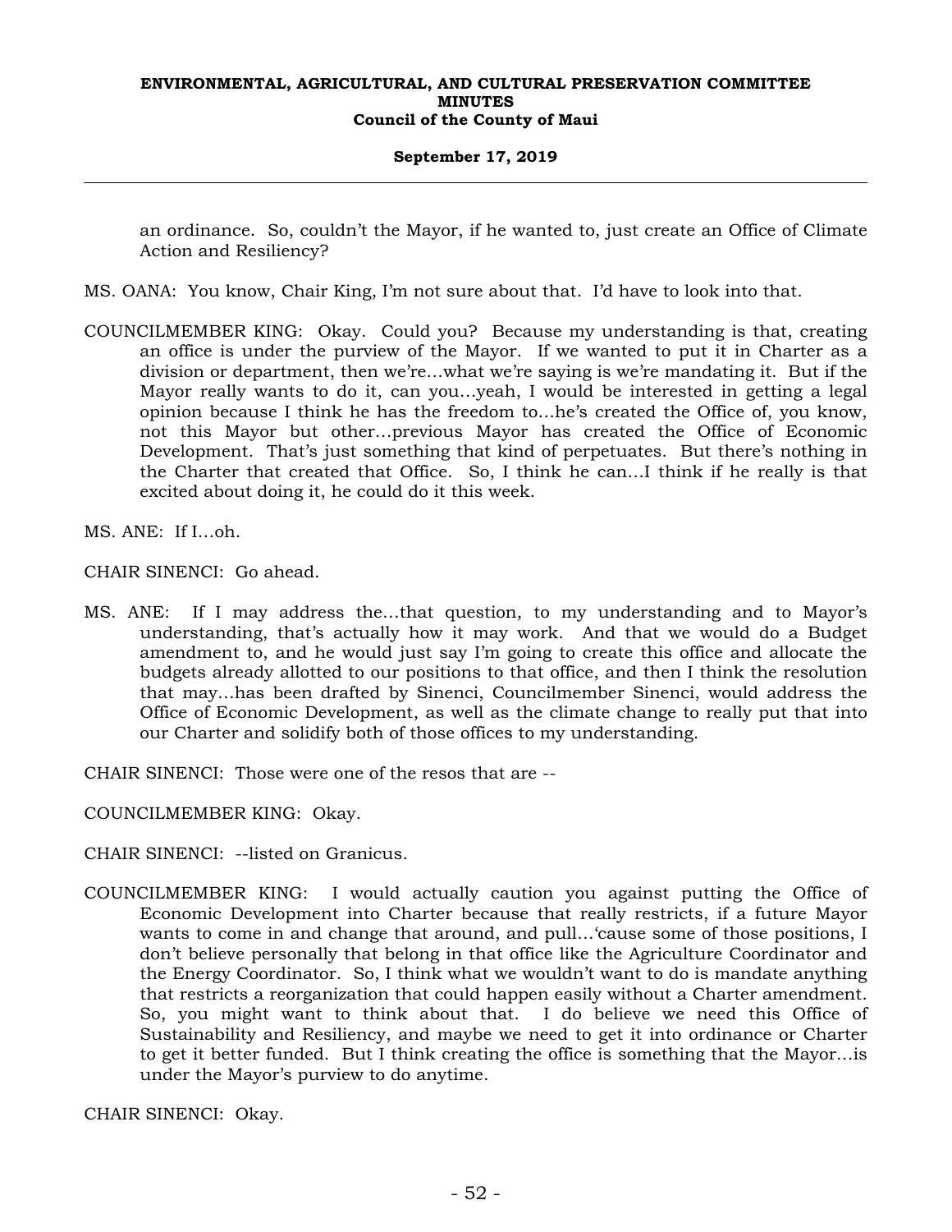an ordinance. So, couldn't the Mayor, if he wanted to, just create an Office of Climate Action and Resiliency?

MS. OANA: You know, Chair King, I'm not sure about that. I'd have to look into that.

COUNCILMEMBER KING: Okay. Could you? Because my understanding is that, creating an office is under the purview of the Mayor. If we wanted to put it in Charter as a division or department, then we're…what we're saying is we're mandating it. But if the Mayor really wants to do it, can you…yeah, I would be interested in getting a legal opinion because I think he has the freedom to…he's created the Office of, you know, not this Mayor but other…previous Mayor has created the Office of Economic Development. That's just something that kind of perpetuates. But there's nothing in the Charter that created that Office. So, I think he can…I think if he really is that excited about doing it, he could do it this week.

MS. ANE: If I…oh.

CHAIR SINENCI: Go ahead.

MS. ANE: If I may address the…that question, to my understanding and to Mayor's understanding, that's actually how it may work. And that we would do a Budget amendment to, and he would just say I'm going to create this office and allocate the budgets already allotted to our positions to that office, and then I think the resolution that may…has been drafted by Sinenci, Councilmember Sinenci, would address the Office of Economic Development, as well as the climate change to really put that into our Charter and solidify both of those offices to my understanding.

CHAIR SINENCI: Those were one of the resos that are --

COUNCILMEMBER KING: Okay.

CHAIR SINENCI: --listed on Granicus.

COUNCILMEMBER KING: I would actually caution you against putting the Office of Economic Development into Charter because that really restricts, if a future Mayor wants to come in and change that around, and pull…'cause some of those positions, I don't believe personally that belong in that office like the Agriculture Coordinator and the Energy Coordinator. So, I think what we wouldn't want to do is mandate anything that restricts a reorganization that could happen easily without a Charter amendment. So, you might want to think about that. I do believe we need this Office of Sustainability and Resiliency, and maybe we need to get it into ordinance or Charter to get it better funded. But I think creating the office is something that the Mayor…is under the Mayor's purview to do anytime.

CHAIR SINENCI: Okay.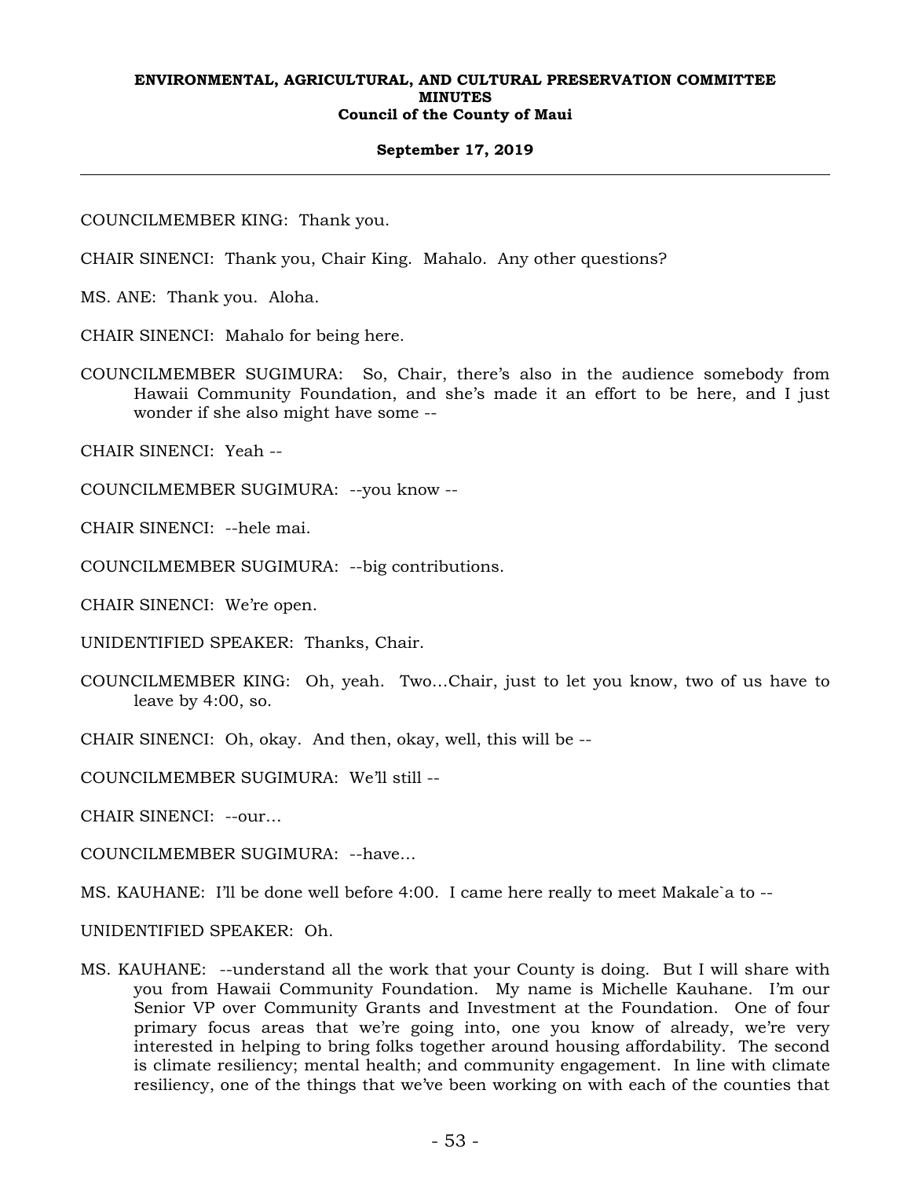COUNCILMEMBER KING: Thank you.

CHAIR SINENCI: Thank you, Chair King. Mahalo. Any other questions?

MS. ANE: Thank you. Aloha.

CHAIR SINENCI: Mahalo for being here.

COUNCILMEMBER SUGIMURA: So, Chair, there's also in the audience somebody from Hawaii Community Foundation, and she's made it an effort to be here, and I just wonder if she also might have some --

CHAIR SINENCI: Yeah --

COUNCILMEMBER SUGIMURA: --you know --

CHAIR SINENCI: --hele mai.

COUNCILMEMBER SUGIMURA: --big contributions.

CHAIR SINENCI: We're open.

UNIDENTIFIED SPEAKER: Thanks, Chair.

COUNCILMEMBER KING: Oh, yeah. Two…Chair, just to let you know, two of us have to leave by 4:00, so.

CHAIR SINENCI: Oh, okay. And then, okay, well, this will be --

COUNCILMEMBER SUGIMURA: We'll still --

CHAIR SINENCI: --our…

COUNCILMEMBER SUGIMURA: --have…

MS. KAUHANE: I'll be done well before 4:00. I came here really to meet Makale`a to --

UNIDENTIFIED SPEAKER: Oh.

MS. KAUHANE: --understand all the work that your County is doing. But I will share with you from Hawaii Community Foundation. My name is Michelle Kauhane. I'm our Senior VP over Community Grants and Investment at the Foundation. One of four primary focus areas that we're going into, one you know of already, we're very interested in helping to bring folks together around housing affordability. The second is climate resiliency; mental health; and community engagement. In line with climate resiliency, one of the things that we've been working on with each of the counties that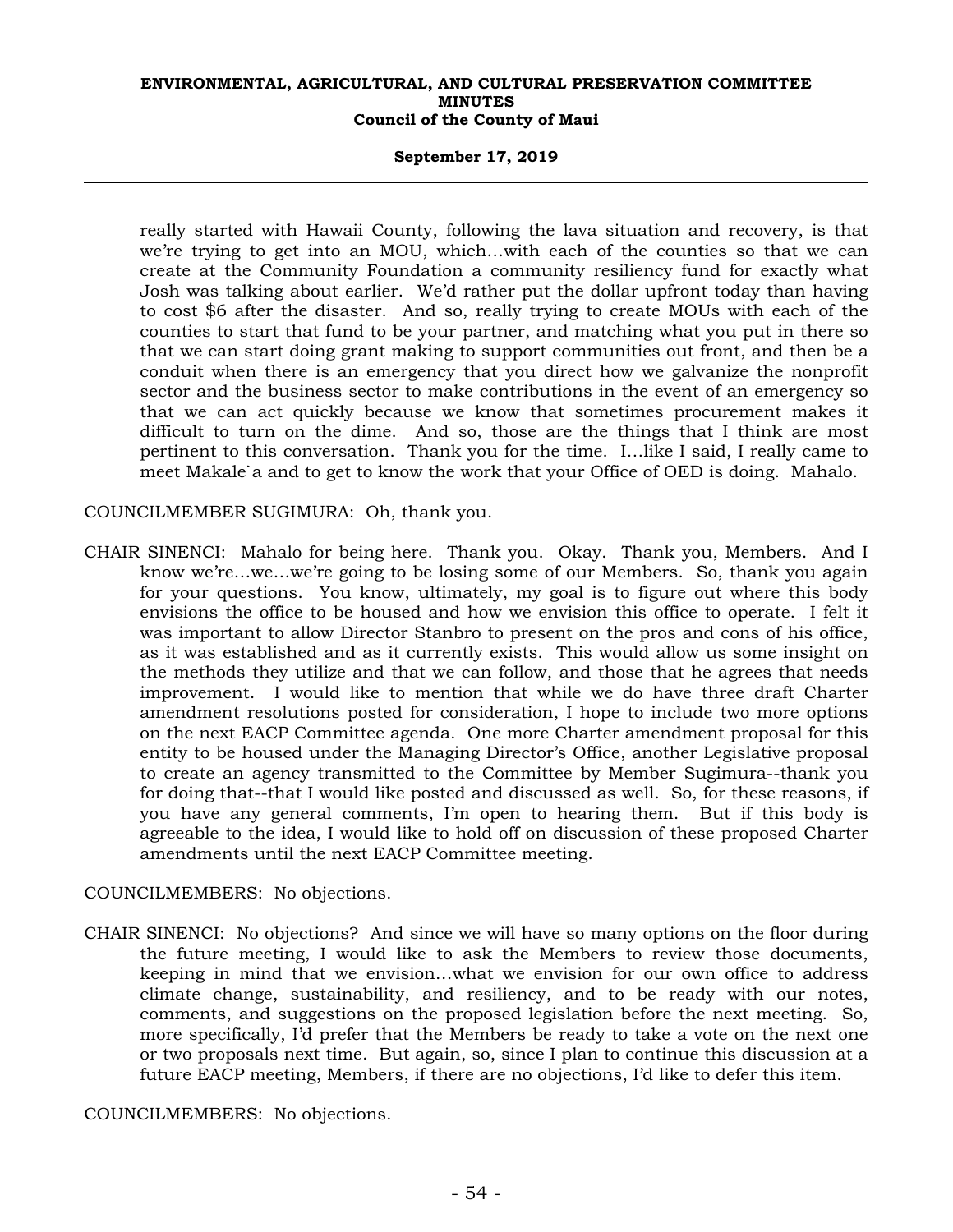really started with Hawaii County, following the lava situation and recovery, is that we're trying to get into an MOU, which...with each of the counties so that we can create at the Community Foundation a community resiliency fund for exactly what Josh was talking about earlier. We'd rather put the dollar upfront today than having to cost $6 after the disaster. And so, really trying to create MOUs with each of the counties to start that fund to be your partner, and matching what you put in there so that we can start doing grant making to support communities out front, and then be a conduit when there is an emergency that you direct how we galvanize the nonprofit sector and the business sector to make contributions in the event of an emergency so that we can act quickly because we know that sometimes procurement makes it difficult to turn on the dime. And so, those are the things that I think are most pertinent to this conversation. Thank you for the time. I...like I said, I really came to meet Makale`a and to get to know the work that your Office of OED is doing. Mahalo.

COUNCILMEMBER SUGIMURA: Oh, thank you.

CHAIR SINENCI: Mahalo for being here. Thank you. Okay. Thank you, Members. And I know we're...we...we're going to be losing some of our Members. So, thank you again for your questions. You know, ultimately, my goal is to figure out where this body envisions the office to be housed and how we envision this office to operate. I felt it was important to allow Director Stanbro to present on the pros and cons of his office, as it was established and as it currently exists. This would allow us some insight on the methods they utilize and that we can follow, and those that he agrees that needs improvement. I would like to mention that while we do have three draft Charter amendment resolutions posted for consideration, I hope to include two more options on the next EACP Committee agenda. One more Charter amendment proposal for this entity to be housed under the Managing Director's Office, another Legislative proposal to create an agency transmitted to the Committee by Member Sugimura--thank you for doing that--that I would like posted and discussed as well. So, for these reasons, if you have any general comments, I'm open to hearing them. But if this body is agreeable to the idea, I would like to hold off on discussion of these proposed Charter amendments until the next EACP Committee meeting.

COUNCILMEMBERS: No objections.

CHAIR SINENCI: No objections? And since we will have so many options on the floor during the future meeting, I would like to ask the Members to review those documents, keeping in mind that we envision...what we envision for our own office to address climate change, sustainability, and resiliency, and to be ready with our notes, comments, and suggestions on the proposed legislation before the next meeting. So, more specifically, I'd prefer that the Members be ready to take a vote on the next one or two proposals next time. But again, so, since I plan to continue this discussion at a future EACP meeting, Members, if there are no objections, I'd like to defer this item.

COUNCILMEMBERS: No objections.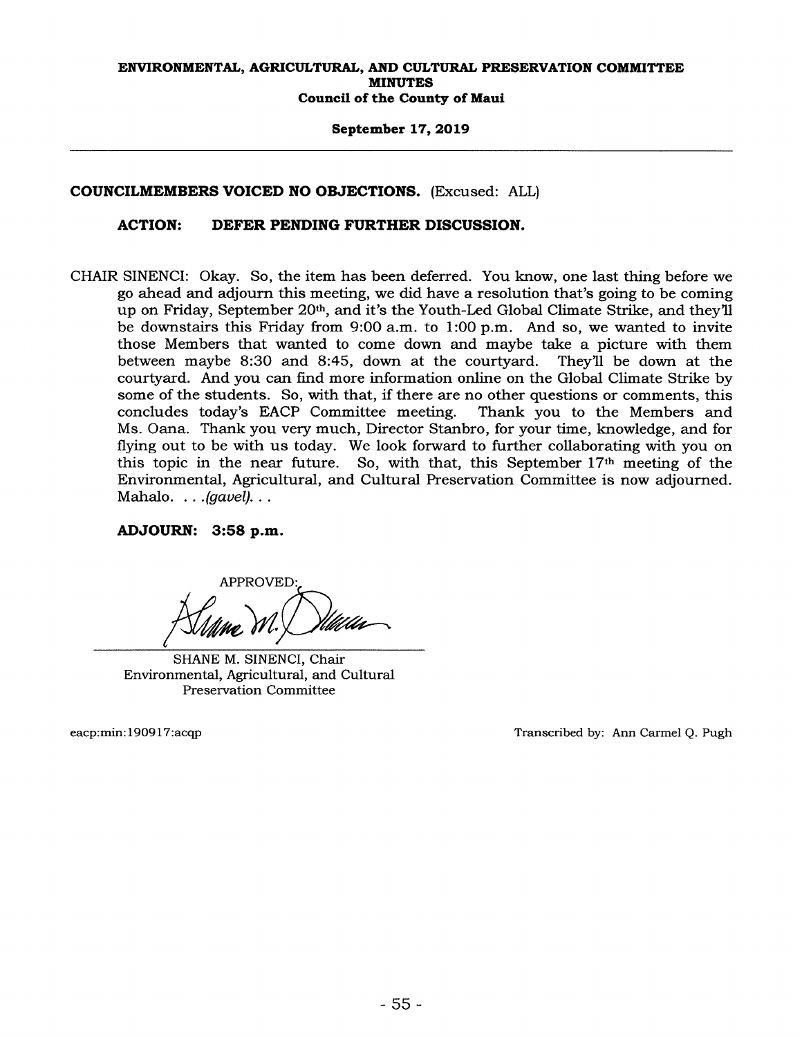**COUNCILMEMBERS VOICED NO OBJECTIONS.** (Excused: ALL)

**ACTION: DEFER PENDING FURTHER DISCUSSION.**

CHAIR SINENCI: Okay. So, the item has been deferred. You know, one last thing before we go ahead and adjourn this meeting, we did have a resolution that's going to be coming up on Friday, September 20th, and it's the Youth-Led Global Climate Strike, and they'll be downstairs this Friday from 9:00 a.m. to 1:00 p.m. And so, we wanted to invite those Members that wanted to come down and maybe take a picture with them between maybe 8:30 and 8:45, down at the courtyard. They'll be down at the courtyard. And you can find more information online on the Global Climate Strike by some of the students. So, with that, if there are no other questions or comments, this concludes today's EACP Committee meeting. Thank you to the Members and Ms. Oana. Thank you very much, Director Stanbro, for your time, knowledge, and for flying out to be with us today. We look forward to further collaborating with you on this topic in the near future. So, with that, this September 17th meeting of the Environmental, Agricultural, and Cultural Preservation Committee is now adjourned. Mahalo. . . .*(gavel)*. . .

**ADJOURN: 3:58 p.m.**

APPROVED:

SHANE M. SINENCI, Chair
Environmental, Agricultural, and Cultural Preservation Committee

eacp:min:190917:acqp

Transcribed by: Ann Carmel Q. Pugh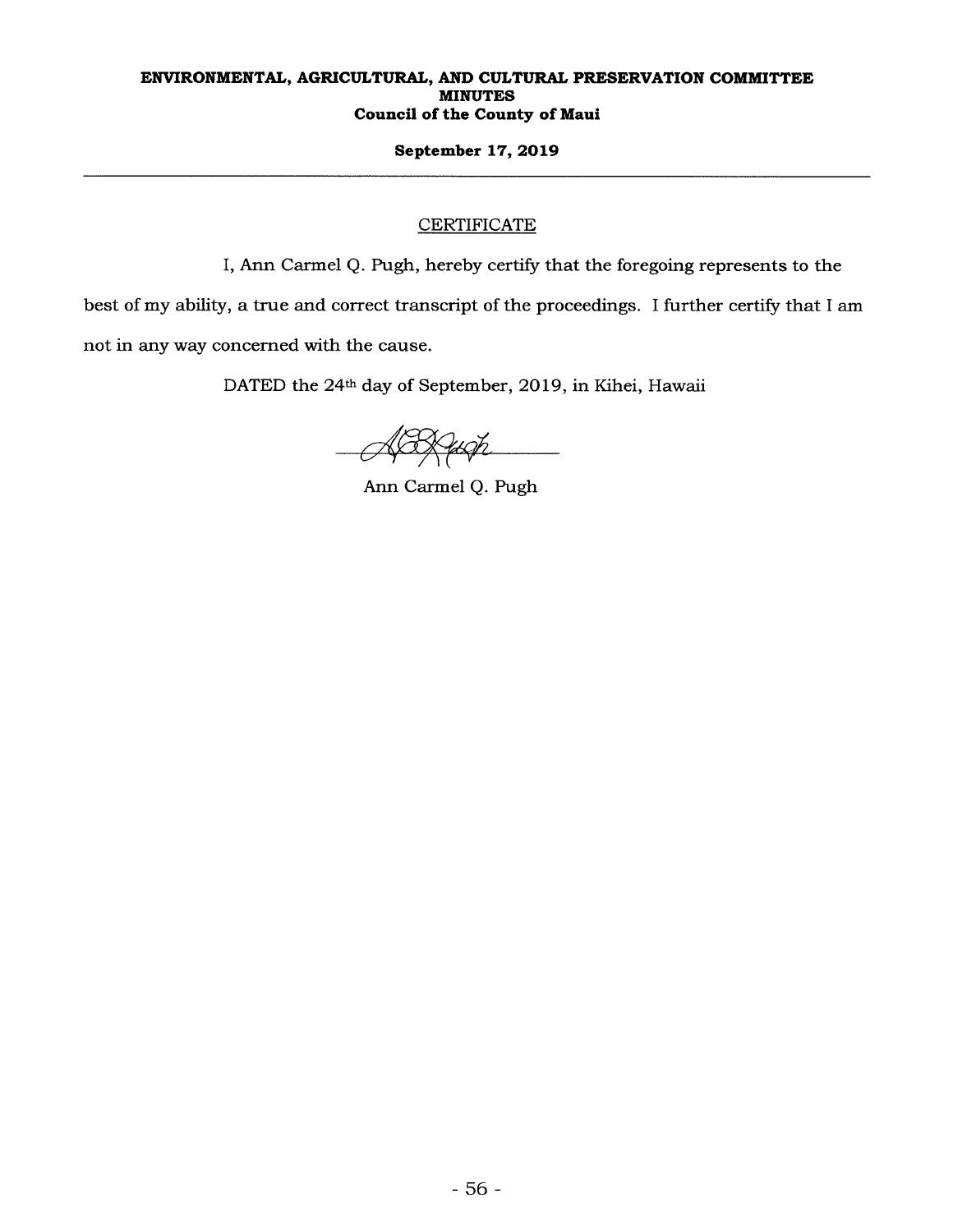**ENVIRONMENTAL, AGRICULTURAL, AND CULTURAL PRESERVATION COMMITTEE**
**MINUTES**
**Council of the County of Maui**

**September 17, 2019**

---

CERTIFICATE

I, Ann Carmel Q. Pugh, hereby certify that the foregoing represents to the best of my ability, a true and correct transcript of the proceedings. I further certify that I am not in any way concerned with the cause.

DATED the 24th day of September, 2019, in Kihei, Hawaii

Ann Carmel Q. Pugh